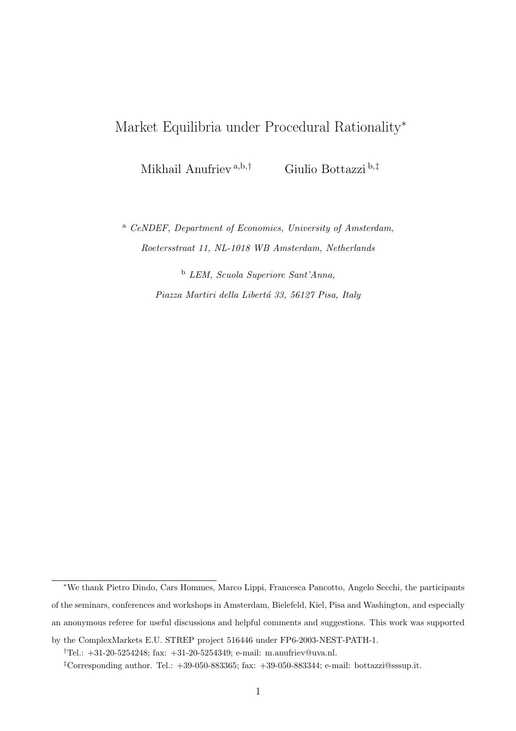# Market Equilibria under Procedural Rationality*

Mikhail Anufriev [a,b,†] Giulio Bottazzi [b,‡]

[a] *CeNDEF, Department of Economics, University of Amsterdam,*

*Roetersstraat 11, NL-1018 WB Amsterdam, Netherlands*

[b] *LEM, Scuola Superiore Sant'Anna,*

*Piazza Martiri della Libertá 33, 56127 Pisa, Italy*

---

*We thank Pietro Dindo, Cars Hommes, Marco Lippi, Francesca Pancotto, Angelo Secchi, the participants of the seminars, conferences and workshops in Amsterdam, Bielefeld, Kiel, Pisa and Washington, and especially an anonymous referee for useful discussions and helpful comments and suggestions. This work was supported by the ComplexMarkets E.U. STREP project 516446 under FP6-2003-NEST-PATH-1.

†Tel.: +31-20-5254248; fax: +31-20-5254349; e-mail: m.anufriev@uva.nl.

‡Corresponding author. Tel.: +39-050-883365; fax: +39-050-883344; e-mail: bottazzi@sssup.it.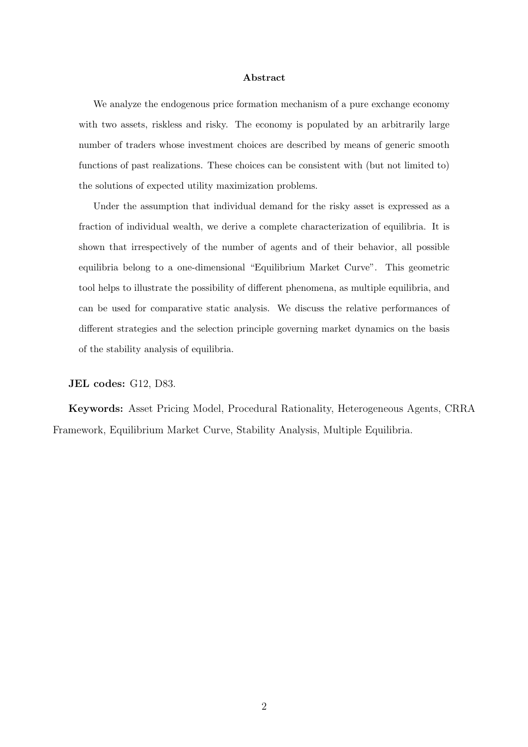### Abstract

We analyze the endogenous price formation mechanism of a pure exchange economy with two assets, riskless and risky. The economy is populated by an arbitrarily large number of traders whose investment choices are described by means of generic smooth functions of past realizations. These choices can be consistent with (but not limited to) the solutions of expected utility maximization problems.

Under the assumption that individual demand for the risky asset is expressed as a fraction of individual wealth, we derive a complete characterization of equilibria. It is shown that irrespectively of the number of agents and of their behavior, all possible equilibria belong to a one-dimensional "Equilibrium Market Curve". This geometric tool helps to illustrate the possibility of different phenomena, as multiple equilibria, and can be used for comparative static analysis. We discuss the relative performances of different strategies and the selection principle governing market dynamics on the basis of the stability analysis of equilibria.

**JEL codes:** G12, D83.

**Keywords:** Asset Pricing Model, Procedural Rationality, Heterogeneous Agents, CRRA Framework, Equilibrium Market Curve, Stability Analysis, Multiple Equilibria.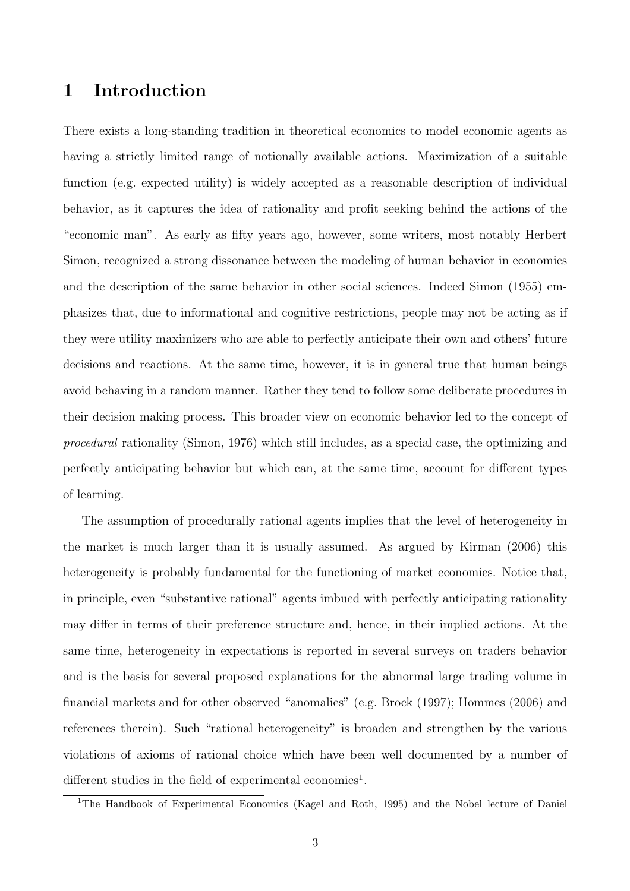# 1 Introduction

There exists a long-standing tradition in theoretical economics to model economic agents as having a strictly limited range of notionally available actions. Maximization of a suitable function (e.g. expected utility) is widely accepted as a reasonable description of individual behavior, as it captures the idea of rationality and profit seeking behind the actions of the "economic man". As early as fifty years ago, however, some writers, most notably Herbert Simon, recognized a strong dissonance between the modeling of human behavior in economics and the description of the same behavior in other social sciences. Indeed Simon (1955) emphasizes that, due to informational and cognitive restrictions, people may not be acting as if they were utility maximizers who are able to perfectly anticipate their own and others' future decisions and reactions. At the same time, however, it is in general true that human beings avoid behaving in a random manner. Rather they tend to follow some deliberate procedures in their decision making process. This broader view on economic behavior led to the concept of *procedural* rationality (Simon, 1976) which still includes, as a special case, the optimizing and perfectly anticipating behavior but which can, at the same time, account for different types of learning.

The assumption of procedurally rational agents implies that the level of heterogeneity in the market is much larger than it is usually assumed. As argued by Kirman (2006) this heterogeneity is probably fundamental for the functioning of market economies. Notice that, in principle, even "substantive rational" agents imbued with perfectly anticipating rationality may differ in terms of their preference structure and, hence, in their implied actions. At the same time, heterogeneity in expectations is reported in several surveys on traders behavior and is the basis for several proposed explanations for the abnormal large trading volume in financial markets and for other observed "anomalies" (e.g. Brock (1997); Hommes (2006) and references therein). Such "rational heterogeneity" is broaden and strengthen by the various violations of axioms of rational choice which have been well documented by a number of different studies in the field of experimental economics[1].

[1]The Handbook of Experimental Economics (Kagel and Roth, 1995) and the Nobel lecture of Daniel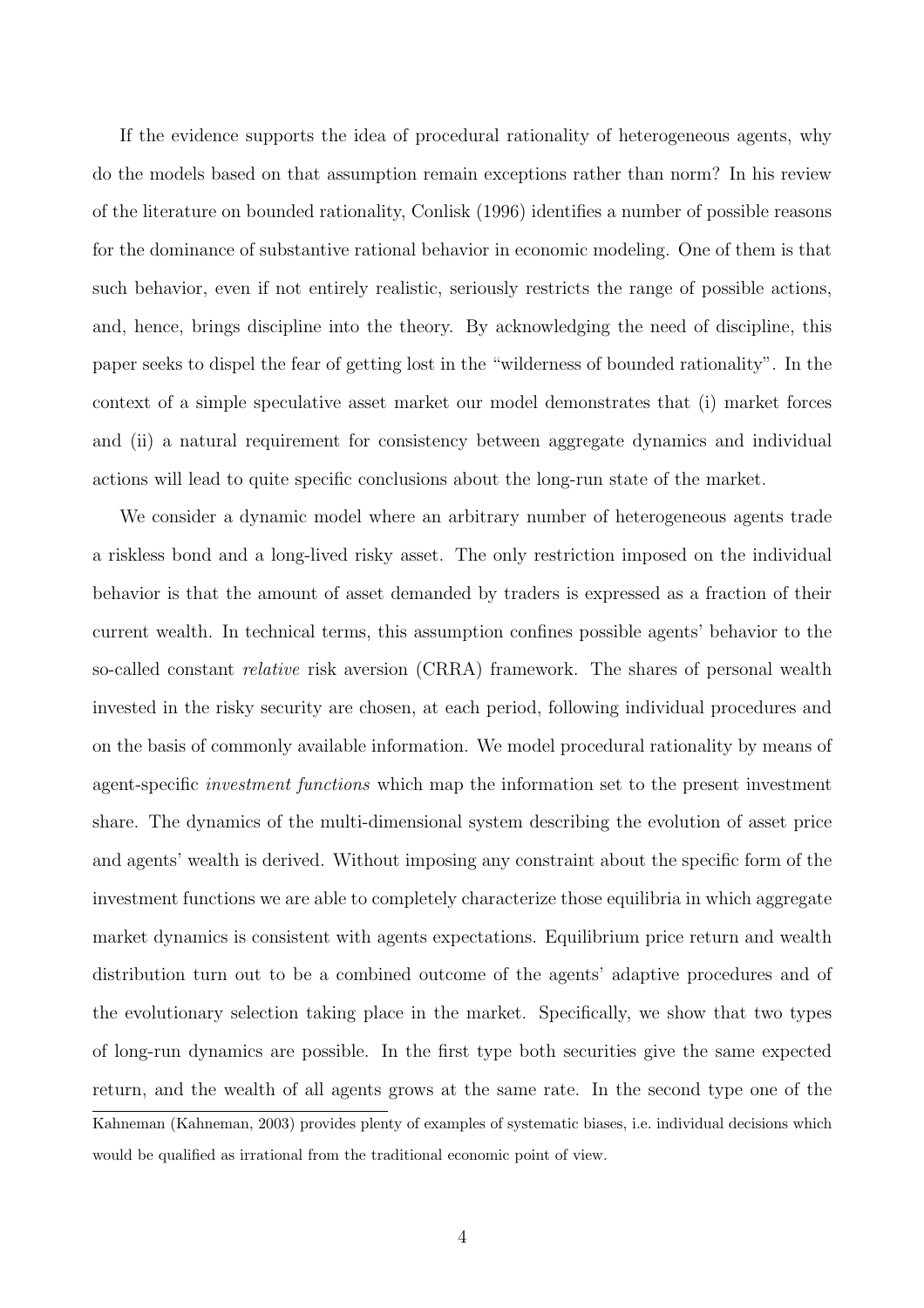If the evidence supports the idea of procedural rationality of heterogeneous agents, why do the models based on that assumption remain exceptions rather than norm? In his review of the literature on bounded rationality, Conlisk (1996) identifies a number of possible reasons for the dominance of substantive rational behavior in economic modeling. One of them is that such behavior, even if not entirely realistic, seriously restricts the range of possible actions, and, hence, brings discipline into the theory. By acknowledging the need of discipline, this paper seeks to dispel the fear of getting lost in the "wilderness of bounded rationality". In the context of a simple speculative asset market our model demonstrates that (i) market forces and (ii) a natural requirement for consistency between aggregate dynamics and individual actions will lead to quite specific conclusions about the long-run state of the market.

We consider a dynamic model where an arbitrary number of heterogeneous agents trade a riskless bond and a long-lived risky asset. The only restriction imposed on the individual behavior is that the amount of asset demanded by traders is expressed as a fraction of their current wealth. In technical terms, this assumption confines possible agents' behavior to the so-called constant *relative* risk aversion (CRRA) framework. The shares of personal wealth invested in the risky security are chosen, at each period, following individual procedures and on the basis of commonly available information. We model procedural rationality by means of agent-specific *investment functions* which map the information set to the present investment share. The dynamics of the multi-dimensional system describing the evolution of asset price and agents' wealth is derived. Without imposing any constraint about the specific form of the investment functions we are able to completely characterize those equilibria in which aggregate market dynamics is consistent with agents expectations. Equilibrium price return and wealth distribution turn out to be a combined outcome of the agents' adaptive procedures and of the evolutionary selection taking place in the market. Specifically, we show that two types of long-run dynamics are possible. In the first type both securities give the same expected return, and the wealth of all agents grows at the same rate. In the second type one of the

Kahneman (Kahneman, 2003) provides plenty of examples of systematic biases, i.e. individual decisions which would be qualified as irrational from the traditional economic point of view.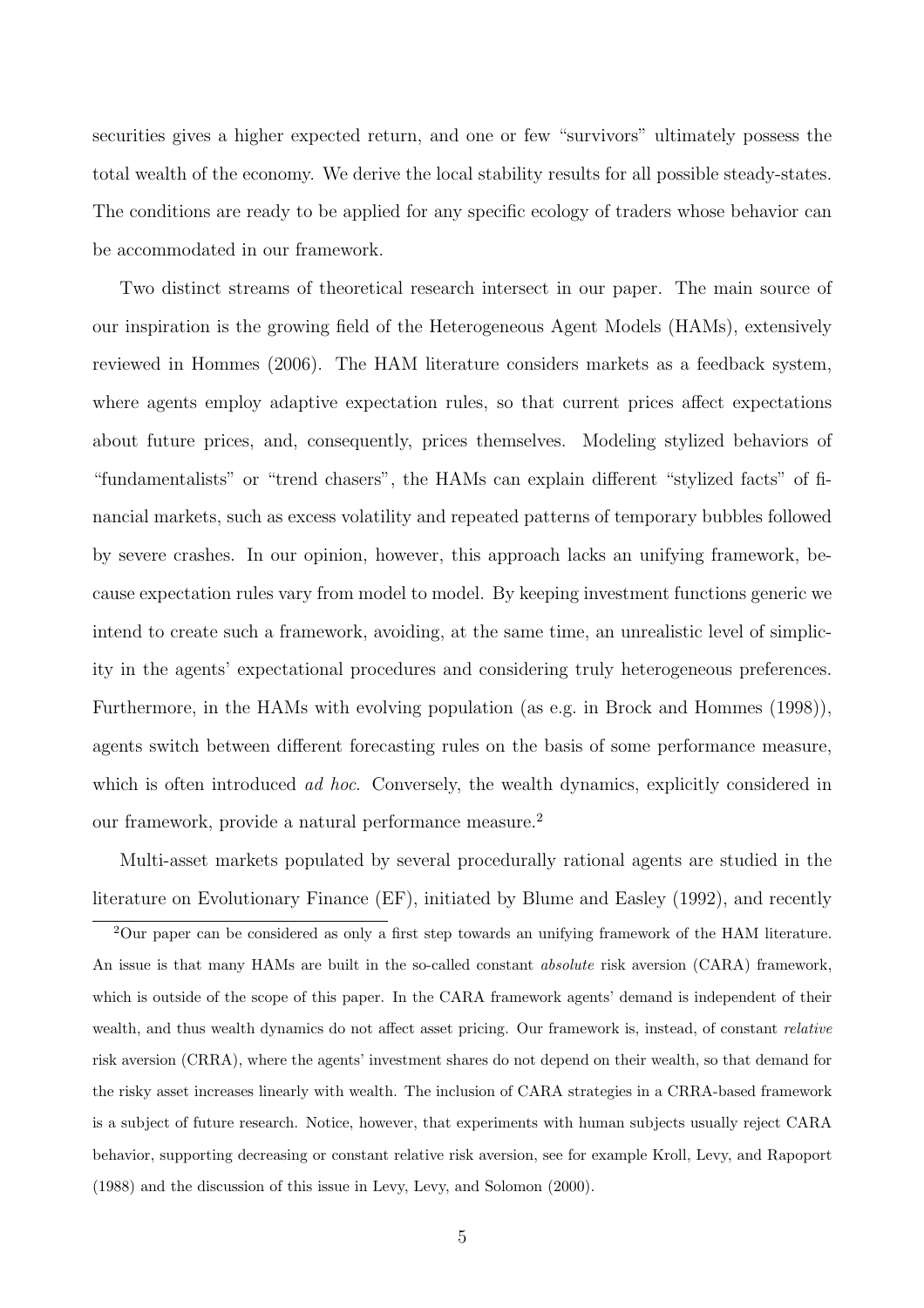securities gives a higher expected return, and one or few “survivors” ultimately possess the total wealth of the economy. We derive the local stability results for all possible steady-states. The conditions are ready to be applied for any specific ecology of traders whose behavior can be accommodated in our framework.

Two distinct streams of theoretical research intersect in our paper. The main source of our inspiration is the growing field of the Heterogeneous Agent Models (HAMs), extensively reviewed in Hommes (2006). The HAM literature considers markets as a feedback system, where agents employ adaptive expectation rules, so that current prices affect expectations about future prices, and, consequently, prices themselves. Modeling stylized behaviors of “fundamentalists” or “trend chasers”, the HAMs can explain different “stylized facts” of financial markets, such as excess volatility and repeated patterns of temporary bubbles followed by severe crashes. In our opinion, however, this approach lacks an unifying framework, because expectation rules vary from model to model. By keeping investment functions generic we intend to create such a framework, avoiding, at the same time, an unrealistic level of simplicity in the agents' expectational procedures and considering truly heterogeneous preferences. Furthermore, in the HAMs with evolving population (as e.g. in Brock and Hommes (1998)), agents switch between different forecasting rules on the basis of some performance measure, which is often introduced *ad hoc*. Conversely, the wealth dynamics, explicitly considered in our framework, provide a natural performance measure.[2]

Multi-asset markets populated by several procedurally rational agents are studied in the literature on Evolutionary Finance (EF), initiated by Blume and Easley (1992), and recently

[2] Our paper can be considered as only a first step towards an unifying framework of the HAM literature. An issue is that many HAMs are built in the so-called constant *absolute* risk aversion (CARA) framework, which is outside of the scope of this paper. In the CARA framework agents' demand is independent of their wealth, and thus wealth dynamics do not affect asset pricing. Our framework is, instead, of constant *relative* risk aversion (CRRA), where the agents' investment shares do not depend on their wealth, so that demand for the risky asset increases linearly with wealth. The inclusion of CARA strategies in a CRRA-based framework is a subject of future research. Notice, however, that experiments with human subjects usually reject CARA behavior, supporting decreasing or constant relative risk aversion, see for example Kroll, Levy, and Rapoport (1988) and the discussion of this issue in Levy, Levy, and Solomon (2000).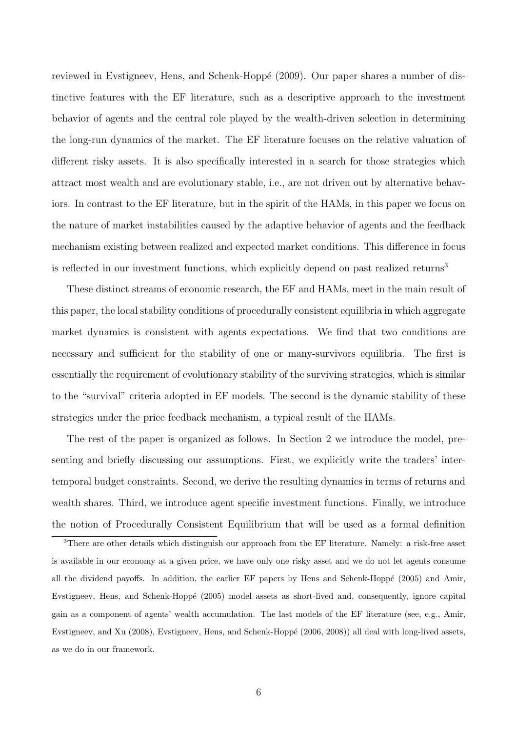reviewed in Evstigneev, Hens, and Schenk-Hoppé (2009). Our paper shares a number of distinctive features with the EF literature, such as a descriptive approach to the investment behavior of agents and the central role played by the wealth-driven selection in determining the long-run dynamics of the market. The EF literature focuses on the relative valuation of different risky assets. It is also specifically interested in a search for those strategies which attract most wealth and are evolutionary stable, i.e., are not driven out by alternative behaviors. In contrast to the EF literature, but in the spirit of the HAMs, in this paper we focus on the nature of market instabilities caused by the adaptive behavior of agents and the feedback mechanism existing between realized and expected market conditions. This difference in focus is reflected in our investment functions, which explicitly depend on past realized returns[3]

These distinct streams of economic research, the EF and HAMs, meet in the main result of this paper, the local stability conditions of procedurally consistent equilibria in which aggregate market dynamics is consistent with agents expectations. We find that two conditions are necessary and sufficient for the stability of one or many-survivors equilibria. The first is essentially the requirement of evolutionary stability of the surviving strategies, which is similar to the "survival" criteria adopted in EF models. The second is the dynamic stability of these strategies under the price feedback mechanism, a typical result of the HAMs.

The rest of the paper is organized as follows. In Section 2 we introduce the model, presenting and briefly discussing our assumptions. First, we explicitly write the traders' intertemporal budget constraints. Second, we derive the resulting dynamics in terms of returns and wealth shares. Third, we introduce agent specific investment functions. Finally, we introduce the notion of Procedurally Consistent Equilibrium that will be used as a formal definition

[3]There are other details which distinguish our approach from the EF literature. Namely: a risk-free asset is available in our economy at a given price, we have only one risky asset and we do not let agents consume all the dividend payoffs. In addition, the earlier EF papers by Hens and Schenk-Hoppé (2005) and Amir, Evstigneev, Hens, and Schenk-Hoppé (2005) model assets as short-lived and, consequently, ignore capital gain as a component of agents' wealth accumulation. The last models of the EF literature (see, e.g., Amir, Evstigneev, and Xu (2008), Evstigneev, Hens, and Schenk-Hoppé (2006, 2008)) all deal with long-lived assets, as we do in our framework.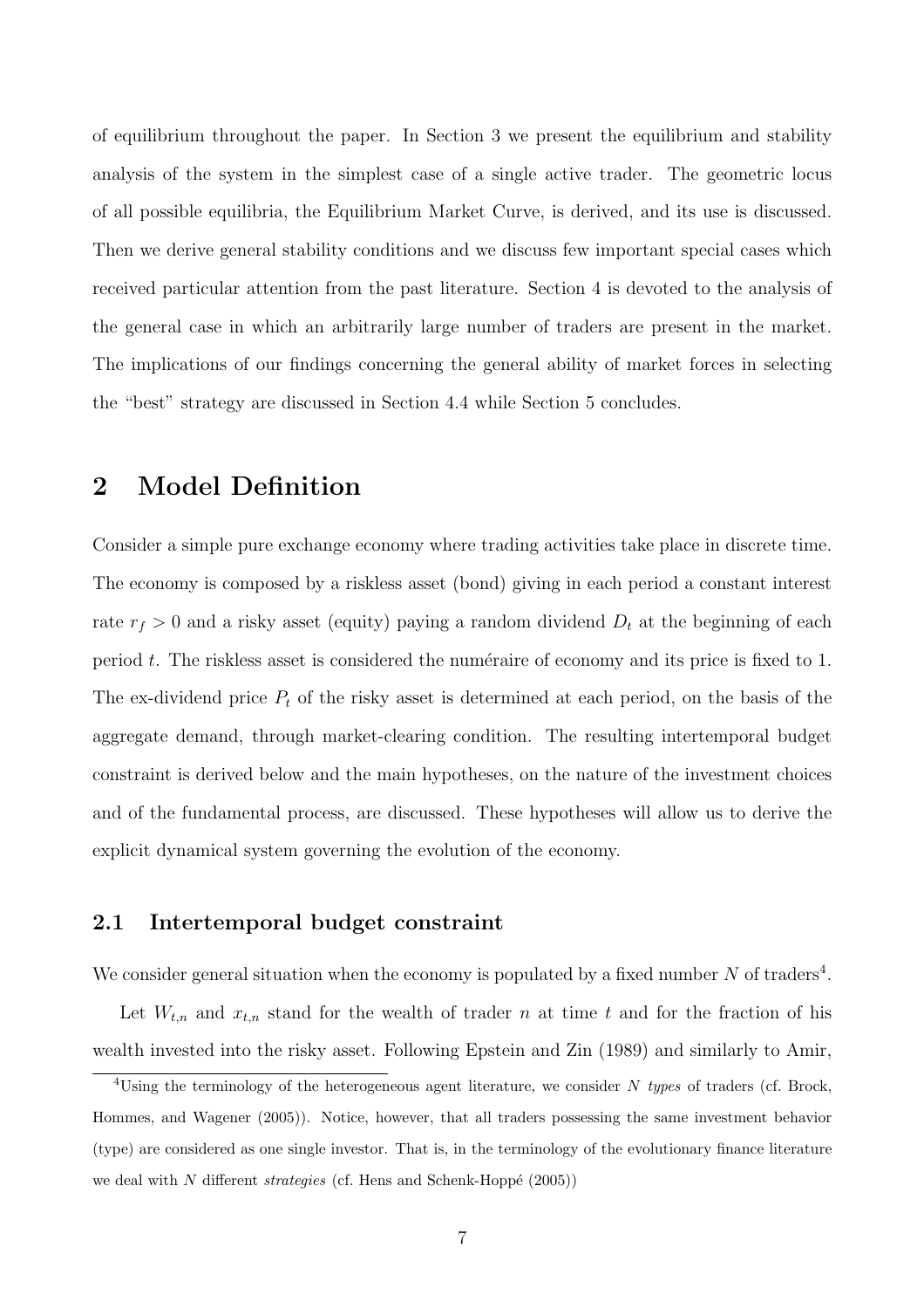of equilibrium throughout the paper. In Section 3 we present the equilibrium and stability analysis of the system in the simplest case of a single active trader. The geometric locus of all possible equilibria, the Equilibrium Market Curve, is derived, and its use is discussed. Then we derive general stability conditions and we discuss few important special cases which received particular attention from the past literature. Section 4 is devoted to the analysis of the general case in which an arbitrarily large number of traders are present in the market. The implications of our findings concerning the general ability of market forces in selecting the "best" strategy are discussed in Section 4.4 while Section 5 concludes.

# 2 Model Definition

Consider a simple pure exchange economy where trading activities take place in discrete time. The economy is composed by a riskless asset (bond) giving in each period a constant interest rate $r_f > 0$ and a risky asset (equity) paying a random dividend $D_t$ at the beginning of each period $t$. The riskless asset is considered the numéraire of economy and its price is fixed to 1. The ex-dividend price $P_t$ of the risky asset is determined at each period, on the basis of the aggregate demand, through market-clearing condition. The resulting intertemporal budget constraint is derived below and the main hypotheses, on the nature of the investment choices and of the fundamental process, are discussed. These hypotheses will allow us to derive the explicit dynamical system governing the evolution of the economy.

## 2.1 Intertemporal budget constraint

We consider general situation when the economy is populated by a fixed number $N$ of traders[4].

Let $W_{t,n}$ and $x_{t,n}$ stand for the wealth of trader $n$ at time $t$ and for the fraction of his wealth invested into the risky asset. Following Epstein and Zin (1989) and similarly to Amir,

[4]Using the terminology of the heterogeneous agent literature, we consider $N$ *types* of traders (cf. Brock, Hommes, and Wagener (2005)). Notice, however, that all traders possessing the same investment behavior (type) are considered as one single investor. That is, in the terminology of the evolutionary finance literature we deal with $N$ different *strategies* (cf. Hens and Schenk-Hoppé (2005))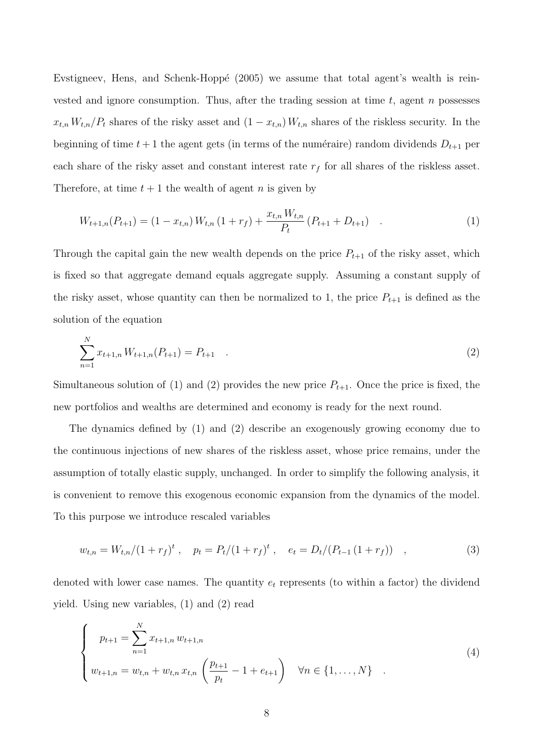Evstigneev, Hens, and Schenk-Hoppé (2005) we assume that total agent's wealth is reinvested and ignore consumption. Thus, after the trading session at time $t$, agent $n$ possesses $x_{t,n}\, W_{t,n}/P_t$ shares of the risky asset and $(1-x_{t,n})\, W_{t,n}$ shares of the riskless security. In the beginning of time $t+1$ the agent gets (in terms of the numéraire) random dividends $D_{t+1}$ per each share of the risky asset and constant interest rate $r_f$ for all shares of the riskless asset. Therefore, at time $t+1$ the wealth of agent $n$ is given by

$$W_{t+1,n}(P_{t+1}) = (1-x_{t,n})\, W_{t,n}\, (1+r_f) + \frac{x_{t,n}\, W_{t,n}}{P_t}\, (P_{t+1} + D_{t+1}) \quad . \tag{1}$$

Through the capital gain the new wealth depends on the price $P_{t+1}$ of the risky asset, which is fixed so that aggregate demand equals aggregate supply. Assuming a constant supply of the risky asset, whose quantity can then be normalized to 1, the price $P_{t+1}$ is defined as the solution of the equation

$$\sum_{n=1}^{N} x_{t+1,n}\, W_{t+1,n}(P_{t+1}) = P_{t+1} \quad . \tag{2}$$

Simultaneous solution of (1) and (2) provides the new price $P_{t+1}$. Once the price is fixed, the new portfolios and wealths are determined and economy is ready for the next round.

The dynamics defined by (1) and (2) describe an exogenously growing economy due to the continuous injections of new shares of the riskless asset, whose price remains, under the assumption of totally elastic supply, unchanged. In order to simplify the following analysis, it is convenient to remove this exogenous economic expansion from the dynamics of the model. To this purpose we introduce rescaled variables

$$w_{t,n} = W_{t,n}/(1+r_f)^t\,, \quad p_t = P_t/(1+r_f)^t\,, \quad e_t = D_t/(P_{t-1}\,(1+r_f)) \quad , \tag{3}$$

denoted with lower case names. The quantity $e_t$ represents (to within a factor) the dividend yield. Using new variables, (1) and (2) read

$$\begin{cases} p_{t+1} = \displaystyle\sum_{n=1}^{N} x_{t+1,n}\, w_{t+1,n} \\ w_{t+1,n} = w_{t,n} + w_{t,n}\, x_{t,n} \left( \dfrac{p_{t+1}}{p_t} - 1 + e_{t+1} \right) \quad \forall n \in \{1, \dots, N\} \end{cases} \quad . \tag{4}$$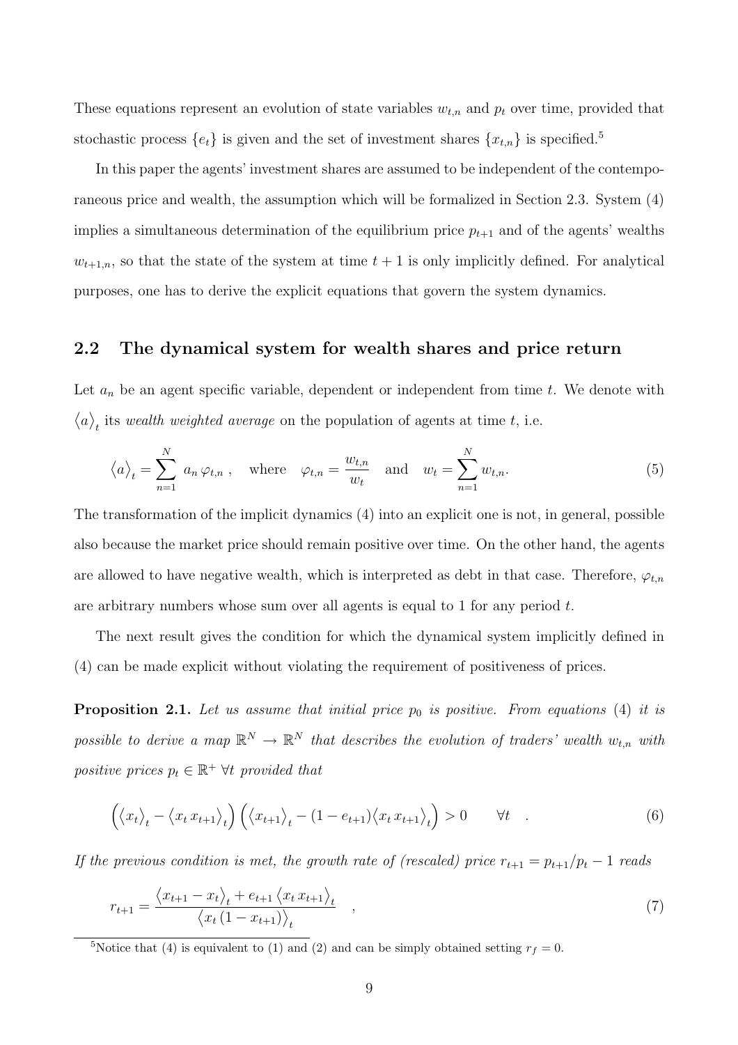These equations represent an evolution of state variables $w_{t,n}$ and $p_t$ over time, provided that stochastic process $\{e_t\}$ is given and the set of investment shares $\{x_{t,n}\}$ is specified.[5]

In this paper the agents' investment shares are assumed to be independent of the contemporaneous price and wealth, the assumption which will be formalized in Section 2.3. System (4) implies a simultaneous determination of the equilibrium price $p_{t+1}$ and of the agents' wealths $w_{t+1,n}$, so that the state of the system at time $t+1$ is only implicitly defined. For analytical purposes, one has to derive the explicit equations that govern the system dynamics.

## 2.2 The dynamical system for wealth shares and price return

Let $a_n$ be an agent specific variable, dependent or independent from time $t$. We denote with $\langle a \rangle_t$ its *wealth weighted average* on the population of agents at time $t$, i.e.

$$\langle a \rangle_t = \sum_{n=1}^{N} a_n \, \varphi_{t,n} \, , \quad \text{where} \quad \varphi_{t,n} = \frac{w_{t,n}}{w_t} \quad \text{and} \quad w_t = \sum_{n=1}^{N} w_{t,n}. \tag{5}$$

The transformation of the implicit dynamics (4) into an explicit one is not, in general, possible also because the market price should remain positive over time. On the other hand, the agents are allowed to have negative wealth, which is interpreted as debt in that case. Therefore, $\varphi_{t,n}$ are arbitrary numbers whose sum over all agents is equal to 1 for any period $t$.

The next result gives the condition for which the dynamical system implicitly defined in (4) can be made explicit without violating the requirement of positiveness of prices.

**Proposition 2.1.** *Let us assume that initial price $p_0$ is positive. From equations (4) it is possible to derive a map $\mathbb{R}^N \to \mathbb{R}^N$ that describes the evolution of traders' wealth $w_{t,n}$ with positive prices $p_t \in \mathbb{R}^+ \; \forall t$ provided that*

$$\Big( \langle x_t \rangle_t - \langle x_t \, x_{t+1} \rangle_t \Big) \Big( \langle x_{t+1} \rangle_t - (1 - e_{t+1}) \langle x_t \, x_{t+1} \rangle_t \Big) > 0 \qquad \forall t \quad . \tag{6}$$

*If the previous condition is met, the growth rate of (rescaled) price $r_{t+1} = p_{t+1}/p_t - 1$ reads*

$$r_{t+1} = \frac{\langle x_{t+1} - x_t \rangle_t + e_{t+1} \, \langle x_t \, x_{t+1} \rangle_t}{\langle x_t \, (1 - x_{t+1}) \rangle_t} \quad , \tag{7}$$

[5] Notice that (4) is equivalent to (1) and (2) and can be simply obtained setting $r_f = 0$.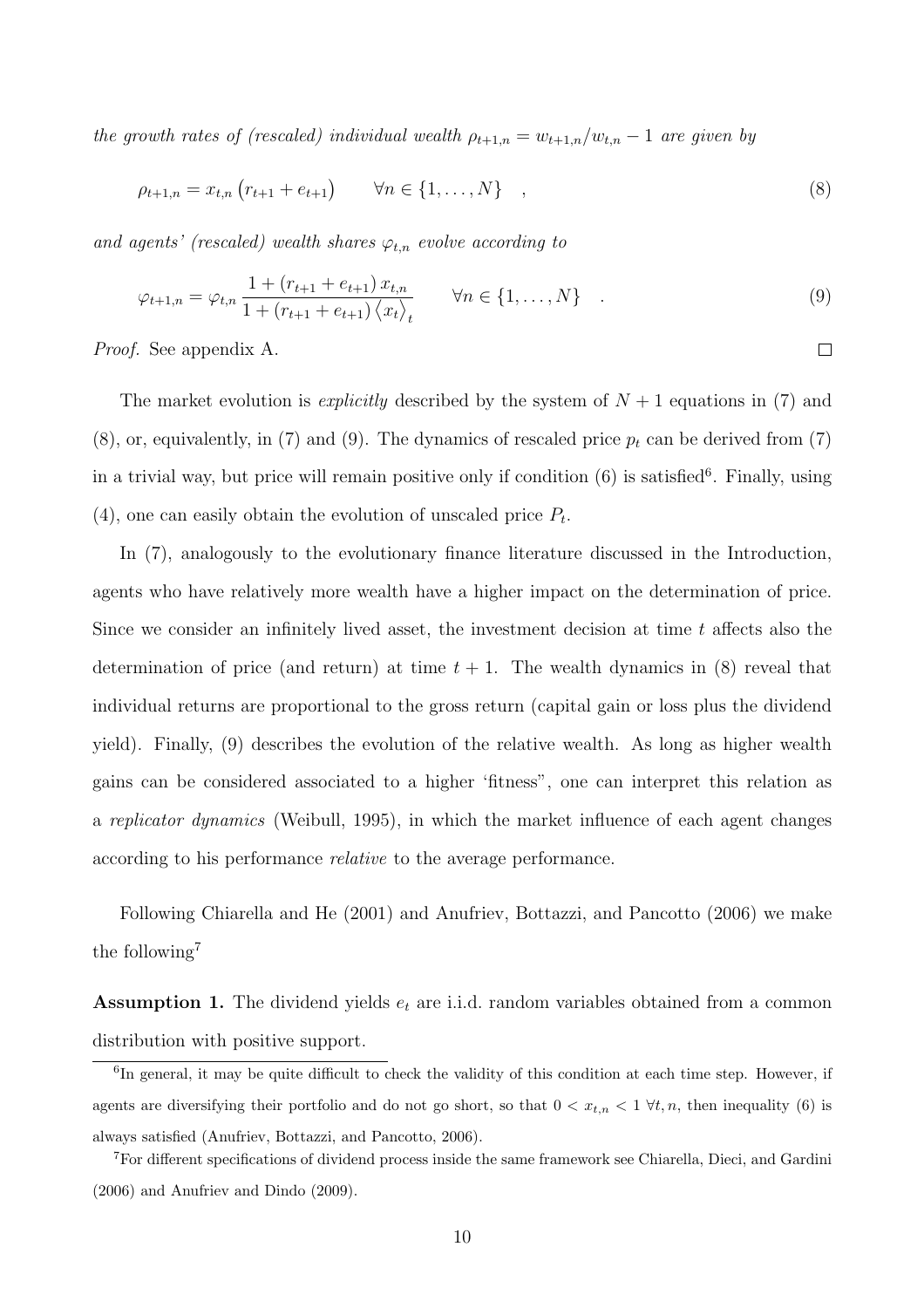*the growth rates of (rescaled) individual wealth $\rho_{t+1,n} = w_{t+1,n}/w_{t,n} - 1$ are given by*

$$\rho_{t+1,n} = x_{t,n}\left(r_{t+1} + e_{t+1}\right) \qquad \forall n \in \{1, \dots, N\} \quad , \tag{8}$$

*and agents' (rescaled) wealth shares $\varphi_{t,n}$ evolve according to*

$$\varphi_{t+1,n} = \varphi_{t,n} \frac{1 + \left(r_{t+1} + e_{t+1}\right) x_{t,n}}{1 + \left(r_{t+1} + e_{t+1}\right) \langle x_t \rangle_t} \qquad \forall n \in \{1, \dots, N\} \quad . \tag{9}$$

*Proof.* See appendix A. □

The market evolution is *explicitly* described by the system of $N + 1$ equations in (7) and (8), or, equivalently, in (7) and (9). The dynamics of rescaled price $p_t$ can be derived from (7) in a trivial way, but price will remain positive only if condition (6) is satisfied[6]. Finally, using (4), one can easily obtain the evolution of unscaled price $P_t$.

In (7), analogously to the evolutionary finance literature discussed in the Introduction, agents who have relatively more wealth have a higher impact on the determination of price. Since we consider an infinitely lived asset, the investment decision at time $t$ affects also the determination of price (and return) at time $t + 1$. The wealth dynamics in (8) reveal that individual returns are proportional to the gross return (capital gain or loss plus the dividend yield). Finally, (9) describes the evolution of the relative wealth. As long as higher wealth gains can be considered associated to a higher 'fitness", one can interpret this relation as a *replicator dynamics* (Weibull, 1995), in which the market influence of each agent changes according to his performance *relative* to the average performance.

Following Chiarella and He (2001) and Anufriev, Bottazzi, and Pancotto (2006) we make the following[7]

**Assumption 1.** The dividend yields $e_t$ are i.i.d. random variables obtained from a common distribution with positive support.

[6] In general, it may be quite difficult to check the validity of this condition at each time step. However, if agents are diversifying their portfolio and do not go short, so that $0 < x_{t,n} < 1 \ \forall t, n$, then inequality (6) is always satisfied (Anufriev, Bottazzi, and Pancotto, 2006).

[7] For different specifications of dividend process inside the same framework see Chiarella, Dieci, and Gardini (2006) and Anufriev and Dindo (2009).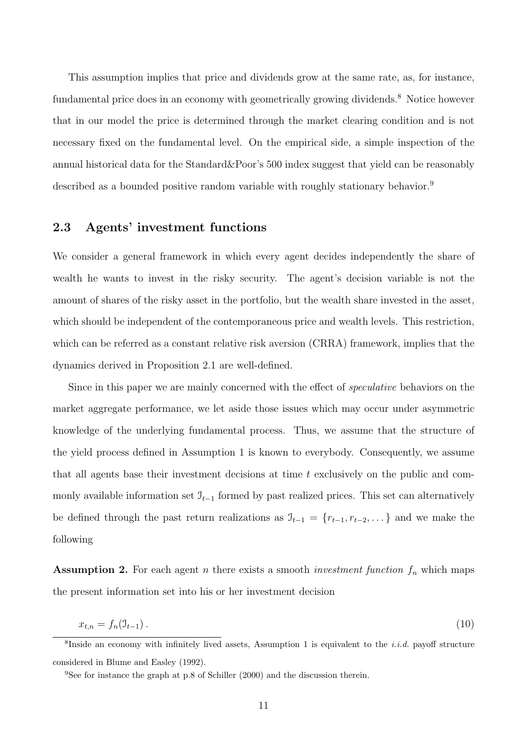This assumption implies that price and dividends grow at the same rate, as, for instance, fundamental price does in an economy with geometrically growing dividends.[8] Notice however that in our model the price is determined through the market clearing condition and is not necessary fixed on the fundamental level. On the empirical side, a simple inspection of the annual historical data for the Standard&Poor's 500 index suggest that yield can be reasonably described as a bounded positive random variable with roughly stationary behavior.[9]

### 2.3 Agents' investment functions

We consider a general framework in which every agent decides independently the share of wealth he wants to invest in the risky security. The agent's decision variable is not the amount of shares of the risky asset in the portfolio, but the wealth share invested in the asset, which should be independent of the contemporaneous price and wealth levels. This restriction, which can be referred as a constant relative risk aversion (CRRA) framework, implies that the dynamics derived in Proposition 2.1 are well-defined.

Since in this paper we are mainly concerned with the effect of *speculative* behaviors on the market aggregate performance, we let aside those issues which may occur under asymmetric knowledge of the underlying fundamental process. Thus, we assume that the structure of the yield process defined in Assumption 1 is known to everybody. Consequently, we assume that all agents base their investment decisions at time $t$ exclusively on the public and commonly available information set $\mathcal{I}_{t-1}$ formed by past realized prices. This set can alternatively be defined through the past return realizations as $\mathcal{I}_{t-1} = \{r_{t-1}, r_{t-2}, \dots\}$ and we make the following

**Assumption 2.** For each agent $n$ there exists a smooth *investment function* $f_n$ which maps the present information set into his or her investment decision

$$x_{t,n} = f_n(\mathcal{I}_{t-1})\,. \tag{10}$$

[8] Inside an economy with infinitely lived assets, Assumption 1 is equivalent to the *i.i.d.* payoff structure considered in Blume and Easley (1992).

[9] See for instance the graph at p.8 of Schiller (2000) and the discussion therein.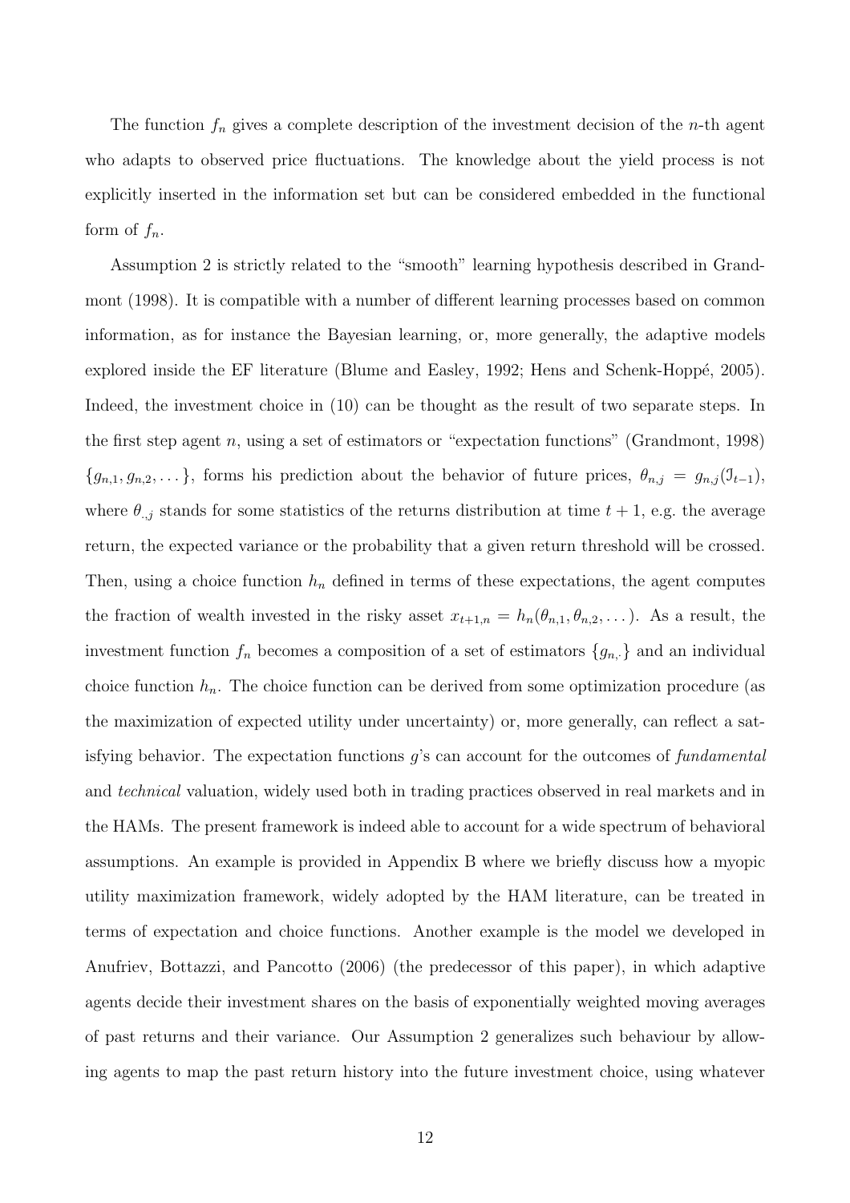The function $f_n$ gives a complete description of the investment decision of the $n$-th agent who adapts to observed price fluctuations. The knowledge about the yield process is not explicitly inserted in the information set but can be considered embedded in the functional form of $f_n$.

Assumption 2 is strictly related to the "smooth" learning hypothesis described in Grandmont (1998). It is compatible with a number of different learning processes based on common information, as for instance the Bayesian learning, or, more generally, the adaptive models explored inside the EF literature (Blume and Easley, 1992; Hens and Schenk-Hoppé, 2005). Indeed, the investment choice in (10) can be thought as the result of two separate steps. In the first step agent $n$, using a set of estimators or "expectation functions" (Grandmont, 1998) $\{g_{n,1}, g_{n,2}, \dots\}$, forms his prediction about the behavior of future prices, $\theta_{n,j} = g_{n,j}(\mathcal{I}_{t-1})$, where $\theta_{\cdot,j}$ stands for some statistics of the returns distribution at time $t+1$, e.g. the average return, the expected variance or the probability that a given return threshold will be crossed. Then, using a choice function $h_n$ defined in terms of these expectations, the agent computes the fraction of wealth invested in the risky asset $x_{t+1,n} = h_n(\theta_{n,1}, \theta_{n,2}, \dots)$. As a result, the investment function $f_n$ becomes a composition of a set of estimators $\{g_{n,\cdot}\}$ and an individual choice function $h_n$. The choice function can be derived from some optimization procedure (as the maximization of expected utility under uncertainty) or, more generally, can reflect a satisfying behavior. The expectation functions $g$'s can account for the outcomes of *fundamental* and *technical* valuation, widely used both in trading practices observed in real markets and in the HAMs. The present framework is indeed able to account for a wide spectrum of behavioral assumptions. An example is provided in Appendix B where we briefly discuss how a myopic utility maximization framework, widely adopted by the HAM literature, can be treated in terms of expectation and choice functions. Another example is the model we developed in Anufriev, Bottazzi, and Pancotto (2006) (the predecessor of this paper), in which adaptive agents decide their investment shares on the basis of exponentially weighted moving averages of past returns and their variance. Our Assumption 2 generalizes such behaviour by allowing agents to map the past return history into the future investment choice, using whatever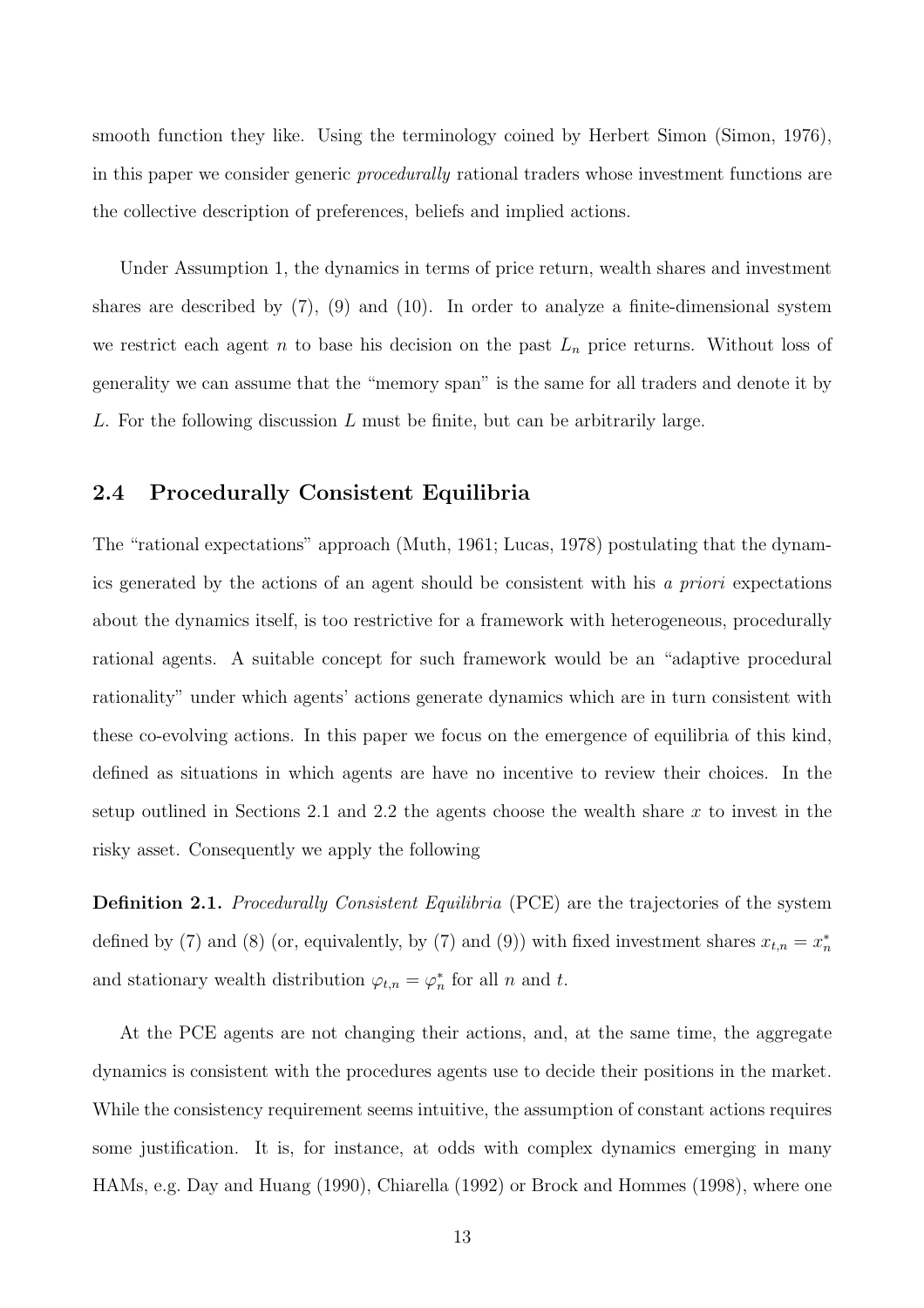smooth function they like. Using the terminology coined by Herbert Simon (Simon, 1976), in this paper we consider generic *procedurally* rational traders whose investment functions are the collective description of preferences, beliefs and implied actions.

Under Assumption 1, the dynamics in terms of price return, wealth shares and investment shares are described by (7), (9) and (10). In order to analyze a finite-dimensional system we restrict each agent $n$ to base his decision on the past $L_n$ price returns. Without loss of generality we can assume that the "memory span" is the same for all traders and denote it by $L$. For the following discussion $L$ must be finite, but can be arbitrarily large.

## 2.4 Procedurally Consistent Equilibria

The "rational expectations" approach (Muth, 1961; Lucas, 1978) postulating that the dynamics generated by the actions of an agent should be consistent with his *a priori* expectations about the dynamics itself, is too restrictive for a framework with heterogeneous, procedurally rational agents. A suitable concept for such framework would be an "adaptive procedural rationality" under which agents' actions generate dynamics which are in turn consistent with these co-evolving actions. In this paper we focus on the emergence of equilibria of this kind, defined as situations in which agents are have no incentive to review their choices. In the setup outlined in Sections 2.1 and 2.2 the agents choose the wealth share $x$ to invest in the risky asset. Consequently we apply the following

**Definition 2.1.** *Procedurally Consistent Equilibria* (PCE) *are the trajectories of the system defined by (7) and (8) (or, equivalently, by (7) and (9)) with fixed investment shares $x_{t,n} = x_n^*$ and stationary wealth distribution $\varphi_{t,n} = \varphi_n^*$ for all $n$ and $t$.*

At the PCE agents are not changing their actions, and, at the same time, the aggregate dynamics is consistent with the procedures agents use to decide their positions in the market. While the consistency requirement seems intuitive, the assumption of constant actions requires some justification. It is, for instance, at odds with complex dynamics emerging in many HAMs, e.g. Day and Huang (1990), Chiarella (1992) or Brock and Hommes (1998), where one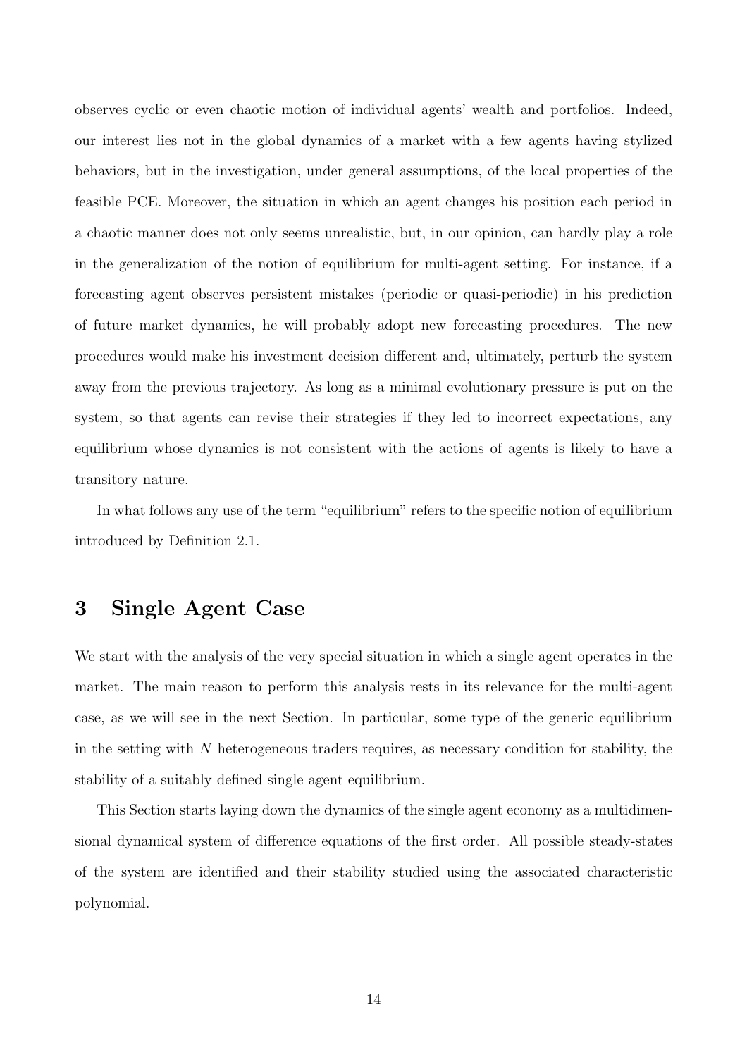observes cyclic or even chaotic motion of individual agents' wealth and portfolios. Indeed, our interest lies not in the global dynamics of a market with a few agents having stylized behaviors, but in the investigation, under general assumptions, of the local properties of the feasible PCE. Moreover, the situation in which an agent changes his position each period in a chaotic manner does not only seems unrealistic, but, in our opinion, can hardly play a role in the generalization of the notion of equilibrium for multi-agent setting. For instance, if a forecasting agent observes persistent mistakes (periodic or quasi-periodic) in his prediction of future market dynamics, he will probably adopt new forecasting procedures. The new procedures would make his investment decision different and, ultimately, perturb the system away from the previous trajectory. As long as a minimal evolutionary pressure is put on the system, so that agents can revise their strategies if they led to incorrect expectations, any equilibrium whose dynamics is not consistent with the actions of agents is likely to have a transitory nature.

In what follows any use of the term "equilibrium" refers to the specific notion of equilibrium introduced by Definition 2.1.

# 3 Single Agent Case

We start with the analysis of the very special situation in which a single agent operates in the market. The main reason to perform this analysis rests in its relevance for the multi-agent case, as we will see in the next Section. In particular, some type of the generic equilibrium in the setting with $N$ heterogeneous traders requires, as necessary condition for stability, the stability of a suitably defined single agent equilibrium.

This Section starts laying down the dynamics of the single agent economy as a multidimensional dynamical system of difference equations of the first order. All possible steady-states of the system are identified and their stability studied using the associated characteristic polynomial.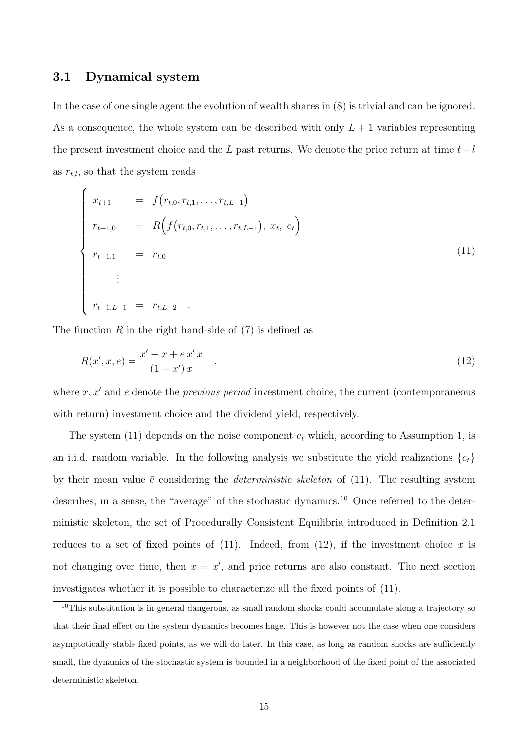### 3.1 Dynamical system

In the case of one single agent the evolution of wealth shares in (8) is trivial and can be ignored. As a consequence, the whole system can be described with only $L+1$ variables representing the present investment choice and the $L$ past returns. We denote the price return at time $t-l$ as $r_{t,l}$, so that the system reads

$$
\begin{cases}
x_{t+1} &= f\big(r_{t,0}, r_{t,1}, \ldots, r_{t,L-1}\big) \\
r_{t+1,0} &= R\Big(f\big(r_{t,0}, r_{t,1}, \ldots, r_{t,L-1}\big),\ x_t,\ e_t\Big) \\
r_{t+1,1} &= r_{t,0} \\
\quad\vdots & \\
r_{t+1,L-1} &= r_{t,L-2} \quad .
\end{cases}
\tag{11}
$$

The function $R$ in the right hand-side of (7) is defined as

$$
R(x', x, e) = \frac{x' - x + e\, x'\, x}{(1 - x')\, x} \quad , \tag{12}
$$

where $x, x'$ and $e$ denote the *previous period* investment choice, the current (contemporaneous with return) investment choice and the dividend yield, respectively.

The system (11) depends on the noise component $e_t$ which, according to Assumption 1, is an i.i.d. random variable. In the following analysis we substitute the yield realizations $\{e_t\}$ by their mean value $\bar{e}$ considering the *deterministic skeleton* of (11). The resulting system describes, in a sense, the "average" of the stochastic dynamics.[10] Once referred to the deterministic skeleton, the set of Procedurally Consistent Equilibria introduced in Definition 2.1 reduces to a set of fixed points of (11). Indeed, from (12), if the investment choice $x$ is not changing over time, then $x = x'$, and price returns are also constant. The next section investigates whether it is possible to characterize all the fixed points of (11).

[10] This substitution is in general dangerous, as small random shocks could accumulate along a trajectory so that their final effect on the system dynamics becomes huge. This is however not the case when one considers asymptotically stable fixed points, as we will do later. In this case, as long as random shocks are sufficiently small, the dynamics of the stochastic system is bounded in a neighborhood of the fixed point of the associated deterministic skeleton.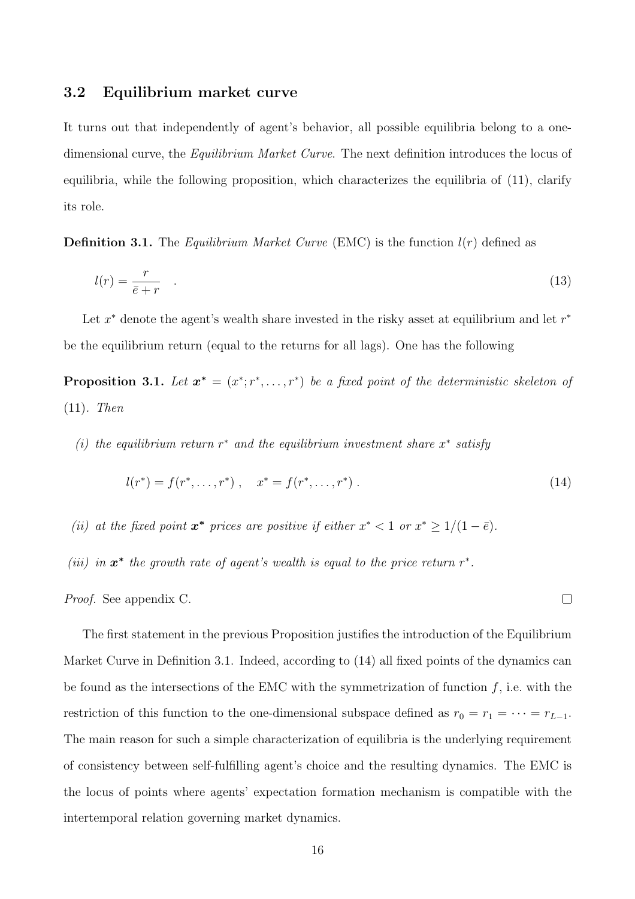### 3.2 Equilibrium market curve

It turns out that independently of agent's behavior, all possible equilibria belong to a one-dimensional curve, the *Equilibrium Market Curve*. The next definition introduces the locus of equilibria, while the following proposition, which characterizes the equilibria of (11), clarify its role.

**Definition 3.1.** The *Equilibrium Market Curve* (EMC) is the function $l(r)$ defined as

$$l(r) = \frac{r}{\bar{e} + r} \quad . \tag{13}$$

Let $x^*$ denote the agent's wealth share invested in the risky asset at equilibrium and let $r^*$ be the equilibrium return (equal to the returns for all lags). One has the following

**Proposition 3.1.** *Let $\boldsymbol{x^*} = (x^*; r^*, \ldots, r^*)$ be a fixed point of the deterministic skeleton of (11). Then*

*(i) the equilibrium return $r^*$ and the equilibrium investment share $x^*$ satisfy*

$$l(r^*) = f(r^*, \ldots, r^*) \,, \quad x^* = f(r^*, \ldots, r^*) \,. \tag{14}$$

*(ii) at the fixed point $\boldsymbol{x^*}$ prices are positive if either $x^* < 1$ or $x^* \geq 1/(1 - \bar{e})$.*

*(iii) in $\boldsymbol{x^*}$ the growth rate of agent's wealth is equal to the price return $r^*$.*

*Proof.* See appendix C. □

The first statement in the previous Proposition justifies the introduction of the Equilibrium Market Curve in Definition 3.1. Indeed, according to (14) all fixed points of the dynamics can be found as the intersections of the EMC with the symmetrization of function $f$, i.e. with the restriction of this function to the one-dimensional subspace defined as $r_0 = r_1 = \cdots = r_{L-1}$. The main reason for such a simple characterization of equilibria is the underlying requirement of consistency between self-fulfilling agent's choice and the resulting dynamics. The EMC is the locus of points where agents' expectation formation mechanism is compatible with the intertemporal relation governing market dynamics.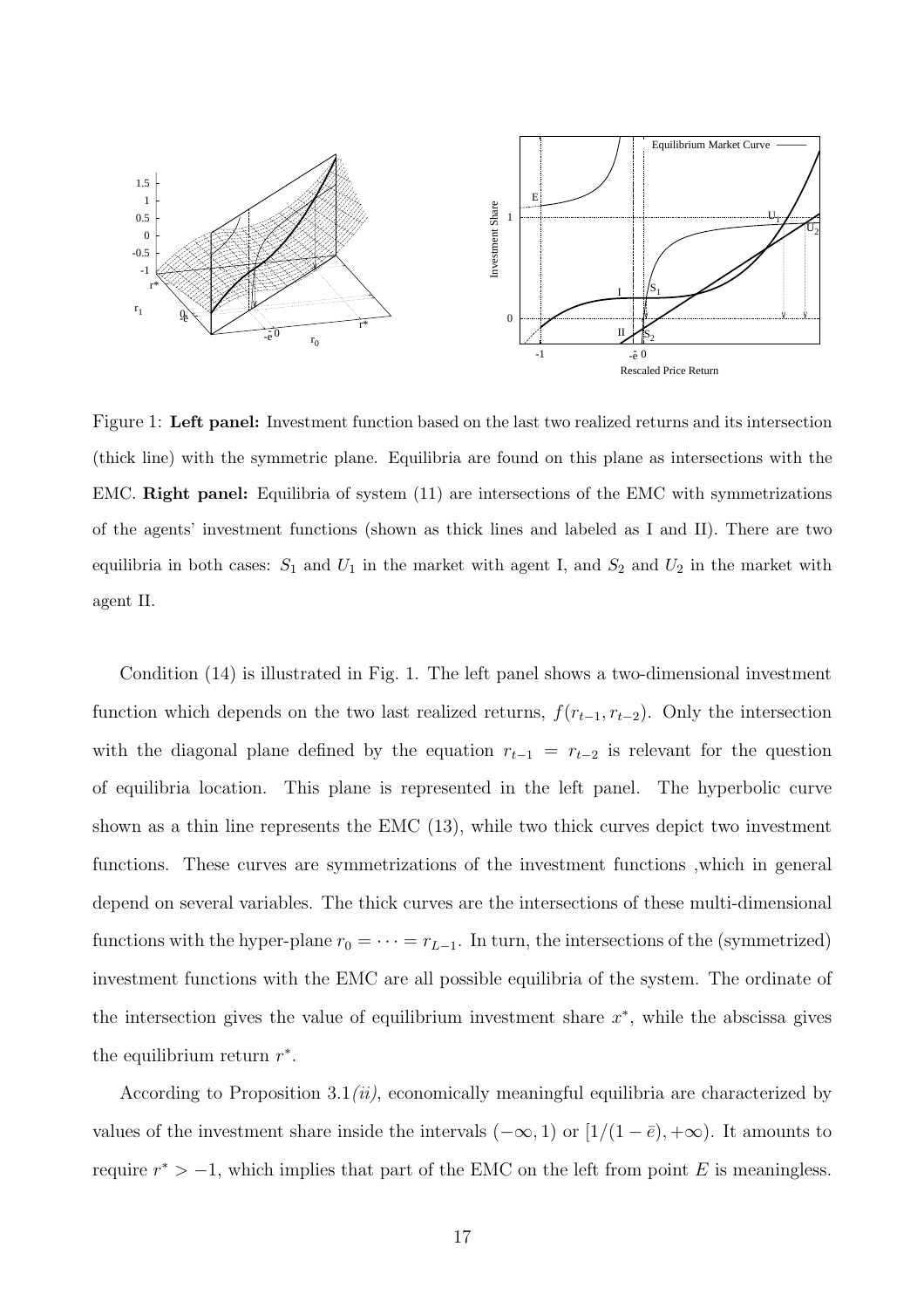Figure 1: **Left panel:** Investment function based on the last two realized returns and its intersection (thick line) with the symmetric plane. Equilibria are found on this plane as intersections with the EMC. **Right panel:** Equilibria of system (11) are intersections of the EMC with symmetrizations of the agents' investment functions (shown as thick lines and labeled as I and II). There are two equilibria in both cases: $S_1$ and $U_1$ in the market with agent I, and $S_2$ and $U_2$ in the market with agent II.

Condition (14) is illustrated in Fig. 1. The left panel shows a two-dimensional investment function which depends on the two last realized returns, $f(r_{t-1}, r_{t-2})$. Only the intersection with the diagonal plane defined by the equation $r_{t-1} = r_{t-2}$ is relevant for the question of equilibria location. This plane is represented in the left panel. The hyperbolic curve shown as a thin line represents the EMC (13), while two thick curves depict two investment functions. These curves are symmetrizations of the investment functions ,which in general depend on several variables. The thick curves are the intersections of these multi-dimensional functions with the hyper-plane $r_0 = \cdots = r_{L-1}$. In turn, the intersections of the (symmetrized) investment functions with the EMC are all possible equilibria of the system. The ordinate of the intersection gives the value of equilibrium investment share $x^*$, while the abscissa gives the equilibrium return $r^*$.

According to Proposition 3.1*(ii)*, economically meaningful equilibria are characterized by values of the investment share inside the intervals $(-\infty, 1)$ or $[1/(1-\bar{e}), +\infty)$. It amounts to require $r^* > -1$, which implies that part of the EMC on the left from point $E$ is meaningless.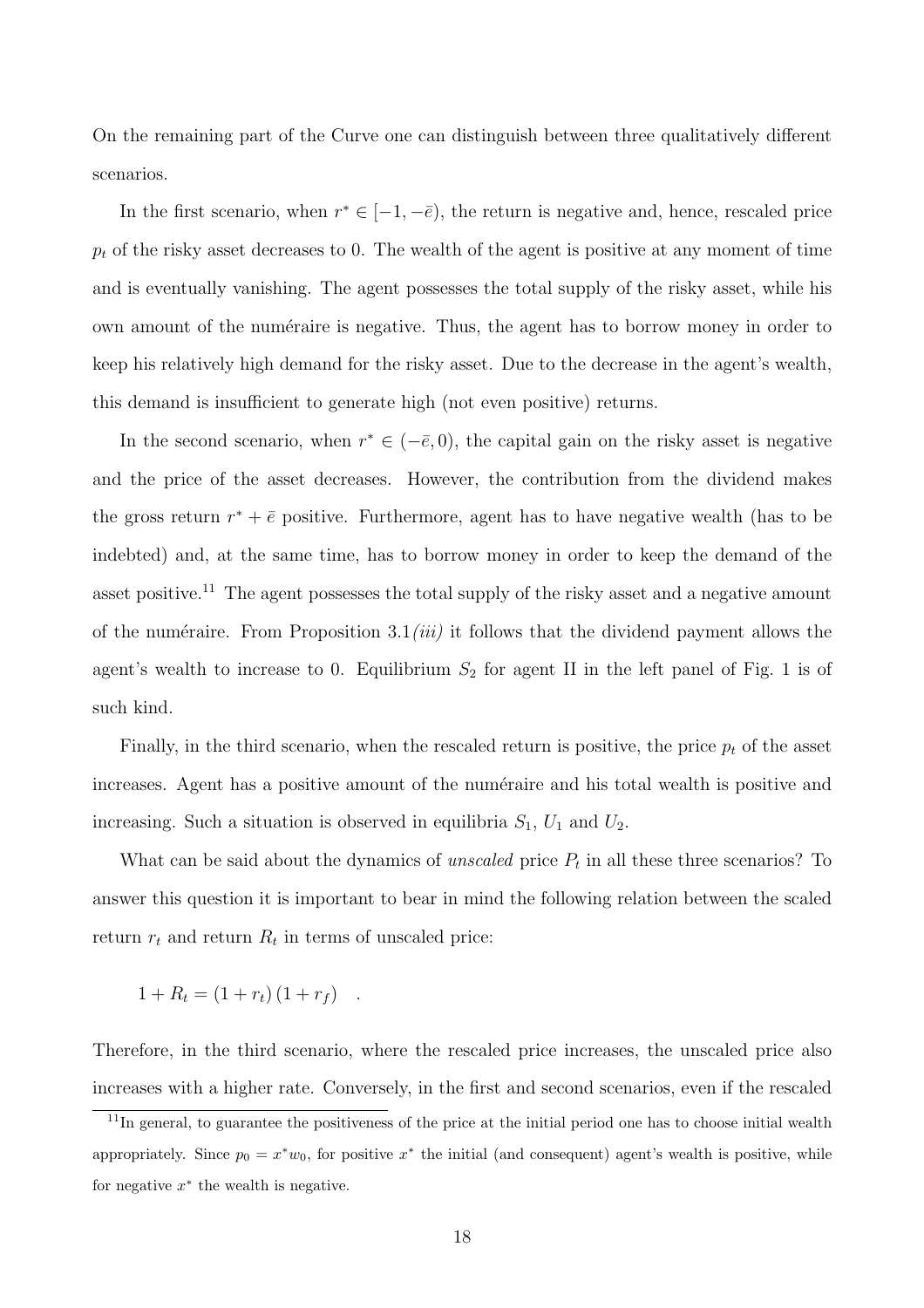On the remaining part of the Curve one can distinguish between three qualitatively different scenarios.

In the first scenario, when $r^* \in [-1, -\bar{e})$, the return is negative and, hence, rescaled price $p_t$ of the risky asset decreases to 0. The wealth of the agent is positive at any moment of time and is eventually vanishing. The agent possesses the total supply of the risky asset, while his own amount of the numéraire is negative. Thus, the agent has to borrow money in order to keep his relatively high demand for the risky asset. Due to the decrease in the agent's wealth, this demand is insufficient to generate high (not even positive) returns.

In the second scenario, when $r^* \in (-\bar{e}, 0)$, the capital gain on the risky asset is negative and the price of the asset decreases. However, the contribution from the dividend makes the gross return $r^* + \bar{e}$ positive. Furthermore, agent has to have negative wealth (has to be indebted) and, at the same time, has to borrow money in order to keep the demand of the asset positive.[11] The agent possesses the total supply of the risky asset and a negative amount of the numéraire. From Proposition 3.1*(iii)* it follows that the dividend payment allows the agent's wealth to increase to 0. Equilibrium $S_2$ for agent II in the left panel of Fig. 1 is of such kind.

Finally, in the third scenario, when the rescaled return is positive, the price $p_t$ of the asset increases. Agent has a positive amount of the numéraire and his total wealth is positive and increasing. Such a situation is observed in equilibria $S_1$, $U_1$ and $U_2$.

What can be said about the dynamics of *unscaled* price $P_t$ in all these three scenarios? To answer this question it is important to bear in mind the following relation between the scaled return $r_t$ and return $R_t$ in terms of unscaled price:

$$1 + R_t = (1 + r_t)(1 + r_f) \quad .$$

Therefore, in the third scenario, where the rescaled price increases, the unscaled price also increases with a higher rate. Conversely, in the first and second scenarios, even if the rescaled

[11] In general, to guarantee the positiveness of the price at the initial period one has to choose initial wealth appropriately. Since $p_0 = x^* w_0$, for positive $x^*$ the initial (and consequent) agent's wealth is positive, while for negative $x^*$ the wealth is negative.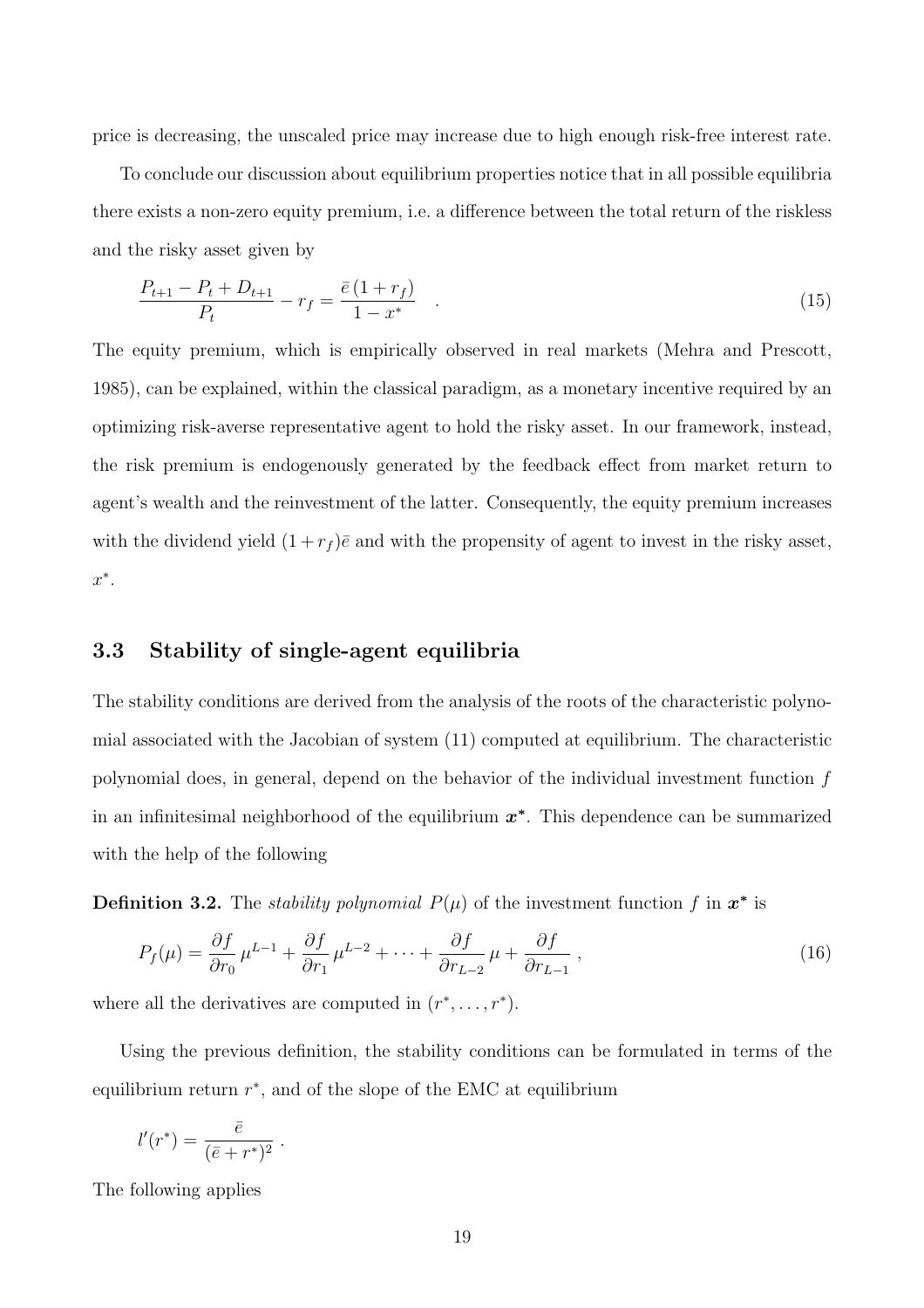price is decreasing, the unscaled price may increase due to high enough risk-free interest rate.

To conclude our discussion about equilibrium properties notice that in all possible equilibria there exists a non-zero equity premium, i.e. a difference between the total return of the riskless and the risky asset given by

$$\frac{P_{t+1} - P_t + D_{t+1}}{P_t} - r_f = \frac{\bar{e}\,(1 + r_f)}{1 - x^*} \quad . \tag{15}$$

The equity premium, which is empirically observed in real markets (Mehra and Prescott, 1985), can be explained, within the classical paradigm, as a monetary incentive required by an optimizing risk-averse representative agent to hold the risky asset. In our framework, instead, the risk premium is endogenously generated by the feedback effect from market return to agent's wealth and the reinvestment of the latter. Consequently, the equity premium increases with the dividend yield $(1 + r_f)\bar{e}$ and with the propensity of agent to invest in the risky asset, $x^*$.

### 3.3 Stability of single-agent equilibria

The stability conditions are derived from the analysis of the roots of the characteristic polynomial associated with the Jacobian of system (11) computed at equilibrium. The characteristic polynomial does, in general, depend on the behavior of the individual investment function $f$ in an infinitesimal neighborhood of the equilibrium $\boldsymbol{x^*}$. This dependence can be summarized with the help of the following

**Definition 3.2.** The *stability polynomial* $P(\mu)$ of the investment function $f$ in $\boldsymbol{x^*}$ is

$$P_f(\mu) = \frac{\partial f}{\partial r_0}\,\mu^{L-1} + \frac{\partial f}{\partial r_1}\,\mu^{L-2} + \cdots + \frac{\partial f}{\partial r_{L-2}}\,\mu + \frac{\partial f}{\partial r_{L-1}} \;, \tag{16}$$

where all the derivatives are computed in $(r^*, \ldots, r^*)$.

Using the previous definition, the stability conditions can be formulated in terms of the equilibrium return $r^*$, and of the slope of the EMC at equilibrium

$$l'(r^*) = \frac{\bar{e}}{(\bar{e} + r^*)^2} \; .$$

The following applies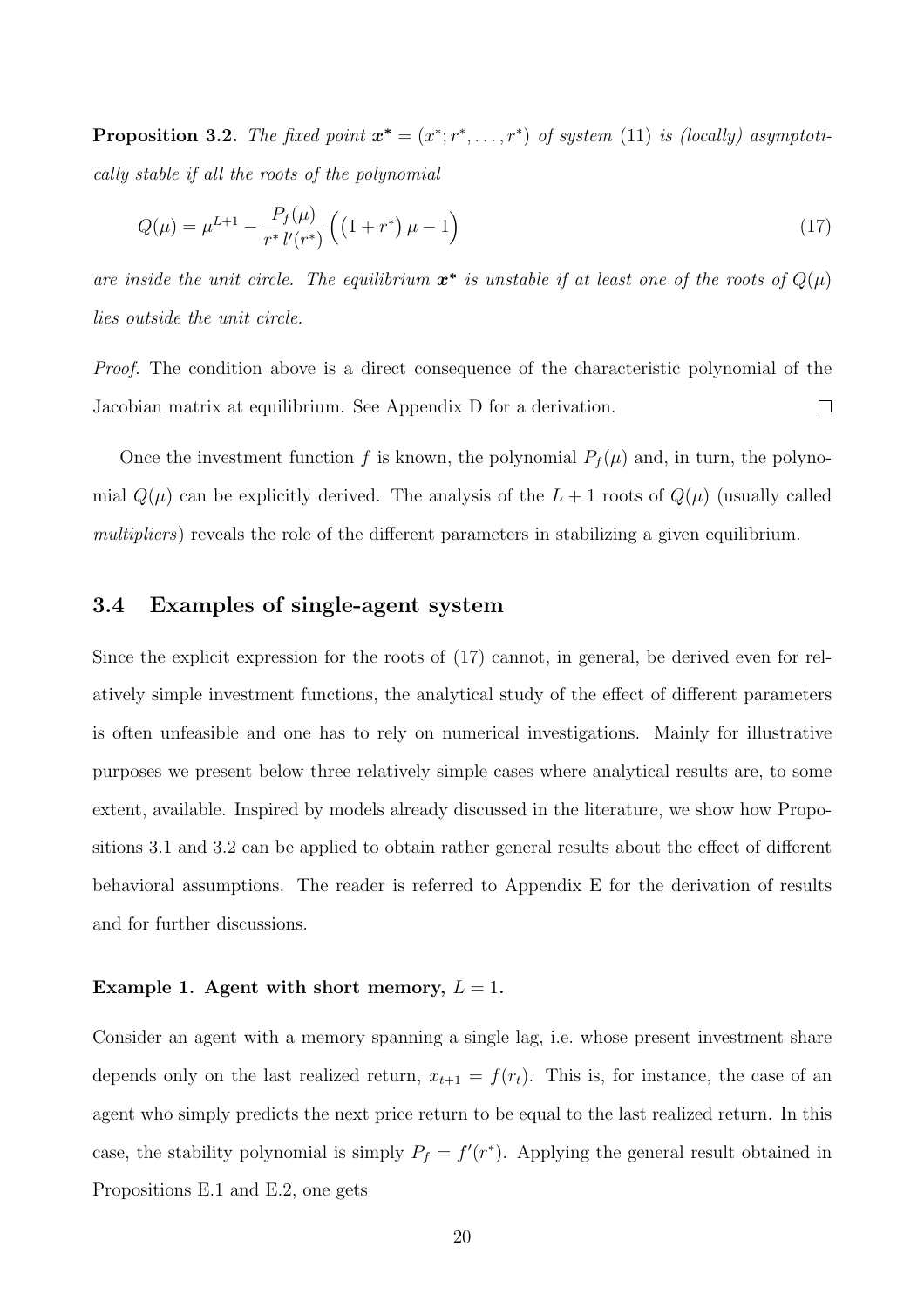**Proposition 3.2.** *The fixed point $\boldsymbol{x^*} = (x^*; r^*, \dots, r^*)$ of system* (11) *is (locally) asymptotically stable if all the roots of the polynomial*

$$Q(\mu) = \mu^{L+1} - \frac{P_f(\mu)}{r^*\, l'(r^*)} \Big( \big(1 + r^*\big)\, \mu - 1 \Big) \tag{17}$$

*are inside the unit circle. The equilibrium $\boldsymbol{x^*}$ is unstable if at least one of the roots of $Q(\mu)$ lies outside the unit circle.*

*Proof.* The condition above is a direct consequence of the characteristic polynomial of the Jacobian matrix at equilibrium. See Appendix D for a derivation. □

Once the investment function $f$ is known, the polynomial $P_f(\mu)$ and, in turn, the polynomial $Q(\mu)$ can be explicitly derived. The analysis of the $L+1$ roots of $Q(\mu)$ (usually called *multipliers*) reveals the role of the different parameters in stabilizing a given equilibrium.

## 3.4 Examples of single-agent system

Since the explicit expression for the roots of (17) cannot, in general, be derived even for relatively simple investment functions, the analytical study of the effect of different parameters is often unfeasible and one has to rely on numerical investigations. Mainly for illustrative purposes we present below three relatively simple cases where analytical results are, to some extent, available. Inspired by models already discussed in the literature, we show how Propositions 3.1 and 3.2 can be applied to obtain rather general results about the effect of different behavioral assumptions. The reader is referred to Appendix E for the derivation of results and for further discussions.

**Example 1. Agent with short memory, $L = 1$.**

Consider an agent with a memory spanning a single lag, i.e. whose present investment share depends only on the last realized return, $x_{t+1} = f(r_t)$. This is, for instance, the case of an agent who simply predicts the next price return to be equal to the last realized return. In this case, the stability polynomial is simply $P_f = f'(r^*)$. Applying the general result obtained in Propositions E.1 and E.2, one gets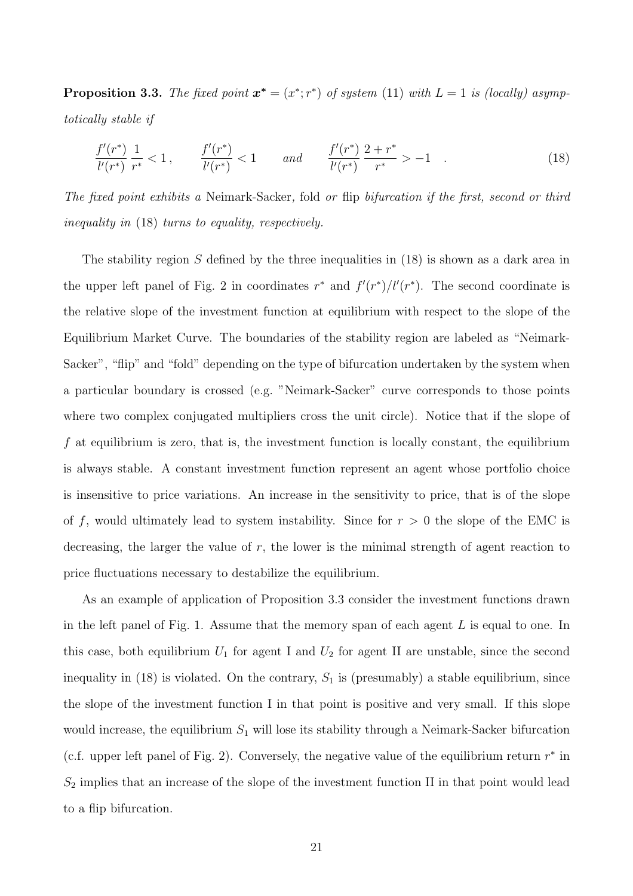**Proposition 3.3.** *The fixed point $\boldsymbol{x^*} = (x^*; r^*)$ of system* (11) *with $L = 1$ is (locally) asymptotically stable if*

$$\frac{f'(r^*)}{l'(r^*)}\,\frac{1}{r^*} < 1\,, \qquad \frac{f'(r^*)}{l'(r^*)} < 1 \qquad \text{and} \qquad \frac{f'(r^*)}{l'(r^*)}\,\frac{2+r^*}{r^*} > -1 \quad . \tag{18}$$

*The fixed point exhibits a* Neimark-Sacker*,* fold *or* flip *bifurcation if the first, second or third inequality in* (18) *turns to equality, respectively.*

The stability region $S$ defined by the three inequalities in (18) is shown as a dark area in the upper left panel of Fig. 2 in coordinates $r^*$ and $f'(r^*)/l'(r^*)$. The second coordinate is the relative slope of the investment function at equilibrium with respect to the slope of the Equilibrium Market Curve. The boundaries of the stability region are labeled as "Neimark-Sacker", "flip" and "fold" depending on the type of bifurcation undertaken by the system when a particular boundary is crossed (e.g. "Neimark-Sacker" curve corresponds to those points where two complex conjugated multipliers cross the unit circle). Notice that if the slope of $f$ at equilibrium is zero, that is, the investment function is locally constant, the equilibrium is always stable. A constant investment function represent an agent whose portfolio choice is insensitive to price variations. An increase in the sensitivity to price, that is of the slope of $f$, would ultimately lead to system instability. Since for $r > 0$ the slope of the EMC is decreasing, the larger the value of $r$, the lower is the minimal strength of agent reaction to price fluctuations necessary to destabilize the equilibrium.

As an example of application of Proposition 3.3 consider the investment functions drawn in the left panel of Fig. 1. Assume that the memory span of each agent $L$ is equal to one. In this case, both equilibrium $U_1$ for agent I and $U_2$ for agent II are unstable, since the second inequality in (18) is violated. On the contrary, $S_1$ is (presumably) a stable equilibrium, since the slope of the investment function I in that point is positive and very small. If this slope would increase, the equilibrium $S_1$ will lose its stability through a Neimark-Sacker bifurcation (c.f. upper left panel of Fig. 2). Conversely, the negative value of the equilibrium return $r^*$ in $S_2$ implies that an increase of the slope of the investment function II in that point would lead to a flip bifurcation.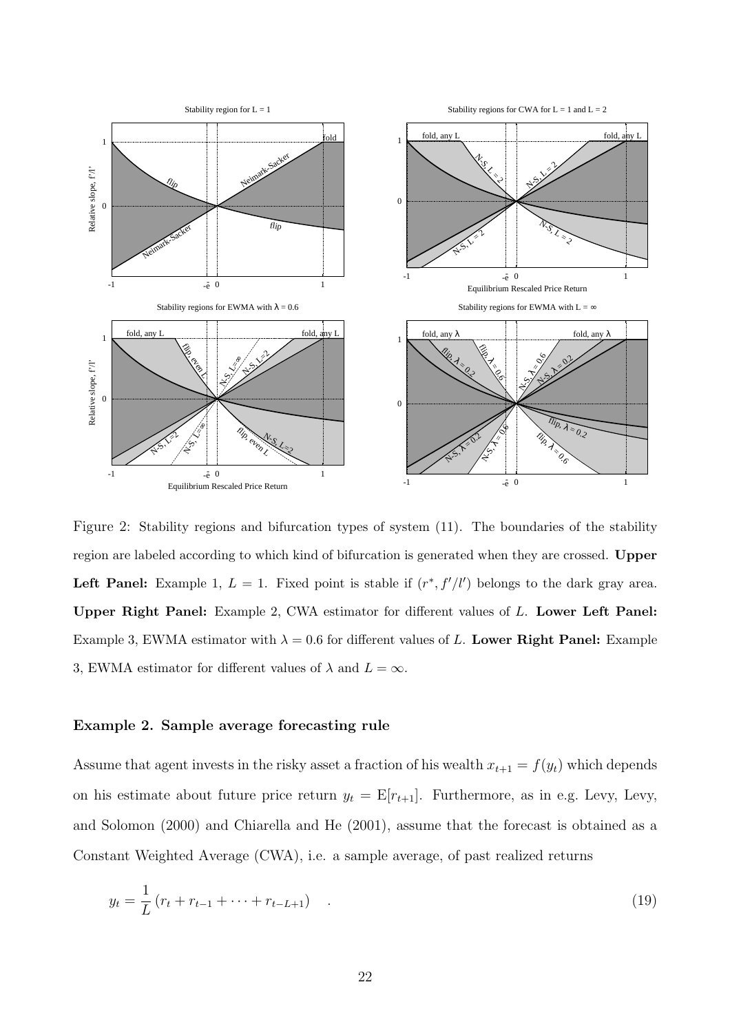Figure 2: Stability regions and bifurcation types of system (11). The boundaries of the stability region are labeled according to which kind of bifurcation is generated when they are crossed. **Upper Left Panel:** Example 1, $L = 1$. Fixed point is stable if $(r^*, f'/l')$ belongs to the dark gray area. **Upper Right Panel:** Example 2, CWA estimator for different values of $L$. **Lower Left Panel:** Example 3, EWMA estimator with $\lambda = 0.6$ for different values of $L$. **Lower Right Panel:** Example 3, EWMA estimator for different values of $\lambda$ and $L = \infty$.

### Example 2. Sample average forecasting rule

Assume that agent invests in the risky asset a fraction of his wealth $x_{t+1} = f(y_t)$ which depends on his estimate about future price return $y_t = \mathrm{E}[r_{t+1}]$. Furthermore, as in e.g. Levy, Levy, and Solomon (2000) and Chiarella and He (2001), assume that the forecast is obtained as a Constant Weighted Average (CWA), i.e. a sample average, of past realized returns

$$y_t = \frac{1}{L} \left( r_t + r_{t-1} + \cdots + r_{t-L+1} \right) \quad . \tag{19}$$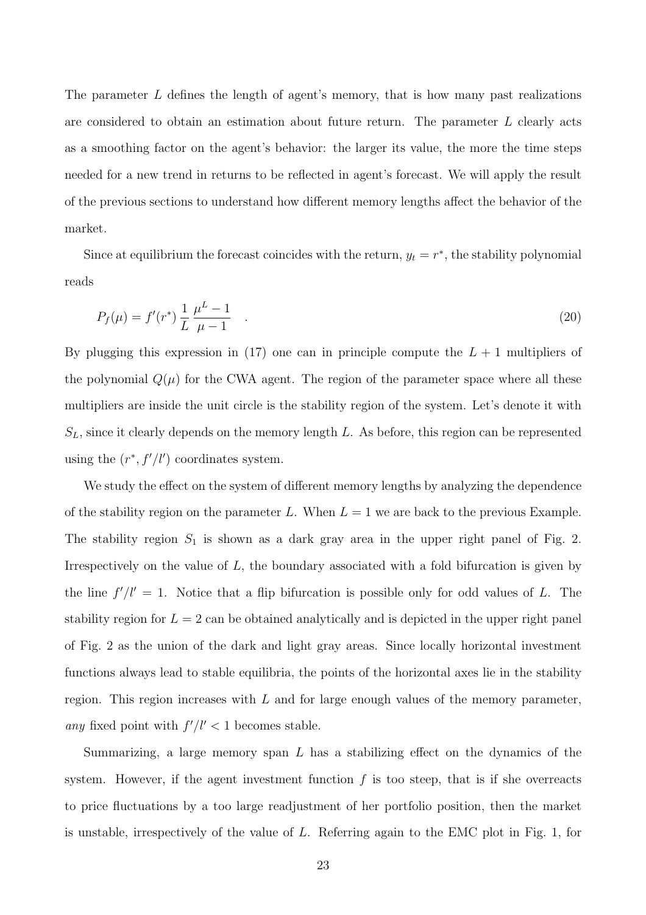The parameter $L$ defines the length of agent's memory, that is how many past realizations are considered to obtain an estimation about future return. The parameter $L$ clearly acts as a smoothing factor on the agent's behavior: the larger its value, the more the time steps needed for a new trend in returns to be reflected in agent's forecast. We will apply the result of the previous sections to understand how different memory lengths affect the behavior of the market.

Since at equilibrium the forecast coincides with the return, $y_t = r^*$, the stability polynomial reads

$$P_f(\mu) = f'(r^*)\,\frac{1}{L}\,\frac{\mu^L - 1}{\mu - 1} \quad . \tag{20}$$

By plugging this expression in (17) one can in principle compute the $L + 1$ multipliers of the polynomial $Q(\mu)$ for the CWA agent. The region of the parameter space where all these multipliers are inside the unit circle is the stability region of the system. Let's denote it with $S_L$, since it clearly depends on the memory length $L$. As before, this region can be represented using the $(r^*, f'/l')$ coordinates system.

We study the effect on the system of different memory lengths by analyzing the dependence of the stability region on the parameter $L$. When $L = 1$ we are back to the previous Example. The stability region $S_1$ is shown as a dark gray area in the upper right panel of Fig. 2. Irrespectively on the value of $L$, the boundary associated with a fold bifurcation is given by the line $f'/l' = 1$. Notice that a flip bifurcation is possible only for odd values of $L$. The stability region for $L = 2$ can be obtained analytically and is depicted in the upper right panel of Fig. 2 as the union of the dark and light gray areas. Since locally horizontal investment functions always lead to stable equilibria, the points of the horizontal axes lie in the stability region. This region increases with $L$ and for large enough values of the memory parameter, *any* fixed point with $f'/l' < 1$ becomes stable.

Summarizing, a large memory span $L$ has a stabilizing effect on the dynamics of the system. However, if the agent investment function $f$ is too steep, that is if she overreacts to price fluctuations by a too large readjustment of her portfolio position, then the market is unstable, irrespectively of the value of $L$. Referring again to the EMC plot in Fig. 1, for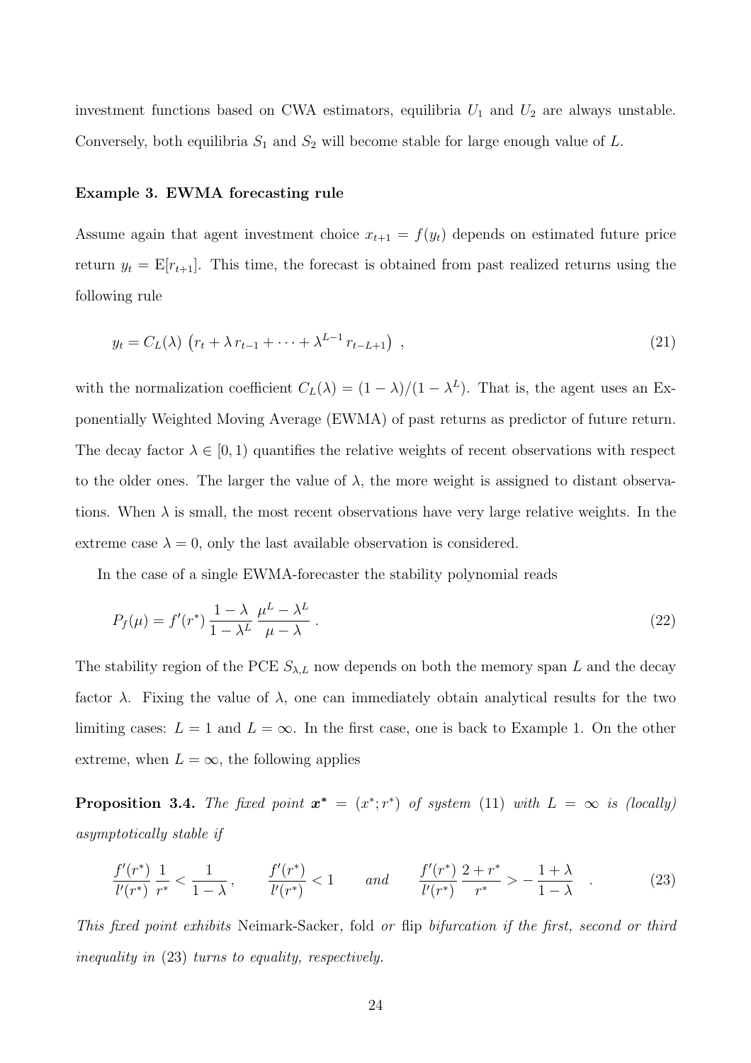investment functions based on CWA estimators, equilibria $U_1$ and $U_2$ are always unstable. Conversely, both equilibria $S_1$ and $S_2$ will become stable for large enough value of $L$.

**Example 3. EWMA forecasting rule**

Assume again that agent investment choice $x_{t+1} = f(y_t)$ depends on estimated future price return $y_t = \mathrm{E}[r_{t+1}]$. This time, the forecast is obtained from past realized returns using the following rule

$$y_t = C_L(\lambda)\,\left(r_t + \lambda\, r_{t-1} + \cdots + \lambda^{L-1}\, r_{t-L+1}\right)\;, \tag{21}$$

with the normalization coefficient $C_L(\lambda) = (1-\lambda)/(1-\lambda^L)$. That is, the agent uses an Exponentially Weighted Moving Average (EWMA) of past returns as predictor of future return. The decay factor $\lambda \in [0, 1)$ quantifies the relative weights of recent observations with respect to the older ones. The larger the value of $\lambda$, the more weight is assigned to distant observations. When $\lambda$ is small, the most recent observations have very large relative weights. In the extreme case $\lambda = 0$, only the last available observation is considered.

In the case of a single EWMA-forecaster the stability polynomial reads

$$P_f(\mu) = f'(r^*)\,\frac{1-\lambda}{1-\lambda^L}\,\frac{\mu^L - \lambda^L}{\mu - \lambda}\,. \tag{22}$$

The stability region of the PCE $S_{\lambda,L}$ now depends on both the memory span $L$ and the decay factor $\lambda$. Fixing the value of $\lambda$, one can immediately obtain analytical results for the two limiting cases: $L = 1$ and $L = \infty$. In the first case, one is back to Example 1. On the other extreme, when $L = \infty$, the following applies

**Proposition 3.4.** *The fixed point $\boldsymbol{x^*} = (x^*; r^*)$ of system* (11) *with $L = \infty$ is (locally) asymptotically stable if*

$$\frac{f'(r^*)}{l'(r^*)}\,\frac{1}{r^*} < \frac{1}{1-\lambda}\,, \qquad \frac{f'(r^*)}{l'(r^*)} < 1 \qquad \textit{and} \qquad \frac{f'(r^*)}{l'(r^*)}\,\frac{2+r^*}{r^*} > -\frac{1+\lambda}{1-\lambda}\quad . \tag{23}$$

*This fixed point exhibits* Neimark-Sacker*,* fold *or* flip *bifurcation if the first, second or third inequality in* (23) *turns to equality, respectively.*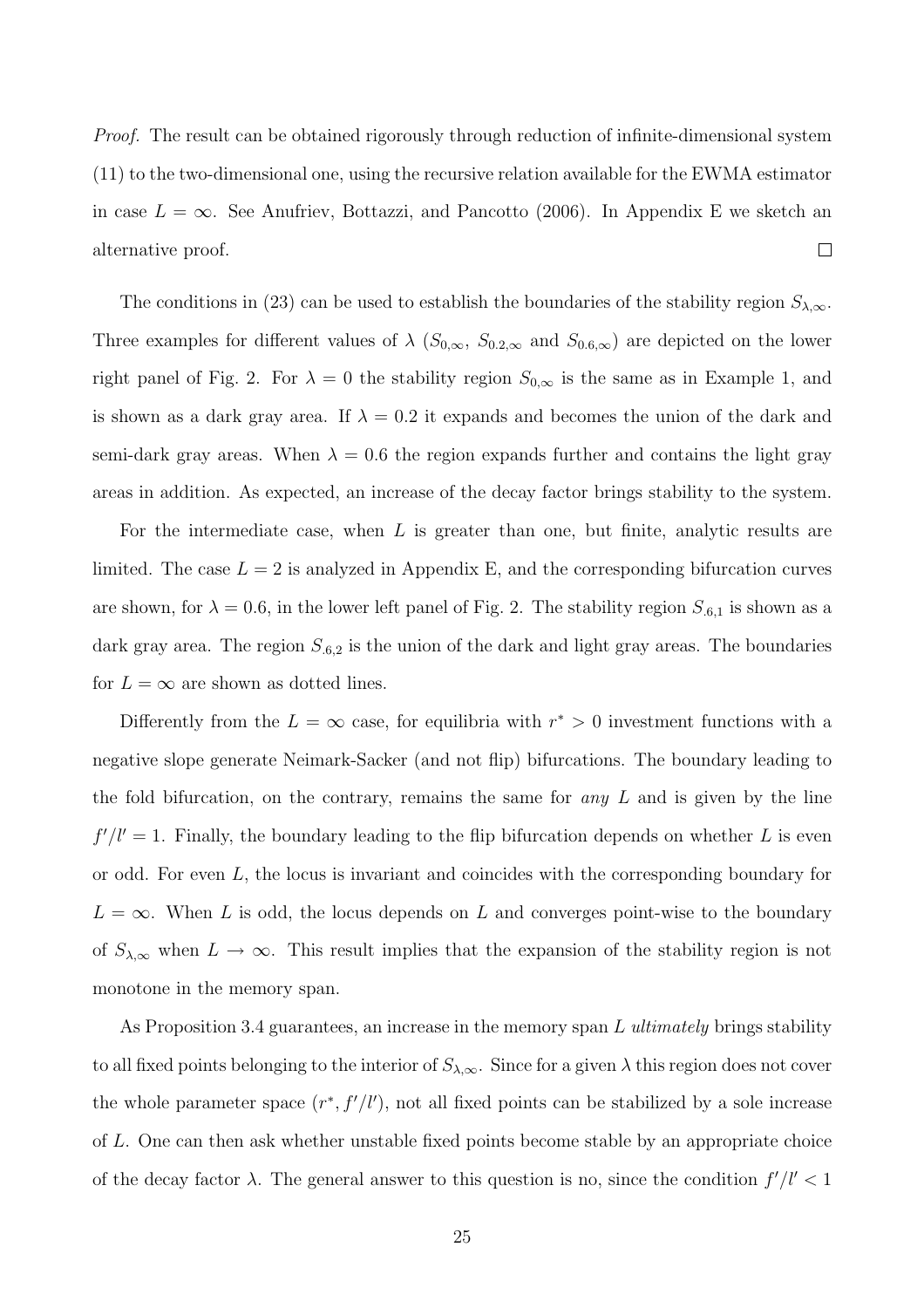*Proof.* The result can be obtained rigorously through reduction of infinite-dimensional system (11) to the two-dimensional one, using the recursive relation available for the EWMA estimator in case $L = \infty$. See Anufriev, Bottazzi, and Pancotto (2006). In Appendix E we sketch an alternative proof. $\square$

The conditions in (23) can be used to establish the boundaries of the stability region $S_{\lambda,\infty}$. Three examples for different values of $\lambda$ ($S_{0,\infty}$, $S_{0.2,\infty}$ and $S_{0.6,\infty}$) are depicted on the lower right panel of Fig. 2. For $\lambda = 0$ the stability region $S_{0,\infty}$ is the same as in Example 1, and is shown as a dark gray area. If $\lambda = 0.2$ it expands and becomes the union of the dark and semi-dark gray areas. When $\lambda = 0.6$ the region expands further and contains the light gray areas in addition. As expected, an increase of the decay factor brings stability to the system.

For the intermediate case, when $L$ is greater than one, but finite, analytic results are limited. The case $L = 2$ is analyzed in Appendix E, and the corresponding bifurcation curves are shown, for $\lambda = 0.6$, in the lower left panel of Fig. 2. The stability region $S_{.6,1}$ is shown as a dark gray area. The region $S_{.6,2}$ is the union of the dark and light gray areas. The boundaries for $L = \infty$ are shown as dotted lines.

Differently from the $L = \infty$ case, for equilibria with $r^* > 0$ investment functions with a negative slope generate Neimark-Sacker (and not flip) bifurcations. The boundary leading to the fold bifurcation, on the contrary, remains the same for *any* $L$ and is given by the line $f'/l' = 1$. Finally, the boundary leading to the flip bifurcation depends on whether $L$ is even or odd. For even $L$, the locus is invariant and coincides with the corresponding boundary for $L = \infty$. When $L$ is odd, the locus depends on $L$ and converges point-wise to the boundary of $S_{\lambda,\infty}$ when $L \to \infty$. This result implies that the expansion of the stability region is not monotone in the memory span.

As Proposition 3.4 guarantees, an increase in the memory span $L$ *ultimately* brings stability to all fixed points belonging to the interior of $S_{\lambda,\infty}$. Since for a given $\lambda$ this region does not cover the whole parameter space $(r^*, f'/l')$, not all fixed points can be stabilized by a sole increase of $L$. One can then ask whether unstable fixed points become stable by an appropriate choice of the decay factor $\lambda$. The general answer to this question is no, since the condition $f'/l' < 1$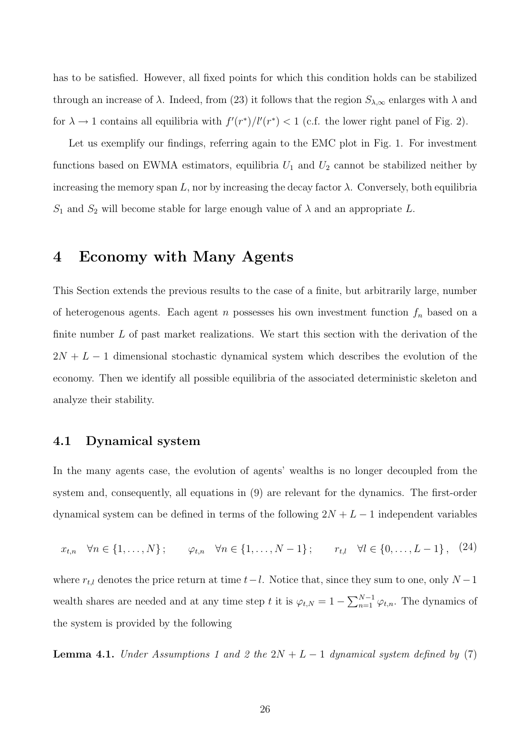has to be satisfied. However, all fixed points for which this condition holds can be stabilized through an increase of $\lambda$. Indeed, from (23) it follows that the region $S_{\lambda,\infty}$ enlarges with $\lambda$ and for $\lambda \to 1$ contains all equilibria with $f'(r^*)/l'(r^*) < 1$ (c.f. the lower right panel of Fig. 2).

Let us exemplify our findings, referring again to the EMC plot in Fig. 1. For investment functions based on EWMA estimators, equilibria $U_1$ and $U_2$ cannot be stabilized neither by increasing the memory span $L$, nor by increasing the decay factor $\lambda$. Conversely, both equilibria $S_1$ and $S_2$ will become stable for large enough value of $\lambda$ and an appropriate $L$.

# 4 Economy with Many Agents

This Section extends the previous results to the case of a finite, but arbitrarily large, number of heterogenous agents. Each agent $n$ possesses his own investment function $f_n$ based on a finite number $L$ of past market realizations. We start this section with the derivation of the $2N + L - 1$ dimensional stochastic dynamical system which describes the evolution of the economy. Then we identify all possible equilibria of the associated deterministic skeleton and analyze their stability.

## 4.1 Dynamical system

In the many agents case, the evolution of agents' wealths is no longer decoupled from the system and, consequently, all equations in (9) are relevant for the dynamics. The first-order dynamical system can be defined in terms of the following $2N + L - 1$ independent variables

$$x_{t,n} \quad \forall n \in \{1, \ldots, N\}\,; \qquad \varphi_{t,n} \quad \forall n \in \{1, \ldots, N-1\}\,; \qquad r_{t,l} \quad \forall l \in \{0, \ldots, L-1\}\,, \quad (24)$$

where $r_{t,l}$ denotes the price return at time $t-l$. Notice that, since they sum to one, only $N-1$ wealth shares are needed and at any time step $t$ it is $\varphi_{t,N} = 1 - \sum_{n=1}^{N-1} \varphi_{t,n}$. The dynamics of the system is provided by the following

**Lemma 4.1.** *Under Assumptions 1 and 2 the $2N + L - 1$ dynamical system defined by (7)*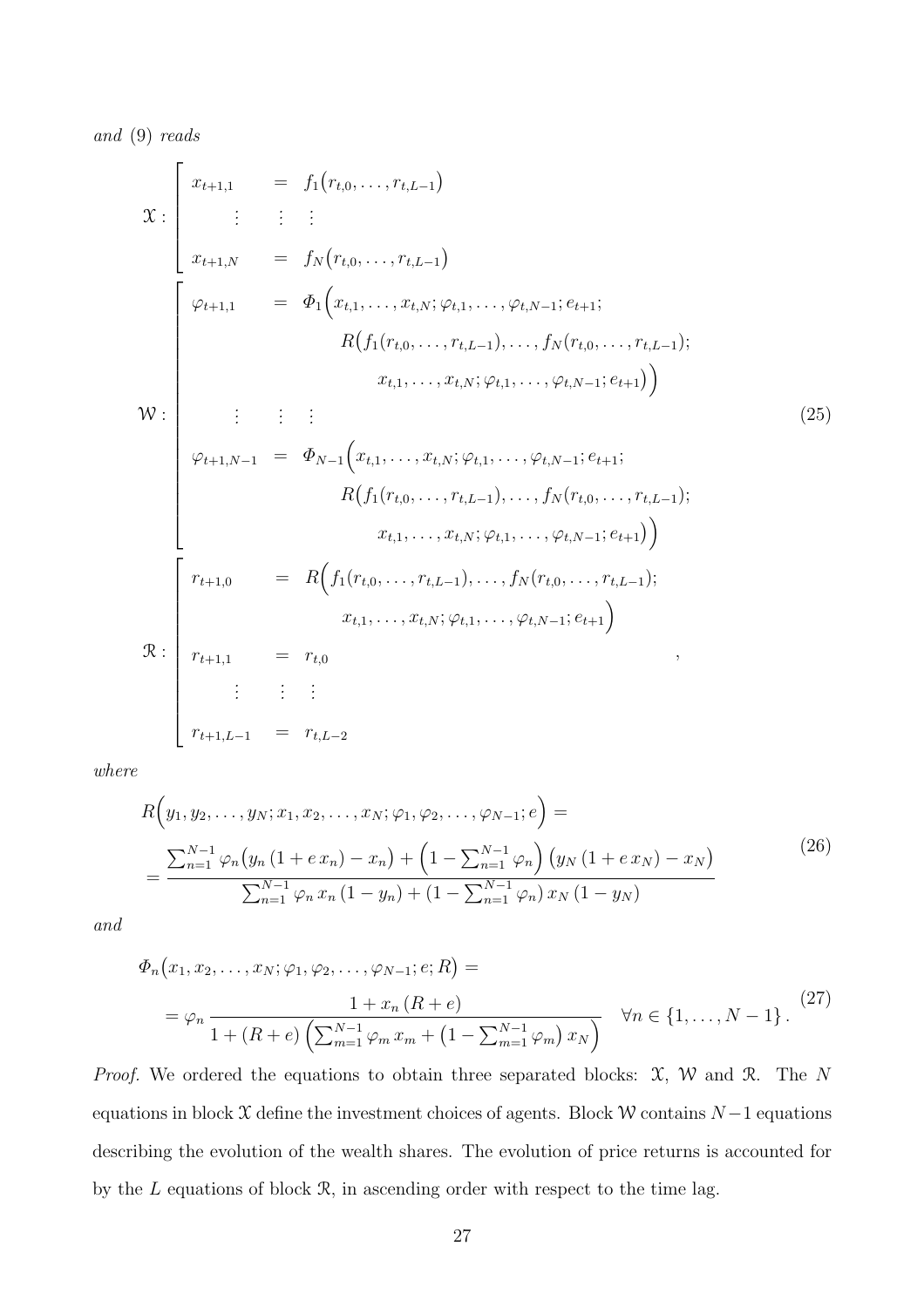*and* (9) *reads*

$$
\begin{array}{l}
\mathcal{X}: \left[\begin{array}{lcl}
x_{t+1,1} & = & f_1\big(r_{t,0},\ldots,r_{t,L-1}\big) \\
\vdots & \vdots & \vdots \\
x_{t+1,N} & = & f_N\big(r_{t,0},\ldots,r_{t,L-1}\big)
\end{array}\right. \\
\mathcal{W}: \left[\begin{array}{lcl}
\varphi_{t+1,1} & = & \varPhi_1\Big(x_{t,1},\ldots,x_{t,N};\varphi_{t,1},\ldots,\varphi_{t,N-1};e_{t+1}; \\
& & \quad R\big(f_1(r_{t,0},\ldots,r_{t,L-1}),\ldots,f_N(r_{t,0},\ldots,r_{t,L-1}); \\
& & \quad\quad x_{t,1},\ldots,x_{t,N};\varphi_{t,1},\ldots,\varphi_{t,N-1};e_{t+1}\big)\Big) \\
\vdots & \vdots & \vdots \\
\varphi_{t+1,N-1} & = & \varPhi_{N-1}\Big(x_{t,1},\ldots,x_{t,N};\varphi_{t,1},\ldots,\varphi_{t,N-1};e_{t+1}; \\
& & \quad R\big(f_1(r_{t,0},\ldots,r_{t,L-1}),\ldots,f_N(r_{t,0},\ldots,r_{t,L-1}); \\
& & \quad\quad x_{t,1},\ldots,x_{t,N};\varphi_{t,1},\ldots,\varphi_{t,N-1};e_{t+1}\big)\Big)
\end{array}\right. \\
\mathcal{R}: \left[\begin{array}{lcl}
r_{t+1,0} & = & R\Big(f_1(r_{t,0},\ldots,r_{t,L-1}),\ldots,f_N(r_{t,0},\ldots,r_{t,L-1}); \\
& & \quad x_{t,1},\ldots,x_{t,N};\varphi_{t,1},\ldots,\varphi_{t,N-1};e_{t+1}\Big) \\
r_{t+1,1} & = & r_{t,0} \\
\vdots & \vdots & \vdots \\
r_{t+1,L-1} & = & r_{t,L-2}
\end{array}\right.
\end{array}
\qquad , \tag{25}
$$

*where*

$$
\begin{aligned}
&R\Big(y_1,y_2,\ldots,y_N;x_1,x_2,\ldots,x_N;\varphi_1,\varphi_2,\ldots,\varphi_{N-1};e\Big) = \\
&= \frac{\sum_{n=1}^{N-1}\varphi_n\big(y_n\,(1+e\,x_n)-x_n\big)+\Big(1-\sum_{n=1}^{N-1}\varphi_n\Big)\big(y_N\,(1+e\,x_N)-x_N\big)}{\sum_{n=1}^{N-1}\varphi_n\,x_n\,(1-y_n)+(1-\sum_{n=1}^{N-1}\varphi_n)\,x_N\,(1-y_N)}
\end{aligned} \tag{26}
$$

*and*

$$
\begin{aligned}
&\varPhi_n\big(x_1,x_2,\ldots,x_N;\varphi_1,\varphi_2,\ldots,\varphi_{N-1};e;R\big) = \\
&= \varphi_n\,\frac{1+x_n\,(R+e)}{1+(R+e)\Big(\sum_{m=1}^{N-1}\varphi_m\,x_m+\big(1-\sum_{m=1}^{N-1}\varphi_m\big)\,x_N\Big)} \quad \forall n\in\{1,\ldots,N-1\}\,.
\end{aligned} \tag{27}
$$

*Proof.* We ordered the equations to obtain three separated blocks: $\mathcal{X}$, $\mathcal{W}$ and $\mathcal{R}$. The $N$ equations in block $\mathcal{X}$ define the investment choices of agents. Block $\mathcal{W}$ contains $N-1$ equations describing the evolution of the wealth shares. The evolution of price returns is accounted for by the $L$ equations of block $\mathcal{R}$, in ascending order with respect to the time lag.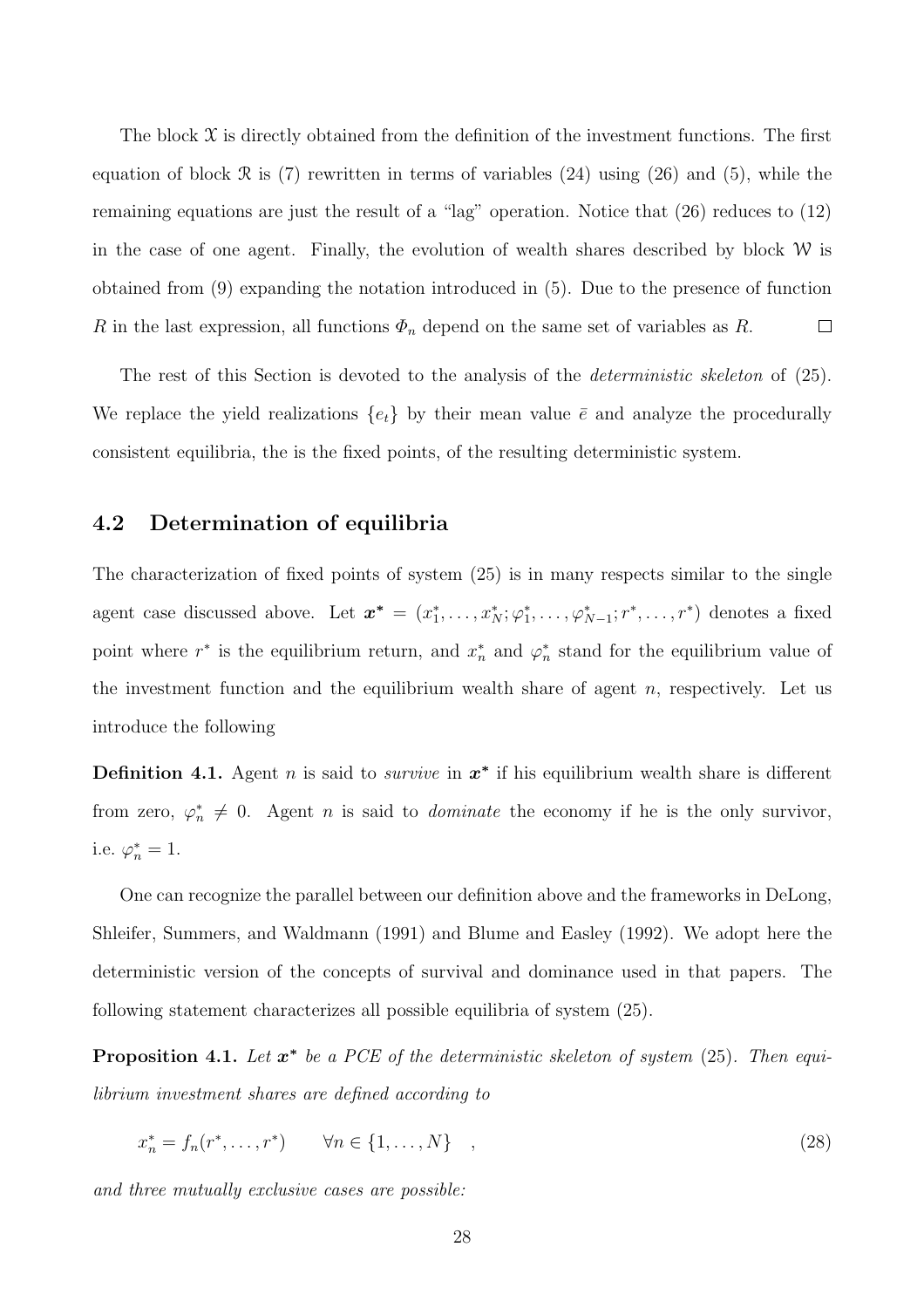The block $\mathcal{X}$ is directly obtained from the definition of the investment functions. The first equation of block $\mathcal{R}$ is (7) rewritten in terms of variables (24) using (26) and (5), while the remaining equations are just the result of a "lag" operation. Notice that (26) reduces to (12) in the case of one agent. Finally, the evolution of wealth shares described by block $\mathcal{W}$ is obtained from (9) expanding the notation introduced in (5). Due to the presence of function $R$ in the last expression, all functions $\Phi_n$ depend on the same set of variables as $R$. $\square$

The rest of this Section is devoted to the analysis of the *deterministic skeleton* of (25). We replace the yield realizations $\{e_t\}$ by their mean value $\bar{e}$ and analyze the procedurally consistent equilibria, the is the fixed points, of the resulting deterministic system.

## 4.2 Determination of equilibria

The characterization of fixed points of system (25) is in many respects similar to the single agent case discussed above. Let $\boldsymbol{x^*} = (x_1^*, \ldots, x_N^*; \varphi_1^*, \ldots, \varphi_{N-1}^*; r^*, \ldots, r^*)$ denotes a fixed point where $r^*$ is the equilibrium return, and $x_n^*$ and $\varphi_n^*$ stand for the equilibrium value of the investment function and the equilibrium wealth share of agent $n$, respectively. Let us introduce the following

**Definition 4.1.** Agent $n$ is said to *survive* in $\boldsymbol{x^*}$ if his equilibrium wealth share is different from zero, $\varphi_n^* \neq 0$. Agent $n$ is said to *dominate* the economy if he is the only survivor, i.e. $\varphi_n^* = 1$.

One can recognize the parallel between our definition above and the frameworks in DeLong, Shleifer, Summers, and Waldmann (1991) and Blume and Easley (1992). We adopt here the deterministic version of the concepts of survival and dominance used in that papers. The following statement characterizes all possible equilibria of system (25).

**Proposition 4.1.** *Let $\boldsymbol{x^*}$ be a PCE of the deterministic skeleton of system* (25)*. Then equilibrium investment shares are defined according to*

$$x_n^* = f_n(r^*, \ldots, r^*) \qquad \forall n \in \{1, \ldots, N\} \quad , \tag{28}$$

*and three mutually exclusive cases are possible:*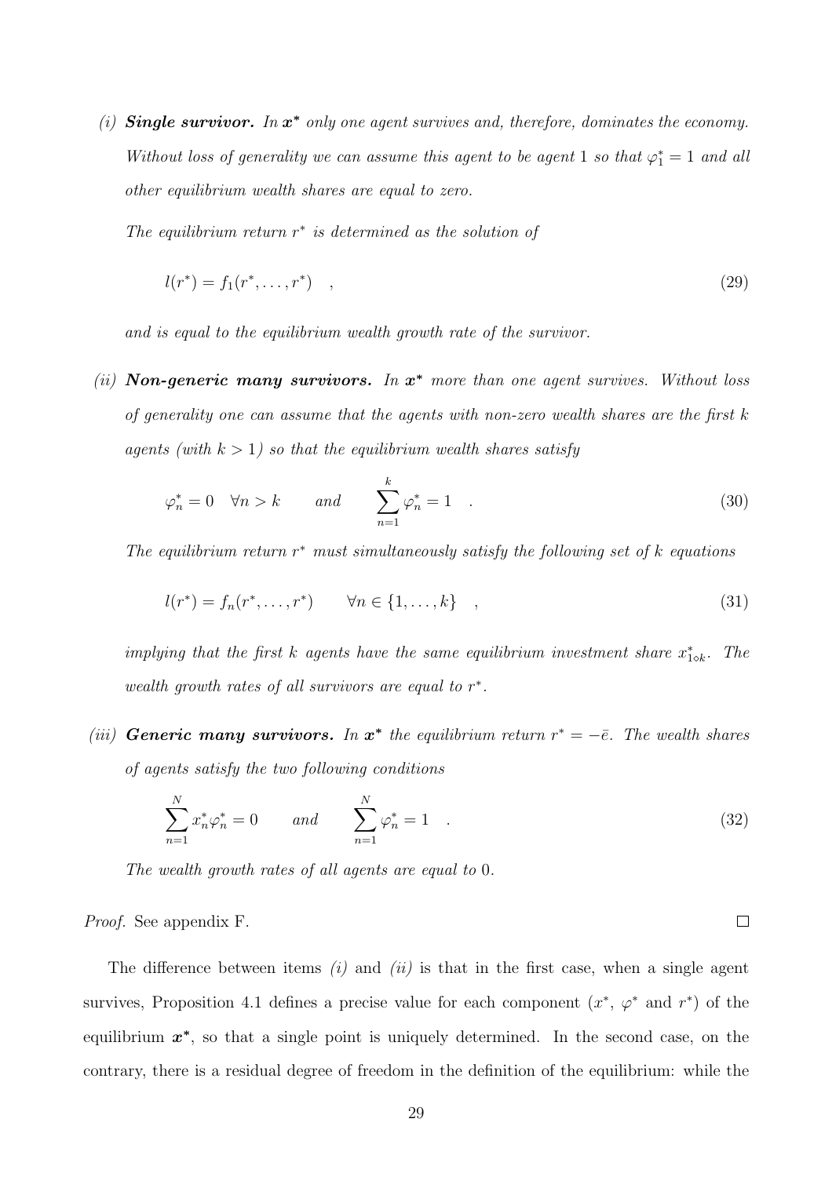*(i)* ***Single survivor.*** *In $\boldsymbol{x^*}$ only one agent survives and, therefore, dominates the economy. Without loss of generality we can assume this agent to be agent 1 so that $\varphi_1^* = 1$ and all other equilibrium wealth shares are equal to zero.*

*The equilibrium return $r^*$ is determined as the solution of*

$$l(r^*) = f_1(r^*, \dots, r^*) \quad , \tag{29}$$

*and is equal to the equilibrium wealth growth rate of the survivor.*

*(ii)* ***Non-generic many survivors.*** *In $\boldsymbol{x^*}$ more than one agent survives. Without loss of generality one can assume that the agents with non-zero wealth shares are the first $k$ agents (with $k > 1$) so that the equilibrium wealth shares satisfy*

$$\varphi_n^* = 0 \quad \forall n > k \qquad and \qquad \sum_{n=1}^{k} \varphi_n^* = 1 \quad . \tag{30}$$

*The equilibrium return $r^*$ must simultaneously satisfy the following set of $k$ equations*

$$l(r^*) = f_n(r^*, \dots, r^*) \qquad \forall n \in \{1, \dots, k\} \quad , \tag{31}$$

*implying that the first $k$ agents have the same equilibrium investment share $x^*_{1 \diamond k}$. The wealth growth rates of all survivors are equal to $r^*$.*

*(iii)* ***Generic many survivors.*** *In $\boldsymbol{x^*}$ the equilibrium return $r^* = -\bar{e}$. The wealth shares of agents satisfy the two following conditions*

$$\sum_{n=1}^{N} x_n^* \varphi_n^* = 0 \qquad and \qquad \sum_{n=1}^{N} \varphi_n^* = 1 \quad . \tag{32}$$

*The wealth growth rates of all agents are equal to 0.*

*Proof.* See appendix F. ∎

The difference between items *(i)* and *(ii)* is that in the first case, when a single agent survives, Proposition 4.1 defines a precise value for each component ($x^*$, $\varphi^*$ and $r^*$) of the equilibrium $\boldsymbol{x^*}$, so that a single point is uniquely determined. In the second case, on the contrary, there is a residual degree of freedom in the definition of the equilibrium: while the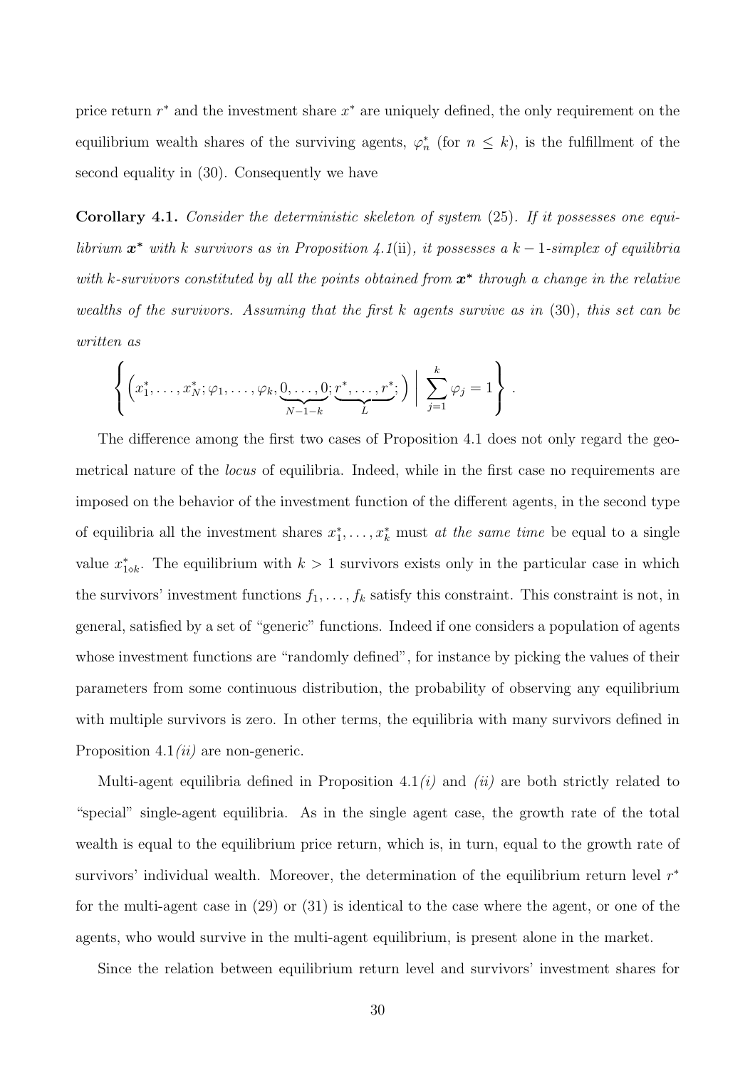price return $r^*$ and the investment share $x^*$ are uniquely defined, the only requirement on the equilibrium wealth shares of the surviving agents, $\varphi_n^*$ (for $n \leq k$), is the fulfillment of the second equality in (30). Consequently we have

**Corollary 4.1.** *Consider the deterministic skeleton of system* (25)*. If it possesses one equilibrium* $\boldsymbol{x^*}$ *with* $k$ *survivors as in Proposition 4.1*(ii)*, it possesses a* $k-1$*-simplex of equilibria with* $k$*-survivors constituted by all the points obtained from* $\boldsymbol{x^*}$ *through a change in the relative wealths of the survivors. Assuming that the first* $k$ *agents survive as in* (30)*, this set can be written as*

$$\left\{ \left( x_1^*, \ldots, x_N^*; \varphi_1, \ldots, \varphi_k, \underbrace{0, \ldots, 0}_{N-1-k}; \underbrace{r^*, \ldots, r^*}_{L}; \right) \;\middle|\; \sum_{j=1}^{k} \varphi_j = 1 \right\} .$$

The difference among the first two cases of Proposition 4.1 does not only regard the geometrical nature of the *locus* of equilibria. Indeed, while in the first case no requirements are imposed on the behavior of the investment function of the different agents, in the second type of equilibria all the investment shares $x_1^*, \ldots, x_k^*$ must *at the same time* be equal to a single value $x_{1\diamond k}^*$. The equilibrium with $k > 1$ survivors exists only in the particular case in which the survivors' investment functions $f_1, \ldots, f_k$ satisfy this constraint. This constraint is not, in general, satisfied by a set of "generic" functions. Indeed if one considers a population of agents whose investment functions are "randomly defined", for instance by picking the values of their parameters from some continuous distribution, the probability of observing any equilibrium with multiple survivors is zero. In other terms, the equilibria with many survivors defined in Proposition 4.1*(ii)* are non-generic.

Multi-agent equilibria defined in Proposition 4.1*(i)* and *(ii)* are both strictly related to "special" single-agent equilibria. As in the single agent case, the growth rate of the total wealth is equal to the equilibrium price return, which is, in turn, equal to the growth rate of survivors' individual wealth. Moreover, the determination of the equilibrium return level $r^*$ for the multi-agent case in (29) or (31) is identical to the case where the agent, or one of the agents, who would survive in the multi-agent equilibrium, is present alone in the market.

Since the relation between equilibrium return level and survivors' investment shares for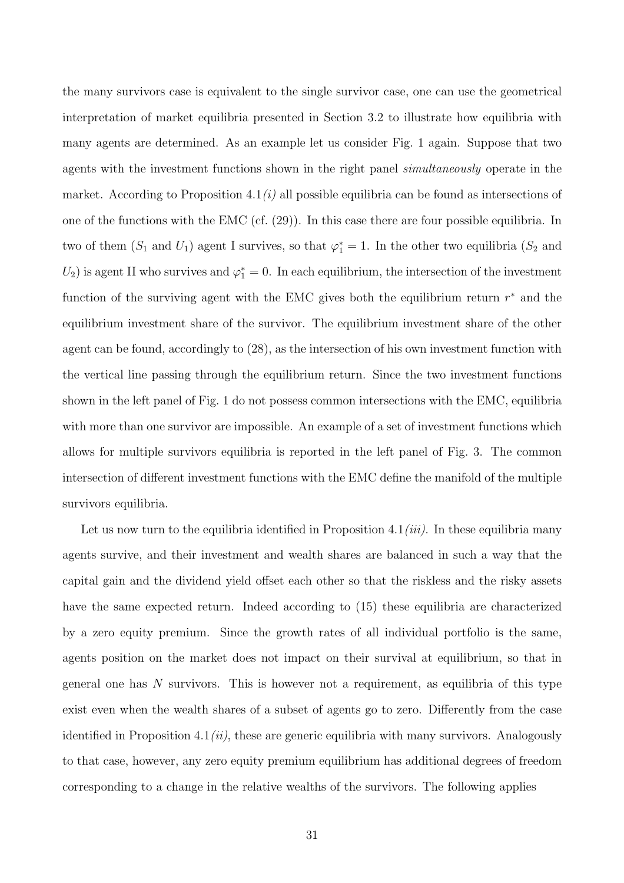the many survivors case is equivalent to the single survivor case, one can use the geometrical interpretation of market equilibria presented in Section 3.2 to illustrate how equilibria with many agents are determined. As an example let us consider Fig. 1 again. Suppose that two agents with the investment functions shown in the right panel *simultaneously* operate in the market. According to Proposition 4.1*(i)* all possible equilibria can be found as intersections of one of the functions with the EMC (cf. (29)). In this case there are four possible equilibria. In two of them ($S_1$ and $U_1$) agent I survives, so that $\varphi_1^* = 1$. In the other two equilibria ($S_2$ and $U_2$) is agent II who survives and $\varphi_1^* = 0$. In each equilibrium, the intersection of the investment function of the surviving agent with the EMC gives both the equilibrium return $r^*$ and the equilibrium investment share of the survivor. The equilibrium investment share of the other agent can be found, accordingly to (28), as the intersection of his own investment function with the vertical line passing through the equilibrium return. Since the two investment functions shown in the left panel of Fig. 1 do not possess common intersections with the EMC, equilibria with more than one survivor are impossible. An example of a set of investment functions which allows for multiple survivors equilibria is reported in the left panel of Fig. 3. The common intersection of different investment functions with the EMC define the manifold of the multiple survivors equilibria.

Let us now turn to the equilibria identified in Proposition 4.1*(iii)*. In these equilibria many agents survive, and their investment and wealth shares are balanced in such a way that the capital gain and the dividend yield offset each other so that the riskless and the risky assets have the same expected return. Indeed according to (15) these equilibria are characterized by a zero equity premium. Since the growth rates of all individual portfolio is the same, agents position on the market does not impact on their survival at equilibrium, so that in general one has $N$ survivors. This is however not a requirement, as equilibria of this type exist even when the wealth shares of a subset of agents go to zero. Differently from the case identified in Proposition 4.1*(ii)*, these are generic equilibria with many survivors. Analogously to that case, however, any zero equity premium equilibrium has additional degrees of freedom corresponding to a change in the relative wealths of the survivors. The following applies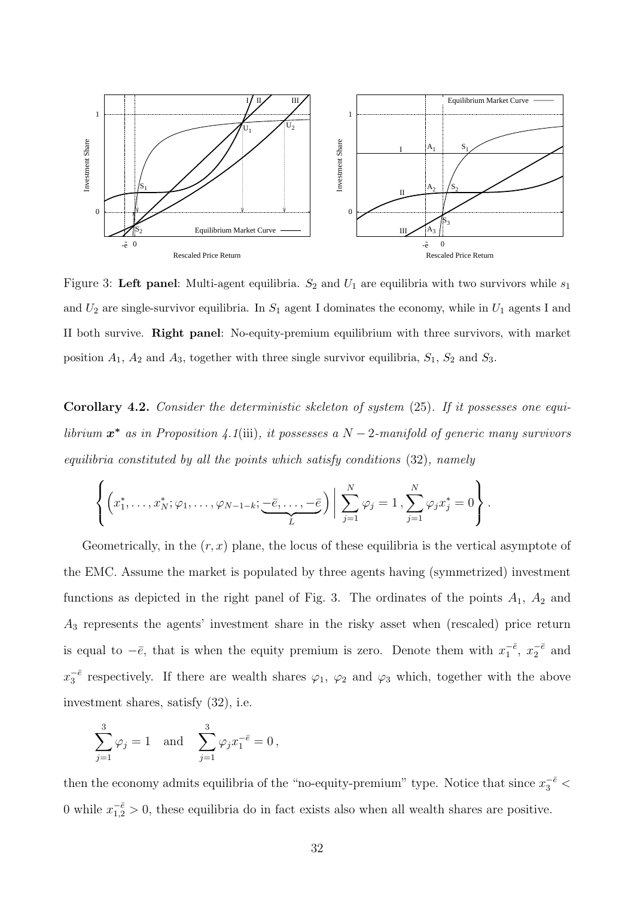Figure 3: **Left panel**: Multi-agent equilibria. $S_2$ and $U_1$ are equilibria with two survivors while $s_1$ and $U_2$ are single-survivor equilibria. In $S_1$ agent I dominates the economy, while in $U_1$ agents I and II both survive. **Right panel**: No-equity-premium equilibrium with three survivors, with market position $A_1$, $A_2$ and $A_3$, together with three single survivor equilibria, $S_1$, $S_2$ and $S_3$.

**Corollary 4.2.** *Consider the deterministic skeleton of system* (25)*. If it possesses one equilibrium* $\boldsymbol{x}^*$ *as in Proposition 4.1*(iii)*, it possesses a* $N-2$*-manifold of generic many survivors equilibria constituted by all the points which satisfy conditions* (32)*, namely*

$$\left\{ \left( x_1^*, \ldots, x_N^*; \varphi_1, \ldots, \varphi_{N-1-k}; \underbrace{-\bar{e}, \ldots, -\bar{e}}_{L} \right) \Big| \sum_{j=1}^{N} \varphi_j = 1 \, , \sum_{j=1}^{N} \varphi_j x_j^* = 0 \right\} .$$

Geometrically, in the $(r, x)$ plane, the locus of these equilibria is the vertical asymptote of the EMC. Assume the market is populated by three agents having (symmetrized) investment functions as depicted in the right panel of Fig. 3. The ordinates of the points $A_1$, $A_2$ and $A_3$ represents the agents' investment share in the risky asset when (rescaled) price return is equal to $-\bar{e}$, that is when the equity premium is zero. Denote them with $x_1^{-\bar{e}}$, $x_2^{-\bar{e}}$ and $x_3^{-\bar{e}}$ respectively. If there are wealth shares $\varphi_1$, $\varphi_2$ and $\varphi_3$ which, together with the above investment shares, satisfy (32), i.e.

$$\sum_{j=1}^{3} \varphi_j = 1 \quad \text{and} \quad \sum_{j=1}^{3} \varphi_j x_1^{-\bar{e}} = 0 \, ,$$

then the economy admits equilibria of the "no-equity-premium" type. Notice that since $x_3^{-\bar{e}} < 0$ while $x_{1,2}^{-\bar{e}} > 0$, these equilibria do in fact exists also when all wealth shares are positive.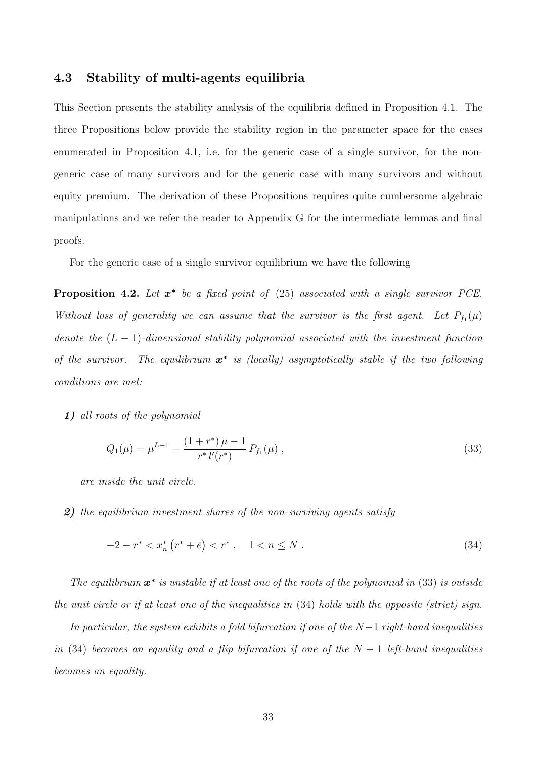### 4.3 Stability of multi-agents equilibria

This Section presents the stability analysis of the equilibria defined in Proposition 4.1. The three Propositions below provide the stability region in the parameter space for the cases enumerated in Proposition 4.1, i.e. for the generic case of a single survivor, for the non-generic case of many survivors and for the generic case with many survivors and without equity premium. The derivation of these Propositions requires quite cumbersome algebraic manipulations and we refer the reader to Appendix G for the intermediate lemmas and final proofs.

For the generic case of a single survivor equilibrium we have the following

**Proposition 4.2.** *Let $\boldsymbol{x}^*$ be a fixed point of* (25) *associated with a single survivor PCE. Without loss of generality we can assume that the survivor is the first agent. Let $P_{f_1}(\mu)$ denote the $(L-1)$-dimensional stability polynomial associated with the investment function of the survivor. The equilibrium $\boldsymbol{x}^*$ is (locally) asymptotically stable if the two following conditions are met:*

***1)*** *all roots of the polynomial*

$$Q_1(\mu) = \mu^{L+1} - \frac{(1+r^*)\,\mu - 1}{r^*\,l'(r^*)}\,P_{f_1}(\mu)\;, \tag{33}$$

*are inside the unit circle.*

***2)*** *the equilibrium investment shares of the non-surviving agents satisfy*

$$-2 - r^* < x_n^*\left(r^* + \bar{e}\right) < r^*\;, \quad 1 < n \leq N\;. \tag{34}$$

*The equilibrium $\boldsymbol{x}^*$ is unstable if at least one of the roots of the polynomial in* (33) *is outside the unit circle or if at least one of the inequalities in* (34) *holds with the opposite (strict) sign.*

*In particular, the system exhibits a fold bifurcation if one of the $N-1$ right-hand inequalities in* (34) *becomes an equality and a flip bifurcation if one of the $N-1$ left-hand inequalities becomes an equality.*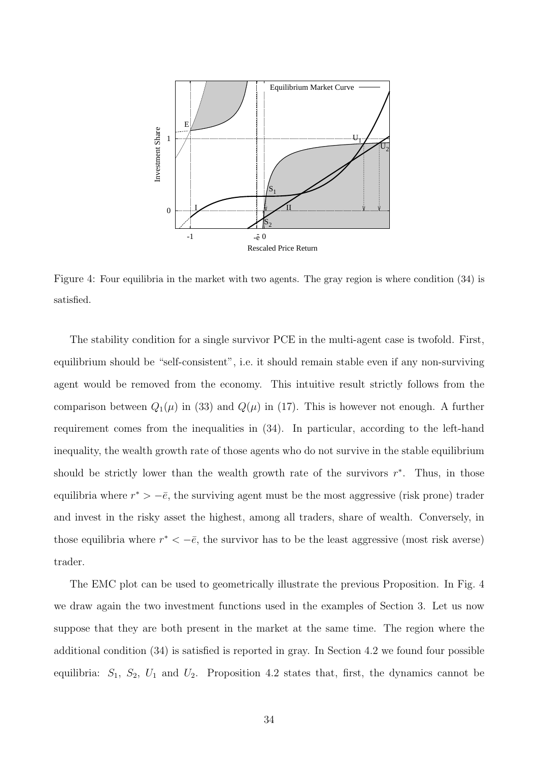Figure 4: Four equilibria in the market with two agents. The gray region is where condition (34) is satisfied.

The stability condition for a single survivor PCE in the multi-agent case is twofold. First, equilibrium should be "self-consistent", i.e. it should remain stable even if any non-surviving agent would be removed from the economy. This intuitive result strictly follows from the comparison between $Q_1(\mu)$ in (33) and $Q(\mu)$ in (17). This is however not enough. A further requirement comes from the inequalities in (34). In particular, according to the left-hand inequality, the wealth growth rate of those agents who do not survive in the stable equilibrium should be strictly lower than the wealth growth rate of the survivors $r^*$. Thus, in those equilibria where $r^* > -\bar{e}$, the surviving agent must be the most aggressive (risk prone) trader and invest in the risky asset the highest, among all traders, share of wealth. Conversely, in those equilibria where $r^* < -\bar{e}$, the survivor has to be the least aggressive (most risk averse) trader.

The EMC plot can be used to geometrically illustrate the previous Proposition. In Fig. 4 we draw again the two investment functions used in the examples of Section 3. Let us now suppose that they are both present in the market at the same time. The region where the additional condition (34) is satisfied is reported in gray. In Section 4.2 we found four possible equilibria: $S_1$, $S_2$, $U_1$ and $U_2$. Proposition 4.2 states that, first, the dynamics cannot be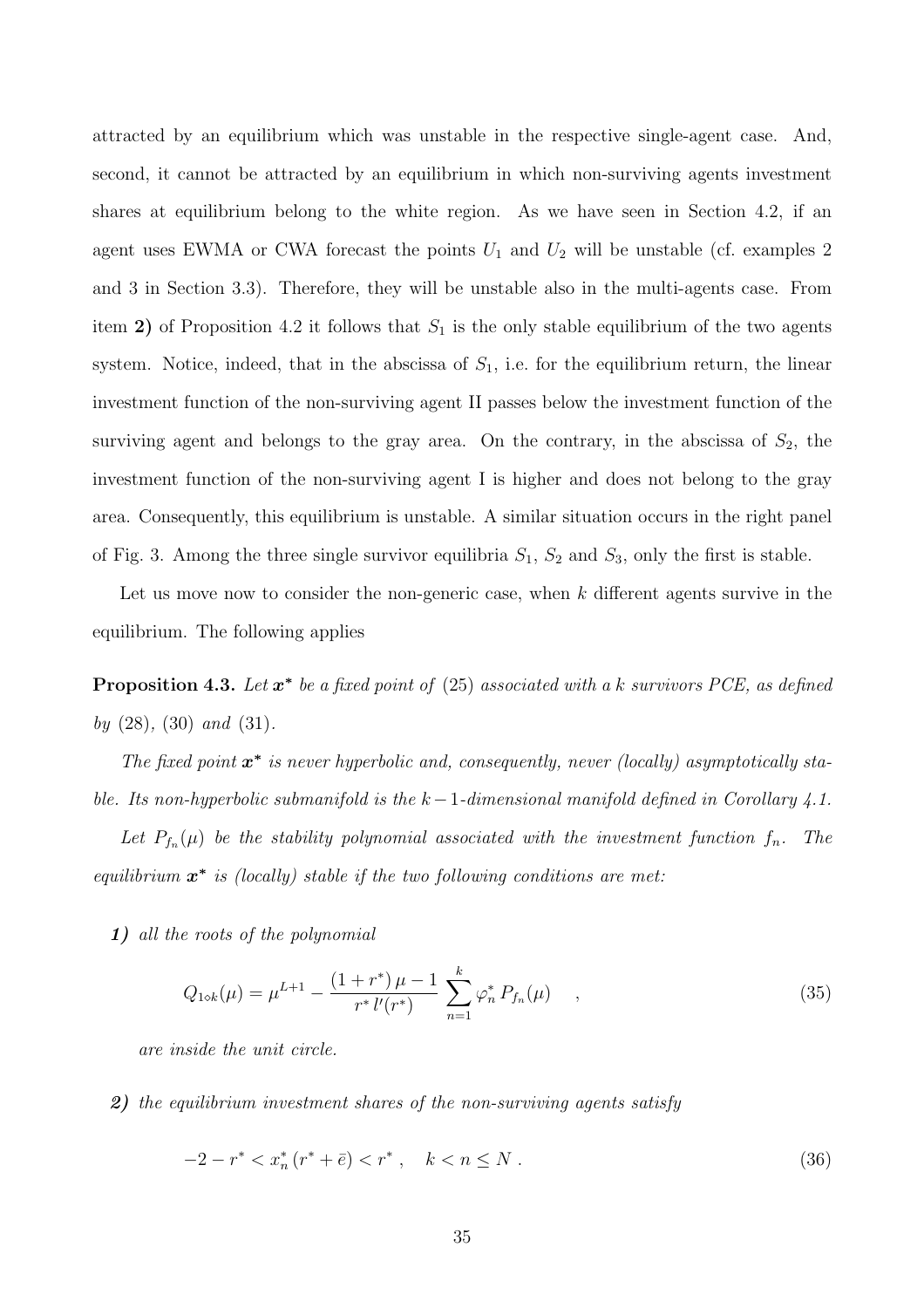attracted by an equilibrium which was unstable in the respective single-agent case. And, second, it cannot be attracted by an equilibrium in which non-surviving agents investment shares at equilibrium belong to the white region. As we have seen in Section 4.2, if an agent uses EWMA or CWA forecast the points $U_1$ and $U_2$ will be unstable (cf. examples 2 and 3 in Section 3.3). Therefore, they will be unstable also in the multi-agents case. From item **2)** of Proposition 4.2 it follows that $S_1$ is the only stable equilibrium of the two agents system. Notice, indeed, that in the abscissa of $S_1$, i.e. for the equilibrium return, the linear investment function of the non-surviving agent II passes below the investment function of the surviving agent and belongs to the gray area. On the contrary, in the abscissa of $S_2$, the investment function of the non-surviving agent I is higher and does not belong to the gray area. Consequently, this equilibrium is unstable. A similar situation occurs in the right panel of Fig. 3. Among the three single survivor equilibria $S_1$, $S_2$ and $S_3$, only the first is stable.

Let us move now to consider the non-generic case, when $k$ different agents survive in the equilibrium. The following applies

**Proposition 4.3.** *Let $\boldsymbol{x}^*$ be a fixed point of* (25) *associated with a $k$ survivors PCE, as defined by* (28)*,* (30) *and* (31)*.*

*The fixed point $\boldsymbol{x}^*$ is never hyperbolic and, consequently, never (locally) asymptotically stable. Its non-hyperbolic submanifold is the $k-1$-dimensional manifold defined in Corollary 4.1.*

*Let $P_{f_n}(\mu)$ be the stability polynomial associated with the investment function $f_n$. The equilibrium $\boldsymbol{x}^*$ is (locally) stable if the two following conditions are met:*

***1)*** *all the roots of the polynomial*

$$Q_{1\diamond k}(\mu) = \mu^{L+1} - \frac{(1+r^*)\,\mu - 1}{r^*\, l'(r^*)} \sum_{n=1}^{k} \varphi_n^*\, P_{f_n}(\mu) \quad , \tag{35}$$

*are inside the unit circle.*

***2)*** *the equilibrium investment shares of the non-surviving agents satisfy*

$$-2 - r^* < x_n^*\,(r^* + \bar{e}) < r^* \,, \quad k < n \leq N \,. \tag{36}$$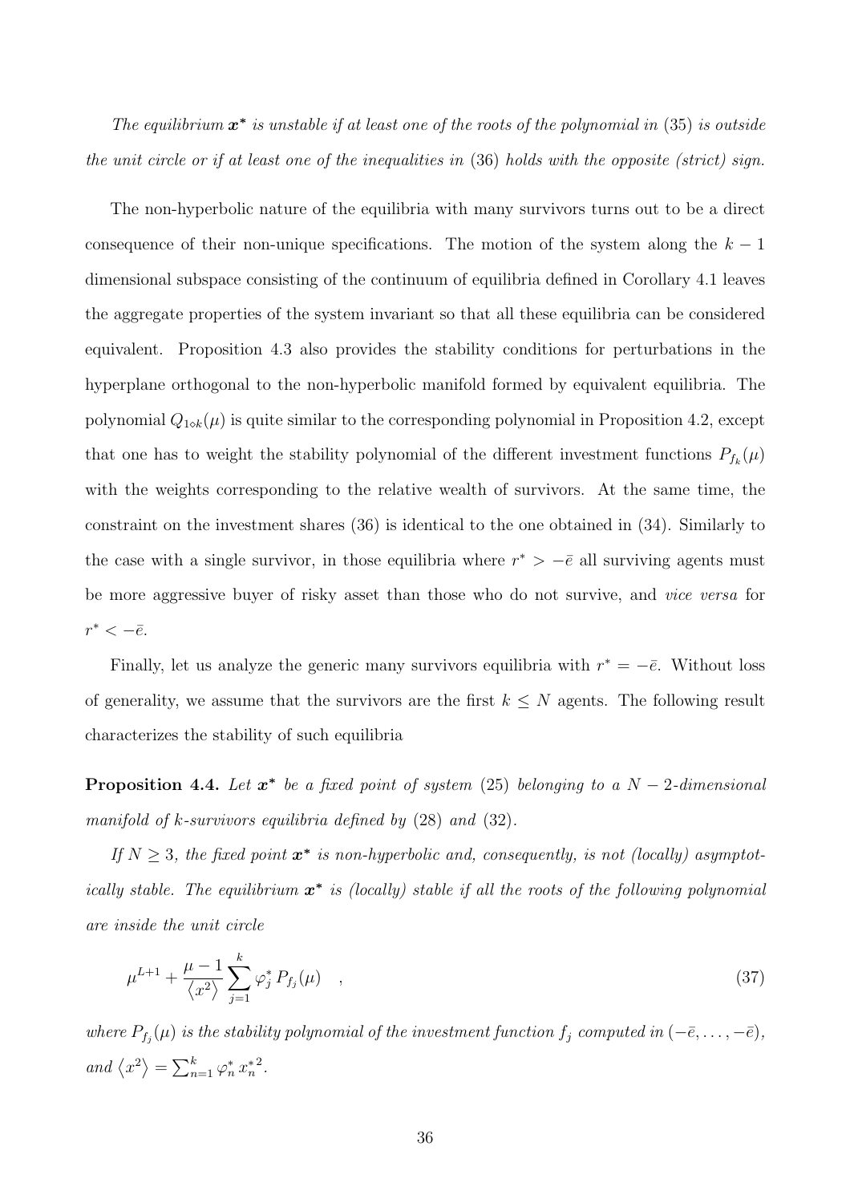*The equilibrium $\boldsymbol{x}^*$ is unstable if at least one of the roots of the polynomial in* (35) *is outside the unit circle or if at least one of the inequalities in* (36) *holds with the opposite (strict) sign.*

The non-hyperbolic nature of the equilibria with many survivors turns out to be a direct consequence of their non-unique specifications. The motion of the system along the $k-1$ dimensional subspace consisting of the continuum of equilibria defined in Corollary 4.1 leaves the aggregate properties of the system invariant so that all these equilibria can be considered equivalent. Proposition 4.3 also provides the stability conditions for perturbations in the hyperplane orthogonal to the non-hyperbolic manifold formed by equivalent equilibria. The polynomial $Q_{1\circ k}(\mu)$ is quite similar to the corresponding polynomial in Proposition 4.2, except that one has to weight the stability polynomial of the different investment functions $P_{f_k}(\mu)$ with the weights corresponding to the relative wealth of survivors. At the same time, the constraint on the investment shares (36) is identical to the one obtained in (34). Similarly to the case with a single survivor, in those equilibria where $r^* > -\bar{e}$ all surviving agents must be more aggressive buyer of risky asset than those who do not survive, and *vice versa* for $r^* < -\bar{e}$.

Finally, let us analyze the generic many survivors equilibria with $r^* = -\bar{e}$. Without loss of generality, we assume that the survivors are the first $k \leq N$ agents. The following result characterizes the stability of such equilibria

**Proposition 4.4.** *Let $\boldsymbol{x}^*$ be a fixed point of system* (25) *belonging to a $N-2$-dimensional manifold of $k$-survivors equilibria defined by* (28) *and* (32).

*If $N \geq 3$, the fixed point $\boldsymbol{x}^*$ is non-hyperbolic and, consequently, is not (locally) asymptotically stable. The equilibrium $\boldsymbol{x}^*$ is (locally) stable if all the roots of the following polynomial are inside the unit circle*

$$\mu^{L+1} + \frac{\mu - 1}{\langle x^2 \rangle} \sum_{j=1}^{k} \varphi_j^* \, P_{f_j}(\mu) \quad , \tag{37}$$

*where $P_{f_j}(\mu)$ is the stability polynomial of the investment function $f_j$ computed in $(-\bar{e}, \ldots, -\bar{e})$, and $\langle x^2 \rangle = \sum_{n=1}^{k} \varphi_n^* \, {x_n^*}^2$.*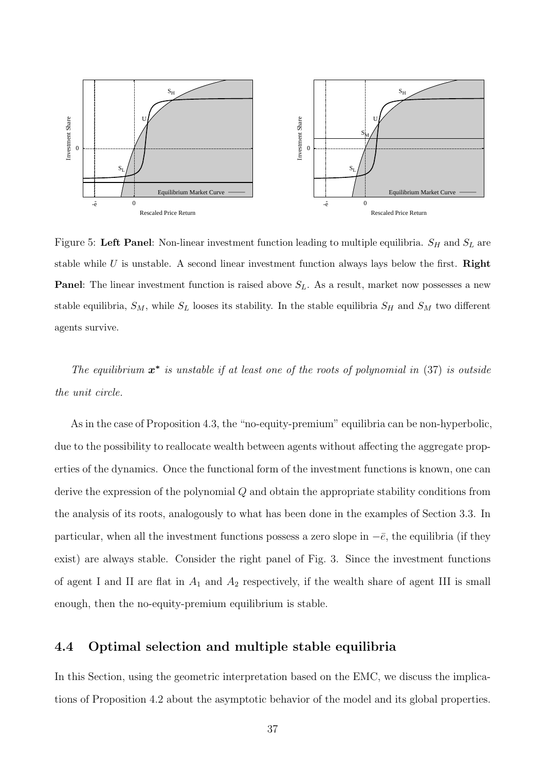Figure 5: **Left Panel**: Non-linear investment function leading to multiple equilibria. $S_H$ and $S_L$ are stable while $U$ is unstable. A second linear investment function always lays below the first. **Right Panel**: The linear investment function is raised above $S_L$. As a result, market now possesses a new stable equilibria, $S_M$, while $S_L$ looses its stability. In the stable equilibria $S_H$ and $S_M$ two different agents survive.

*The equilibrium $\boldsymbol{x}^*$ is unstable if at least one of the roots of polynomial in* (37) *is outside the unit circle.*

As in the case of Proposition 4.3, the "no-equity-premium" equilibria can be non-hyperbolic, due to the possibility to reallocate wealth between agents without affecting the aggregate properties of the dynamics. Once the functional form of the investment functions is known, one can derive the expression of the polynomial $Q$ and obtain the appropriate stability conditions from the analysis of its roots, analogously to what has been done in the examples of Section 3.3. In particular, when all the investment functions possess a zero slope in $-\bar{e}$, the equilibria (if they exist) are always stable. Consider the right panel of Fig. 3. Since the investment functions of agent I and II are flat in $A_1$ and $A_2$ respectively, if the wealth share of agent III is small enough, then the no-equity-premium equilibrium is stable.

## 4.4 Optimal selection and multiple stable equilibria

In this Section, using the geometric interpretation based on the EMC, we discuss the implications of Proposition 4.2 about the asymptotic behavior of the model and its global properties.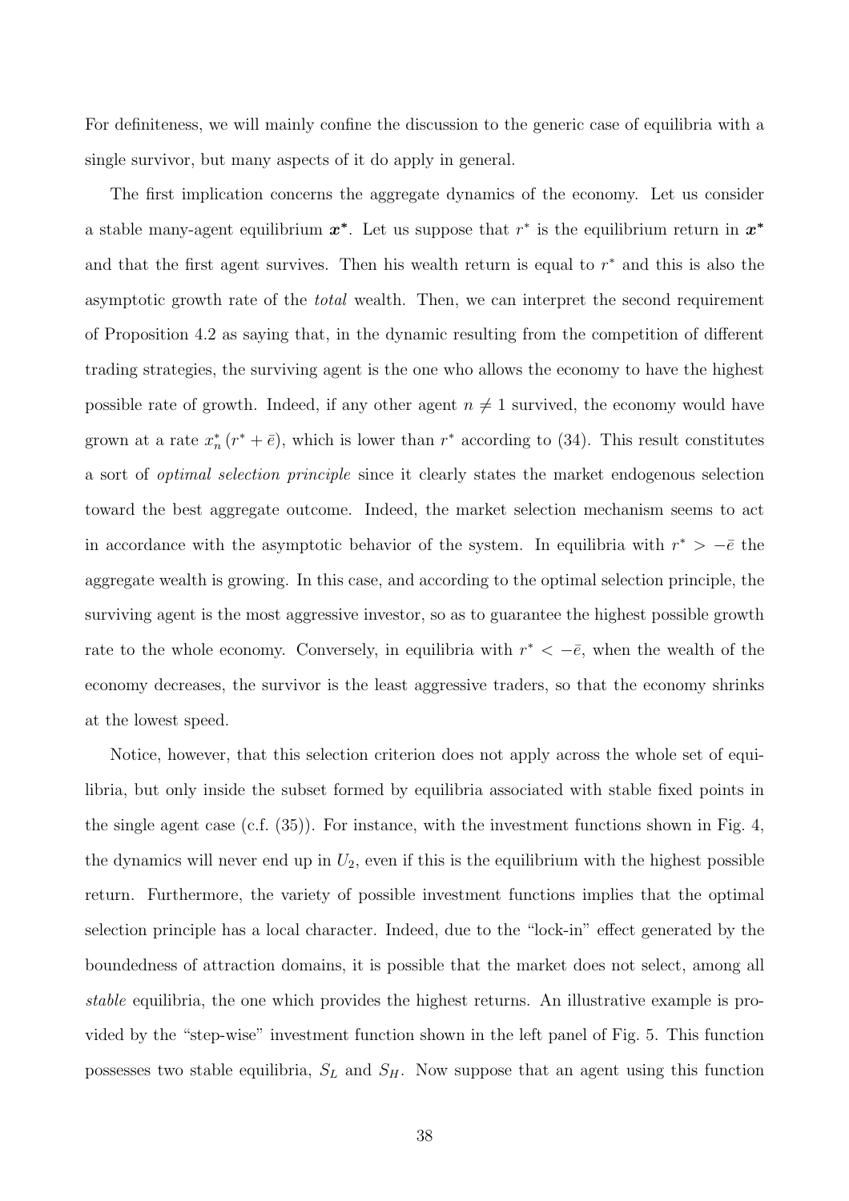For definiteness, we will mainly confine the discussion to the generic case of equilibria with a single survivor, but many aspects of it do apply in general.

The first implication concerns the aggregate dynamics of the economy. Let us consider a stable many-agent equilibrium $\boldsymbol{x^*}$. Let us suppose that $r^*$ is the equilibrium return in $\boldsymbol{x^*}$ and that the first agent survives. Then his wealth return is equal to $r^*$ and this is also the asymptotic growth rate of the *total* wealth. Then, we can interpret the second requirement of Proposition 4.2 as saying that, in the dynamic resulting from the competition of different trading strategies, the surviving agent is the one who allows the economy to have the highest possible rate of growth. Indeed, if any other agent $n \neq 1$ survived, the economy would have grown at a rate $x_n^* (r^* + \bar{e})$, which is lower than $r^*$ according to (34). This result constitutes a sort of *optimal selection principle* since it clearly states the market endogenous selection toward the best aggregate outcome. Indeed, the market selection mechanism seems to act in accordance with the asymptotic behavior of the system. In equilibria with $r^* > -\bar{e}$ the aggregate wealth is growing. In this case, and according to the optimal selection principle, the surviving agent is the most aggressive investor, so as to guarantee the highest possible growth rate to the whole economy. Conversely, in equilibria with $r^* < -\bar{e}$, when the wealth of the economy decreases, the survivor is the least aggressive traders, so that the economy shrinks at the lowest speed.

Notice, however, that this selection criterion does not apply across the whole set of equilibria, but only inside the subset formed by equilibria associated with stable fixed points in the single agent case (c.f. (35)). For instance, with the investment functions shown in Fig. 4, the dynamics will never end up in $U_2$, even if this is the equilibrium with the highest possible return. Furthermore, the variety of possible investment functions implies that the optimal selection principle has a local character. Indeed, due to the "lock-in" effect generated by the boundedness of attraction domains, it is possible that the market does not select, among all *stable* equilibria, the one which provides the highest returns. An illustrative example is provided by the "step-wise" investment function shown in the left panel of Fig. 5. This function possesses two stable equilibria, $S_L$ and $S_H$. Now suppose that an agent using this function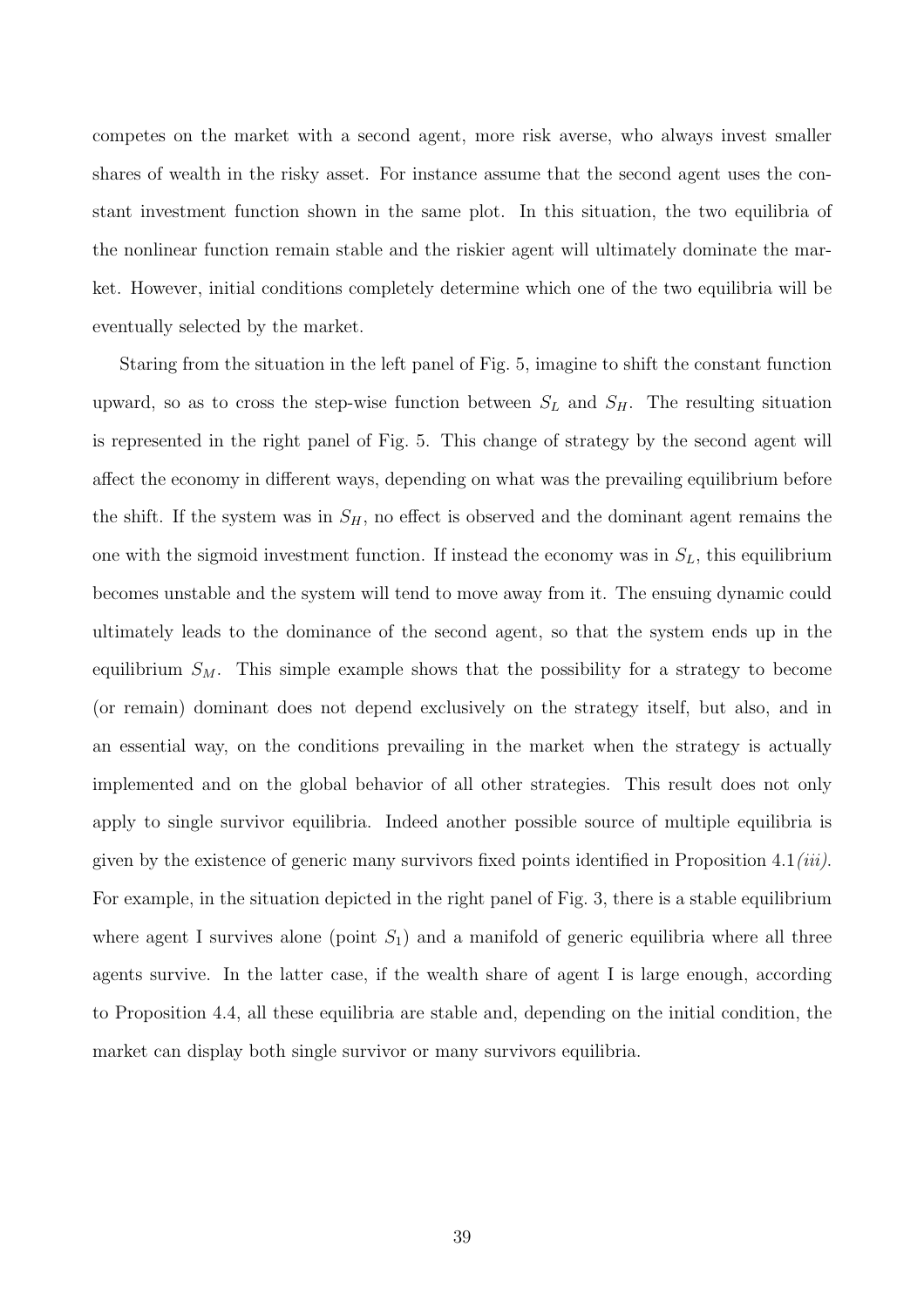competes on the market with a second agent, more risk averse, who always invest smaller shares of wealth in the risky asset. For instance assume that the second agent uses the constant investment function shown in the same plot. In this situation, the two equilibria of the nonlinear function remain stable and the riskier agent will ultimately dominate the market. However, initial conditions completely determine which one of the two equilibria will be eventually selected by the market.

Staring from the situation in the left panel of Fig. 5, imagine to shift the constant function upward, so as to cross the step-wise function between $S_L$ and $S_H$. The resulting situation is represented in the right panel of Fig. 5. This change of strategy by the second agent will affect the economy in different ways, depending on what was the prevailing equilibrium before the shift. If the system was in $S_H$, no effect is observed and the dominant agent remains the one with the sigmoid investment function. If instead the economy was in $S_L$, this equilibrium becomes unstable and the system will tend to move away from it. The ensuing dynamic could ultimately leads to the dominance of the second agent, so that the system ends up in the equilibrium $S_M$. This simple example shows that the possibility for a strategy to become (or remain) dominant does not depend exclusively on the strategy itself, but also, and in an essential way, on the conditions prevailing in the market when the strategy is actually implemented and on the global behavior of all other strategies. This result does not only apply to single survivor equilibria. Indeed another possible source of multiple equilibria is given by the existence of generic many survivors fixed points identified in Proposition 4.1*(iii)*. For example, in the situation depicted in the right panel of Fig. 3, there is a stable equilibrium where agent I survives alone (point $S_1$) and a manifold of generic equilibria where all three agents survive. In the latter case, if the wealth share of agent I is large enough, according to Proposition 4.4, all these equilibria are stable and, depending on the initial condition, the market can display both single survivor or many survivors equilibria.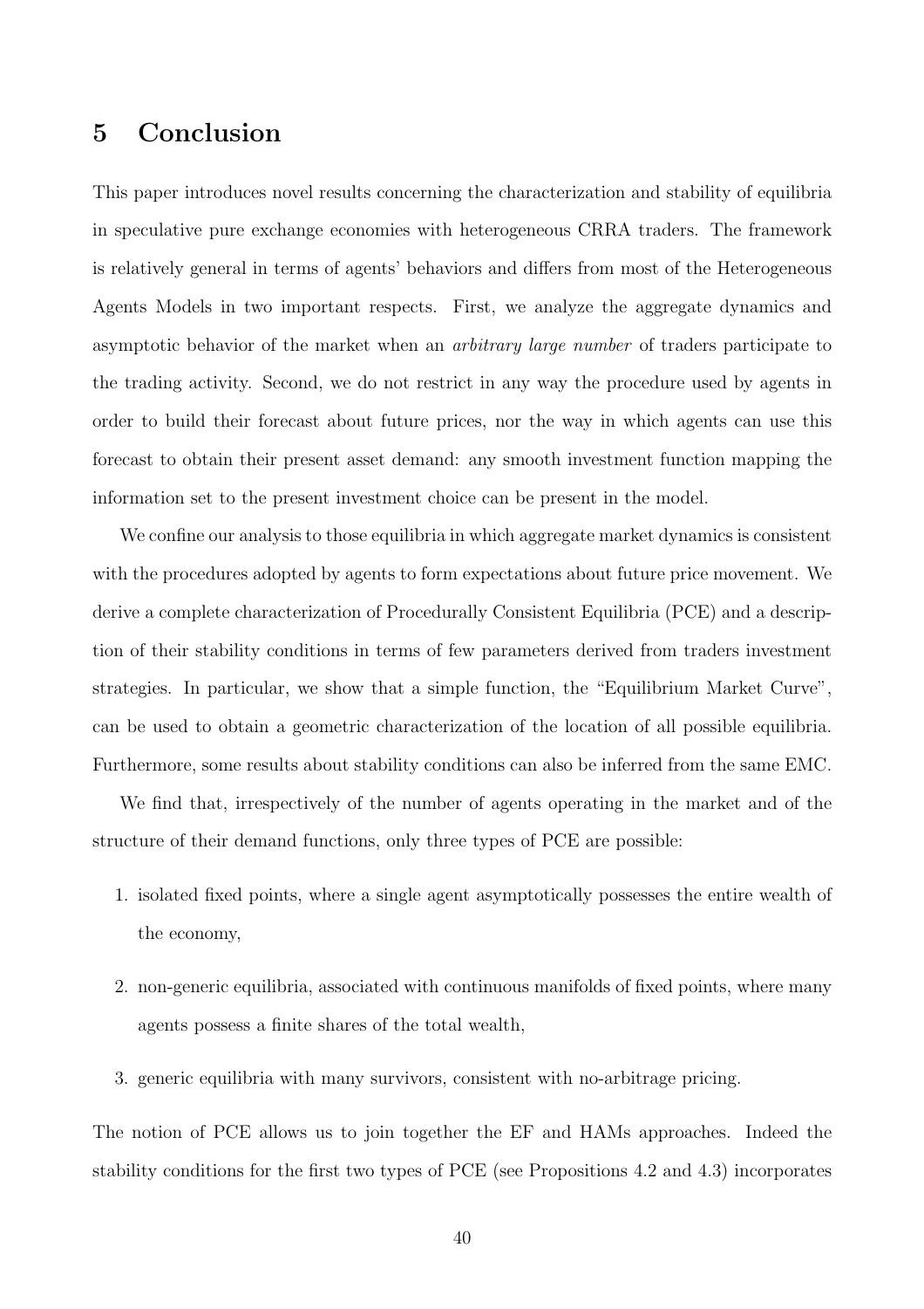## 5 Conclusion

This paper introduces novel results concerning the characterization and stability of equilibria in speculative pure exchange economies with heterogeneous CRRA traders. The framework is relatively general in terms of agents' behaviors and differs from most of the Heterogeneous Agents Models in two important respects. First, we analyze the aggregate dynamics and asymptotic behavior of the market when an *arbitrary large number* of traders participate to the trading activity. Second, we do not restrict in any way the procedure used by agents in order to build their forecast about future prices, nor the way in which agents can use this forecast to obtain their present asset demand: any smooth investment function mapping the information set to the present investment choice can be present in the model.

We confine our analysis to those equilibria in which aggregate market dynamics is consistent with the procedures adopted by agents to form expectations about future price movement. We derive a complete characterization of Procedurally Consistent Equilibria (PCE) and a description of their stability conditions in terms of few parameters derived from traders investment strategies. In particular, we show that a simple function, the "Equilibrium Market Curve", can be used to obtain a geometric characterization of the location of all possible equilibria. Furthermore, some results about stability conditions can also be inferred from the same EMC.

We find that, irrespectively of the number of agents operating in the market and of the structure of their demand functions, only three types of PCE are possible:

1. isolated fixed points, where a single agent asymptotically possesses the entire wealth of the economy,
2. non-generic equilibria, associated with continuous manifolds of fixed points, where many agents possess a finite shares of the total wealth,
3. generic equilibria with many survivors, consistent with no-arbitrage pricing.

The notion of PCE allows us to join together the EF and HAMs approaches. Indeed the stability conditions for the first two types of PCE (see Propositions 4.2 and 4.3) incorporates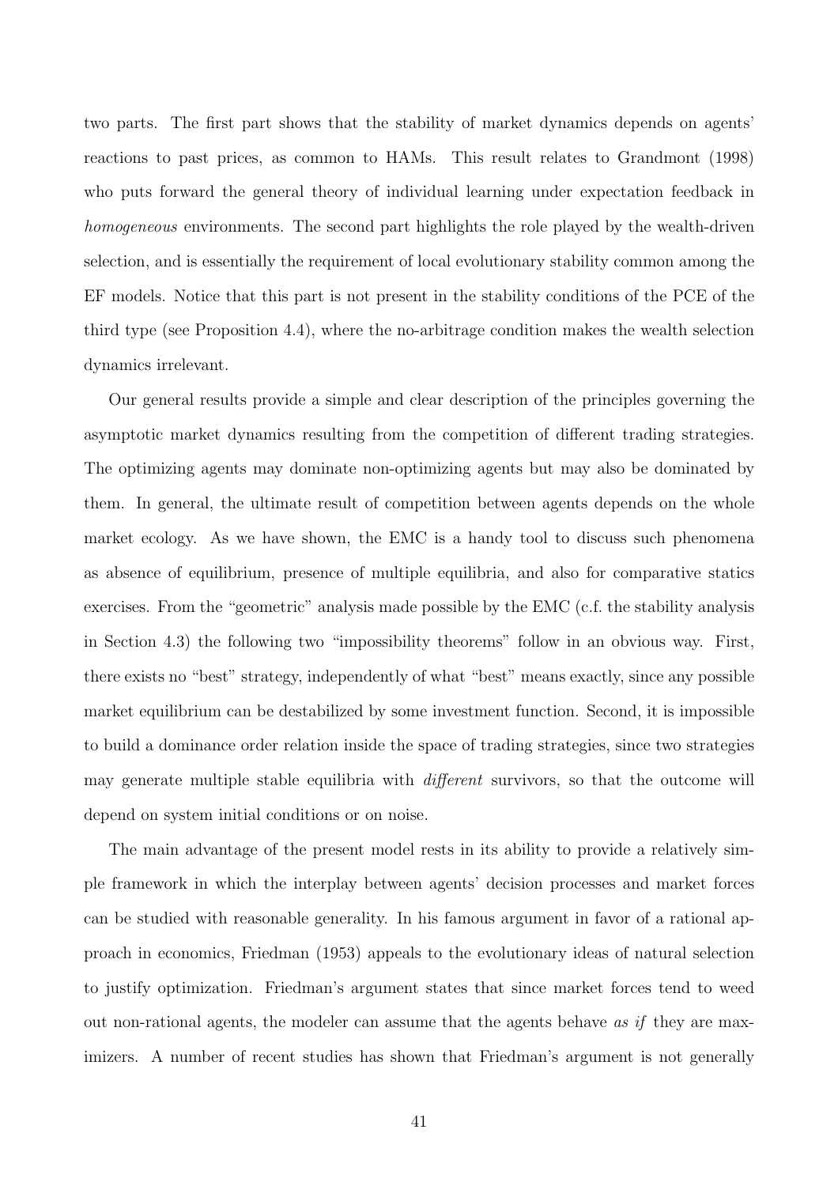two parts. The first part shows that the stability of market dynamics depends on agents' reactions to past prices, as common to HAMs. This result relates to Grandmont (1998) who puts forward the general theory of individual learning under expectation feedback in *homogeneous* environments. The second part highlights the role played by the wealth-driven selection, and is essentially the requirement of local evolutionary stability common among the EF models. Notice that this part is not present in the stability conditions of the PCE of the third type (see Proposition 4.4), where the no-arbitrage condition makes the wealth selection dynamics irrelevant.

Our general results provide a simple and clear description of the principles governing the asymptotic market dynamics resulting from the competition of different trading strategies. The optimizing agents may dominate non-optimizing agents but may also be dominated by them. In general, the ultimate result of competition between agents depends on the whole market ecology. As we have shown, the EMC is a handy tool to discuss such phenomena as absence of equilibrium, presence of multiple equilibria, and also for comparative statics exercises. From the "geometric" analysis made possible by the EMC (c.f. the stability analysis in Section 4.3) the following two "impossibility theorems" follow in an obvious way. First, there exists no "best" strategy, independently of what "best" means exactly, since any possible market equilibrium can be destabilized by some investment function. Second, it is impossible to build a dominance order relation inside the space of trading strategies, since two strategies may generate multiple stable equilibria with *different* survivors, so that the outcome will depend on system initial conditions or on noise.

The main advantage of the present model rests in its ability to provide a relatively simple framework in which the interplay between agents' decision processes and market forces can be studied with reasonable generality. In his famous argument in favor of a rational approach in economics, Friedman (1953) appeals to the evolutionary ideas of natural selection to justify optimization. Friedman's argument states that since market forces tend to weed out non-rational agents, the modeler can assume that the agents behave *as if* they are maximizers. A number of recent studies has shown that Friedman's argument is not generally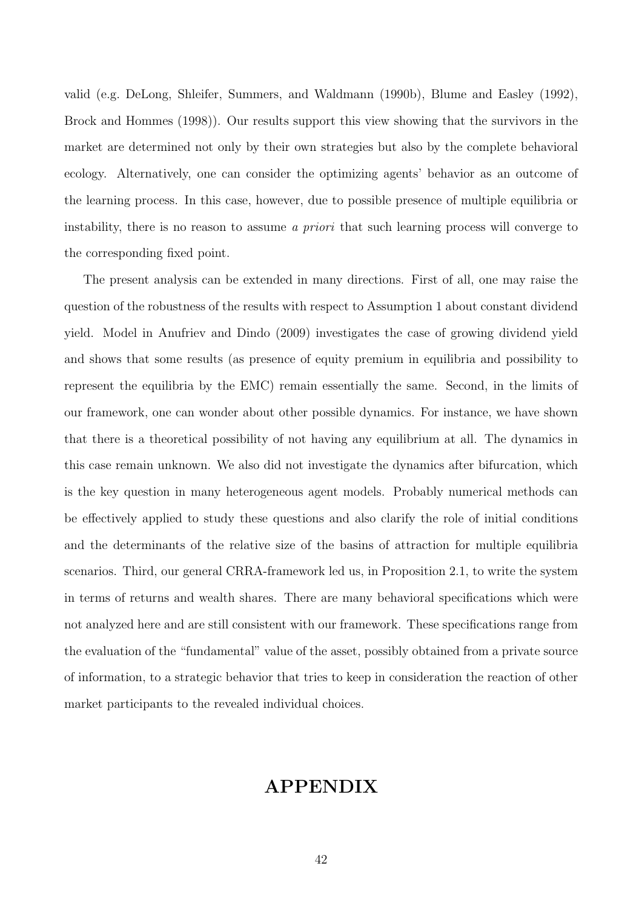valid (e.g. DeLong, Shleifer, Summers, and Waldmann (1990b), Blume and Easley (1992), Brock and Hommes (1998)). Our results support this view showing that the survivors in the market are determined not only by their own strategies but also by the complete behavioral ecology. Alternatively, one can consider the optimizing agents' behavior as an outcome of the learning process. In this case, however, due to possible presence of multiple equilibria or instability, there is no reason to assume *a priori* that such learning process will converge to the corresponding fixed point.

The present analysis can be extended in many directions. First of all, one may raise the question of the robustness of the results with respect to Assumption 1 about constant dividend yield. Model in Anufriev and Dindo (2009) investigates the case of growing dividend yield and shows that some results (as presence of equity premium in equilibria and possibility to represent the equilibria by the EMC) remain essentially the same. Second, in the limits of our framework, one can wonder about other possible dynamics. For instance, we have shown that there is a theoretical possibility of not having any equilibrium at all. The dynamics in this case remain unknown. We also did not investigate the dynamics after bifurcation, which is the key question in many heterogeneous agent models. Probably numerical methods can be effectively applied to study these questions and also clarify the role of initial conditions and the determinants of the relative size of the basins of attraction for multiple equilibria scenarios. Third, our general CRRA-framework led us, in Proposition 2.1, to write the system in terms of returns and wealth shares. There are many behavioral specifications which were not analyzed here and are still consistent with our framework. These specifications range from the evaluation of the "fundamental" value of the asset, possibly obtained from a private source of information, to a strategic behavior that tries to keep in consideration the reaction of other market participants to the revealed individual choices.

# APPENDIX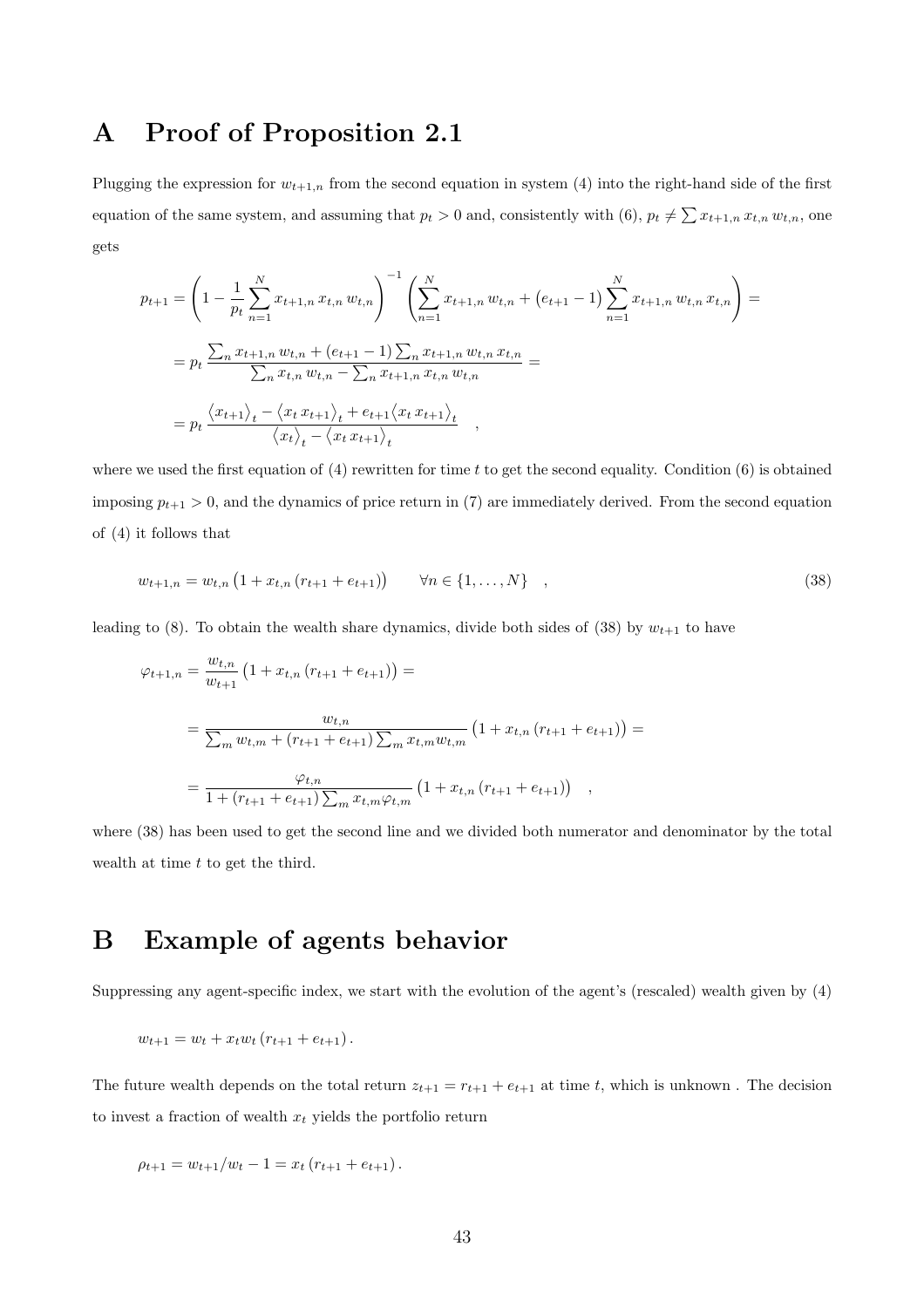# A Proof of Proposition 2.1

Plugging the expression for $w_{t+1,n}$ from the second equation in system (4) into the right-hand side of the first equation of the same system, and assuming that $p_t > 0$ and, consistently with (6), $p_t \neq \sum x_{t+1,n}\, x_{t,n}\, w_{t,n}$, one gets

$$
\begin{aligned}
p_{t+1} &= \left(1 - \frac{1}{p_t}\sum_{n=1}^{N} x_{t+1,n}\, x_{t,n}\, w_{t,n}\right)^{-1} \left(\sum_{n=1}^{N} x_{t+1,n}\, w_{t,n} + \left(e_{t+1}-1\right)\sum_{n=1}^{N} x_{t+1,n}\, w_{t,n}\, x_{t,n}\right) = \\
&= p_t\, \frac{\sum_n x_{t+1,n}\, w_{t,n} + (e_{t+1}-1)\sum_n x_{t+1,n}\, w_{t,n}\, x_{t,n}}{\sum_n x_{t,n}\, w_{t,n} - \sum_n x_{t+1,n}\, x_{t,n}\, w_{t,n}} = \\
&= p_t\, \frac{\langle x_{t+1}\rangle_t - \langle x_t\, x_{t+1}\rangle_t + e_{t+1}\langle x_t\, x_{t+1}\rangle_t}{\langle x_t\rangle_t - \langle x_t\, x_{t+1}\rangle_t} \quad ,
\end{aligned}
$$

where we used the first equation of (4) rewritten for time $t$ to get the second equality. Condition (6) is obtained imposing $p_{t+1} > 0$, and the dynamics of price return in (7) are immediately derived. From the second equation of (4) it follows that

$$
w_{t+1,n} = w_{t,n}\left(1 + x_{t,n}\left(r_{t+1} + e_{t+1}\right)\right) \qquad \forall n \in \{1, \ldots, N\} \quad , \tag{38}
$$

leading to (8). To obtain the wealth share dynamics, divide both sides of (38) by $w_{t+1}$ to have

$$
\begin{aligned}
\varphi_{t+1,n} &= \frac{w_{t,n}}{w_{t+1}}\left(1 + x_{t,n}\left(r_{t+1} + e_{t+1}\right)\right) = \\
&= \frac{w_{t,n}}{\sum_m w_{t,m} + \left(r_{t+1} + e_{t+1}\right)\sum_m x_{t,m} w_{t,m}}\left(1 + x_{t,n}\left(r_{t+1} + e_{t+1}\right)\right) = \\
&= \frac{\varphi_{t,n}}{1 + \left(r_{t+1} + e_{t+1}\right)\sum_m x_{t,m}\varphi_{t,m}}\left(1 + x_{t,n}\left(r_{t+1} + e_{t+1}\right)\right) \quad ,
\end{aligned}
$$

where (38) has been used to get the second line and we divided both numerator and denominator by the total wealth at time $t$ to get the third.

# B Example of agents behavior

Suppressing any agent-specific index, we start with the evolution of the agent's (rescaled) wealth given by (4)

$$
w_{t+1} = w_t + x_t w_t \left(r_{t+1} + e_{t+1}\right).
$$

The future wealth depends on the total return $z_{t+1} = r_{t+1} + e_{t+1}$ at time $t$, which is unknown . The decision to invest a fraction of wealth $x_t$ yields the portfolio return

$$
\rho_{t+1} = w_{t+1}/w_t - 1 = x_t\left(r_{t+1} + e_{t+1}\right).
$$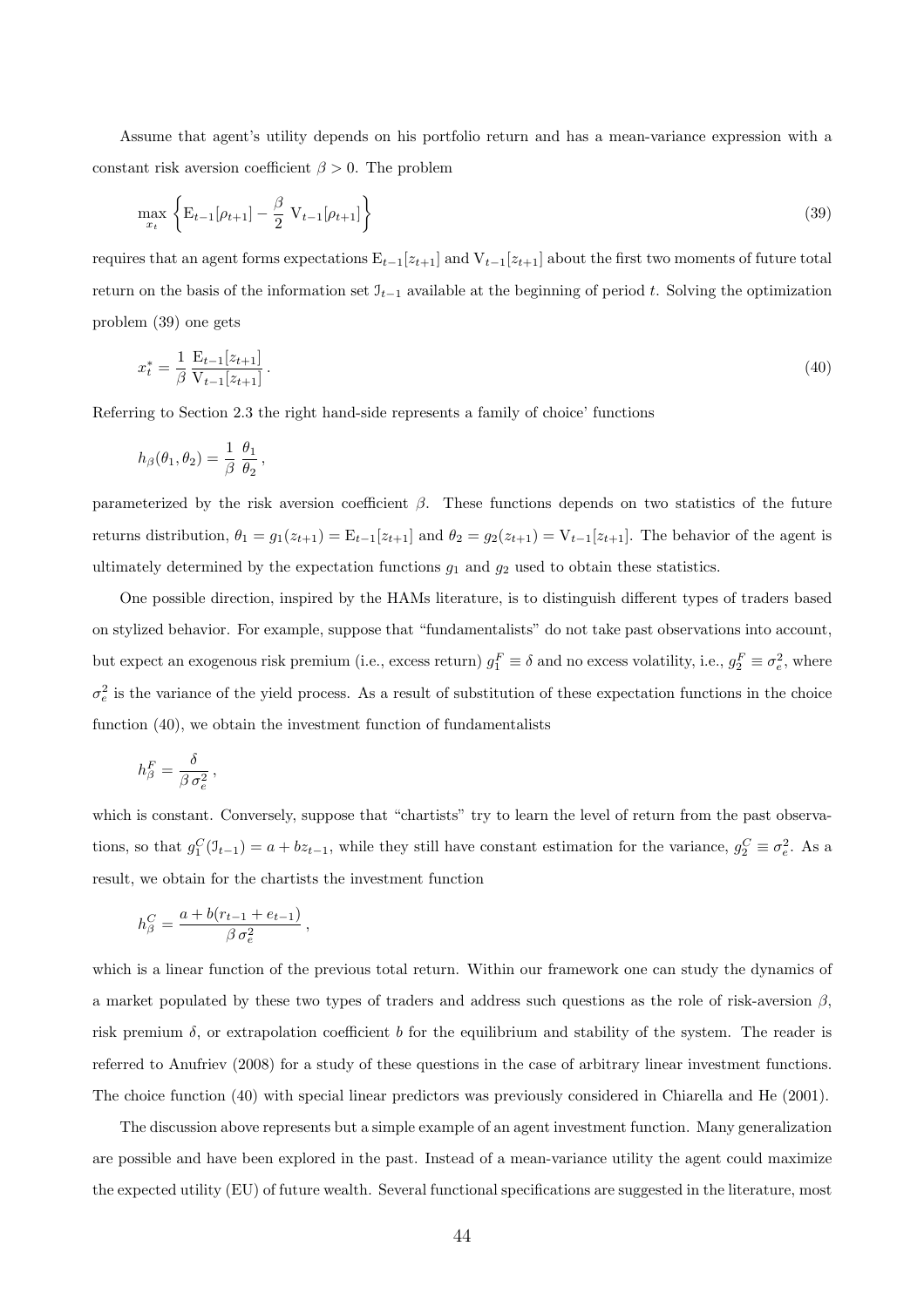Assume that agent's utility depends on his portfolio return and has a mean-variance expression with a constant risk aversion coefficient $\beta > 0$. The problem

$$\max_{x_t} \left\{ \mathrm{E}_{t-1}[\rho_{t+1}] - \frac{\beta}{2}\, \mathrm{V}_{t-1}[\rho_{t+1}] \right\} \tag{39}$$

requires that an agent forms expectations $\mathrm{E}_{t-1}[z_{t+1}]$ and $\mathrm{V}_{t-1}[z_{t+1}]$ about the first two moments of future total return on the basis of the information set $\mathcal{I}_{t-1}$ available at the beginning of period $t$. Solving the optimization problem (39) one gets

$$x_t^* = \frac{1}{\beta}\, \frac{\mathrm{E}_{t-1}[z_{t+1}]}{\mathrm{V}_{t-1}[z_{t+1}]}\,. \tag{40}$$

Referring to Section 2.3 the right hand-side represents a family of choice' functions

$$h_\beta(\theta_1, \theta_2) = \frac{1}{\beta}\, \frac{\theta_1}{\theta_2}\,,$$

parameterized by the risk aversion coefficient $\beta$. These functions depends on two statistics of the future returns distribution, $\theta_1 = g_1(z_{t+1}) = \mathrm{E}_{t-1}[z_{t+1}]$ and $\theta_2 = g_2(z_{t+1}) = \mathrm{V}_{t-1}[z_{t+1}]$. The behavior of the agent is ultimately determined by the expectation functions $g_1$ and $g_2$ used to obtain these statistics.

One possible direction, inspired by the HAMs literature, is to distinguish different types of traders based on stylized behavior. For example, suppose that "fundamentalists" do not take past observations into account, but expect an exogenous risk premium (i.e., excess return) $g_1^F \equiv \delta$ and no excess volatility, i.e., $g_2^F \equiv \sigma_e^2$, where $\sigma_e^2$ is the variance of the yield process. As a result of substitution of these expectation functions in the choice function (40), we obtain the investment function of fundamentalists

$$h_\beta^F = \frac{\delta}{\beta\, \sigma_e^2}\,,$$

which is constant. Conversely, suppose that "chartists" try to learn the level of return from the past observations, so that $g_1^C(\mathcal{I}_{t-1}) = a + b z_{t-1}$, while they still have constant estimation for the variance, $g_2^C \equiv \sigma_e^2$. As a result, we obtain for the chartists the investment function

$$h_\beta^C = \frac{a + b(r_{t-1} + e_{t-1})}{\beta\, \sigma_e^2}\,,$$

which is a linear function of the previous total return. Within our framework one can study the dynamics of a market populated by these two types of traders and address such questions as the role of risk-aversion $\beta$, risk premium $\delta$, or extrapolation coefficient $b$ for the equilibrium and stability of the system. The reader is referred to Anufriev (2008) for a study of these questions in the case of arbitrary linear investment functions. The choice function (40) with special linear predictors was previously considered in Chiarella and He (2001).

The discussion above represents but a simple example of an agent investment function. Many generalization are possible and have been explored in the past. Instead of a mean-variance utility the agent could maximize the expected utility (EU) of future wealth. Several functional specifications are suggested in the literature, most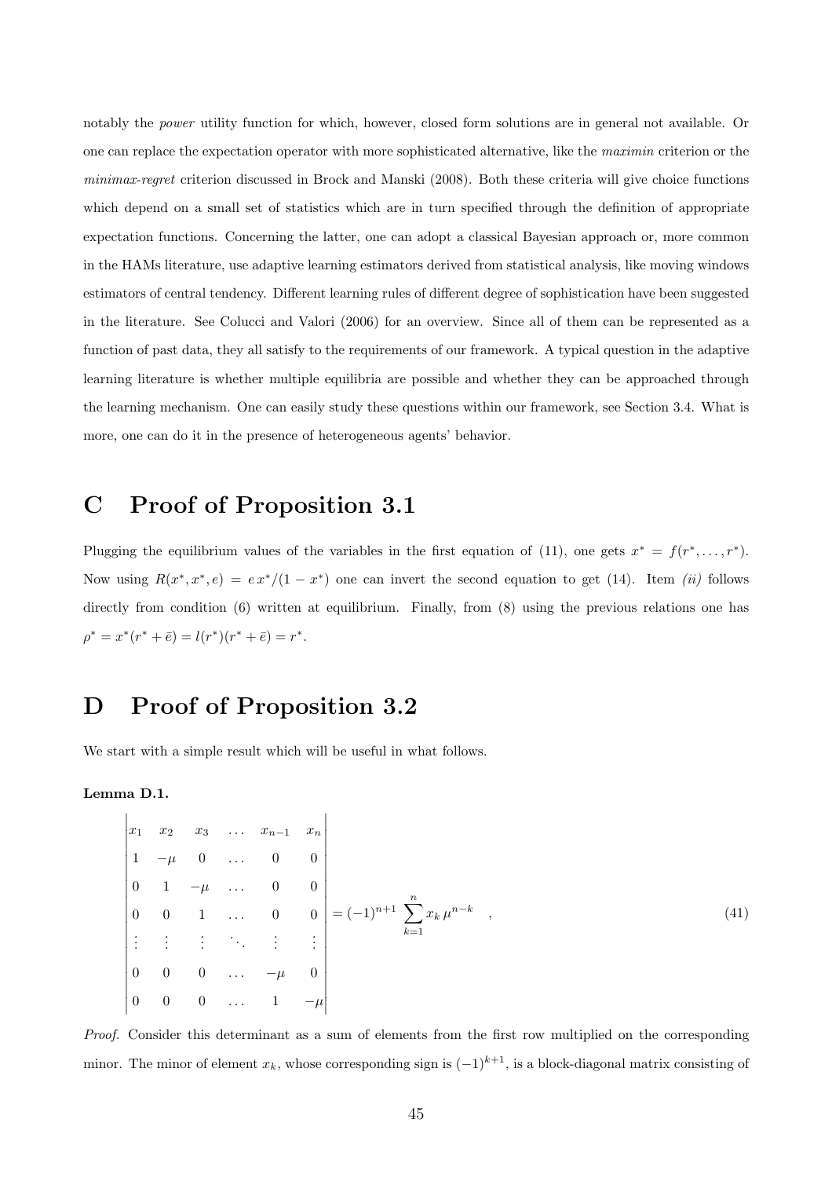notably the *power* utility function for which, however, closed form solutions are in general not available. Or one can replace the expectation operator with more sophisticated alternative, like the *maximin* criterion or the *minimax-regret* criterion discussed in Brock and Manski (2008). Both these criteria will give choice functions which depend on a small set of statistics which are in turn specified through the definition of appropriate expectation functions. Concerning the latter, one can adopt a classical Bayesian approach or, more common in the HAMs literature, use adaptive learning estimators derived from statistical analysis, like moving windows estimators of central tendency. Different learning rules of different degree of sophistication have been suggested in the literature. See Colucci and Valori (2006) for an overview. Since all of them can be represented as a function of past data, they all satisfy to the requirements of our framework. A typical question in the adaptive learning literature is whether multiple equilibria are possible and whether they can be approached through the learning mechanism. One can easily study these questions within our framework, see Section 3.4. What is more, one can do it in the presence of heterogeneous agents' behavior.

# C Proof of Proposition 3.1

Plugging the equilibrium values of the variables in the first equation of (11), one gets $x^* = f(r^*, \ldots, r^*)$. Now using $R(x^*, x^*, e) = e\, x^*/(1 - x^*)$ one can invert the second equation to get (14). Item *(ii)* follows directly from condition (6) written at equilibrium. Finally, from (8) using the previous relations one has $\rho^* = x^*(r^* + \bar{e}) = l(r^*)(r^* + \bar{e}) = r^*$.

# D Proof of Proposition 3.2

We start with a simple result which will be useful in what follows.

**Lemma D.1.**

$$
\begin{vmatrix}
x_1 & x_2 & x_3 & \ldots & x_{n-1} & x_n \\
1 & -\mu & 0 & \ldots & 0 & 0 \\
0 & 1 & -\mu & \ldots & 0 & 0 \\
0 & 0 & 1 & \ldots & 0 & 0 \\
\vdots & \vdots & \vdots & \ddots & \vdots & \vdots \\
0 & 0 & 0 & \ldots & -\mu & 0 \\
0 & 0 & 0 & \ldots & 1 & -\mu
\end{vmatrix}
= (-1)^{n+1} \sum_{k=1}^{n} x_k\, \mu^{n-k} \quad , \tag{41}
$$

*Proof.* Consider this determinant as a sum of elements from the first row multiplied on the corresponding minor. The minor of element $x_k$, whose corresponding sign is $(-1)^{k+1}$, is a block-diagonal matrix consisting of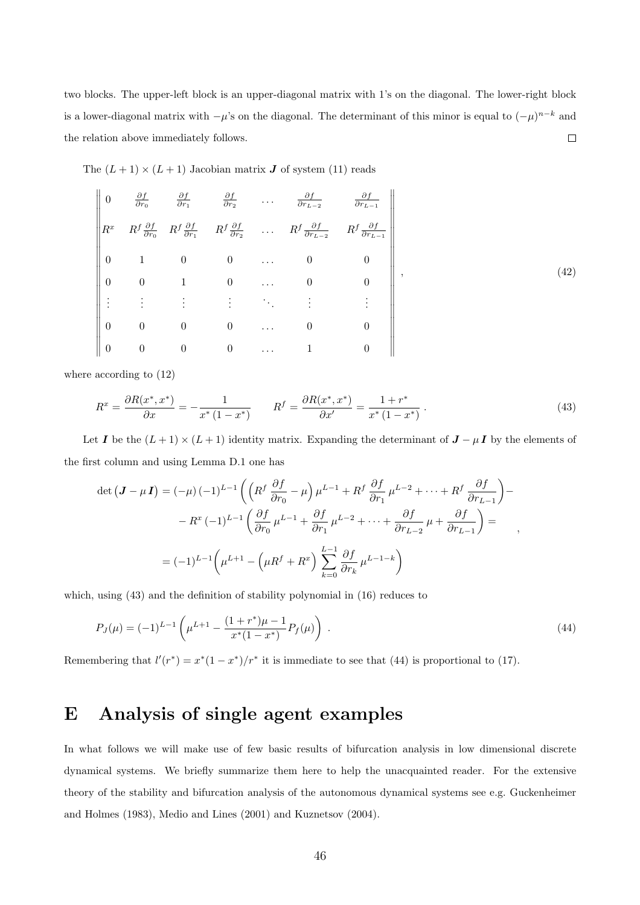two blocks. The upper-left block is an upper-diagonal matrix with 1's on the diagonal. The lower-right block is a lower-diagonal matrix with $-\mu$'s on the diagonal. The determinant of this minor is equal to $(-\mu)^{n-k}$ and the relation above immediately follows. $\square$

The $(L+1)\times(L+1)$ Jacobian matrix $\boldsymbol{J}$ of system (11) reads

$$
\begin{Vmatrix}
0 & \frac{\partial f}{\partial r_0} & \frac{\partial f}{\partial r_1} & \frac{\partial f}{\partial r_2} & \dots & \frac{\partial f}{\partial r_{L-2}} & \frac{\partial f}{\partial r_{L-1}} \\
R^x & R^f\frac{\partial f}{\partial r_0} & R^f\frac{\partial f}{\partial r_1} & R^f\frac{\partial f}{\partial r_2} & \dots & R^f\frac{\partial f}{\partial r_{L-2}} & R^f\frac{\partial f}{\partial r_{L-1}} \\
0 & 1 & 0 & 0 & \dots & 0 & 0 \\
0 & 0 & 1 & 0 & \dots & 0 & 0 \\
\vdots & \vdots & \vdots & \vdots & \ddots & \vdots & \vdots \\
0 & 0 & 0 & 0 & \dots & 0 & 0 \\
0 & 0 & 0 & 0 & \dots & 1 & 0
\end{Vmatrix} , \tag{42}
$$

where according to (12)

$$
R^x = \frac{\partial R(x^*,x^*)}{\partial x} = -\frac{1}{x^*\,(1-x^*)} \qquad R^f = \frac{\partial R(x^*,x^*)}{\partial x'} = \frac{1+r^*}{x^*\,(1-x^*)} \, . \tag{43}
$$

Let $\boldsymbol{I}$ be the $(L+1)\times(L+1)$ identity matrix. Expanding the determinant of $\boldsymbol{J}-\mu\,\boldsymbol{I}$ by the elements of the first column and using Lemma D.1 one has

$$
\begin{aligned}
\det\big(\boldsymbol{J}-\mu\,\boldsymbol{I}\big) &= (-\mu)\,(-1)^{L-1}\left(\left(R^f\,\frac{\partial f}{\partial r_0}-\mu\right)\mu^{L-1}+R^f\,\frac{\partial f}{\partial r_1}\,\mu^{L-2}+\dots+R^f\,\frac{\partial f}{\partial r_{L-1}}\right)- \\
&\quad - R^x\,(-1)^{L-1}\left(\frac{\partial f}{\partial r_0}\,\mu^{L-1}+\frac{\partial f}{\partial r_1}\,\mu^{L-2}+\dots+\frac{\partial f}{\partial r_{L-2}}\,\mu+\frac{\partial f}{\partial r_{L-1}}\right)= \\
&= (-1)^{L-1}\left(\mu^{L+1}-\left(\mu R^f+R^x\right)\sum_{k=0}^{L-1}\frac{\partial f}{\partial r_k}\,\mu^{L-1-k}\right)
\end{aligned} ,
$$

which, using (43) and the definition of stability polynomial in (16) reduces to

$$
P_J(\mu) = (-1)^{L-1}\left(\mu^{L+1}-\frac{(1+r^*)\mu-1}{x^*(1-x^*)}P_f(\mu)\right) \, . \tag{44}
$$

Remembering that $l'(r^*) = x^*(1-x^*)/r^*$ it is immediate to see that (44) is proportional to (17).

# E Analysis of single agent examples

In what follows we will make use of few basic results of bifurcation analysis in low dimensional discrete dynamical systems. We briefly summarize them here to help the unacquainted reader. For the extensive theory of the stability and bifurcation analysis of the autonomous dynamical systems see e.g. Guckenheimer and Holmes (1983), Medio and Lines (2001) and Kuznetsov (2004).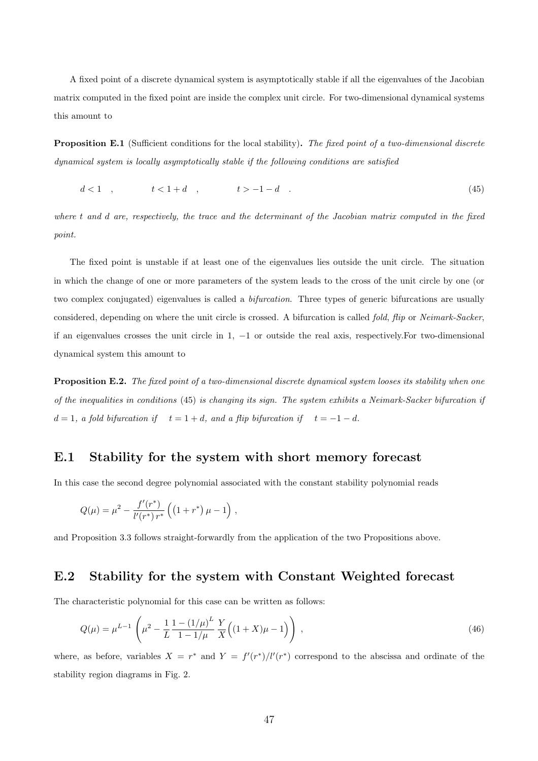A fixed point of a discrete dynamical system is asymptotically stable if all the eigenvalues of the Jacobian matrix computed in the fixed point are inside the complex unit circle. For two-dimensional dynamical systems this amount to

**Proposition E.1** (Sufficient conditions for the local stability)**.** *The fixed point of a two-dimensional discrete dynamical system is locally asymptotically stable if the following conditions are satisfied*

$$d < 1 \quad , \qquad t < 1 + d \quad , \qquad t > -1 - d \quad . \tag{45}$$

*where $t$ and $d$ are, respectively, the trace and the determinant of the Jacobian matrix computed in the fixed point.*

The fixed point is unstable if at least one of the eigenvalues lies outside the unit circle. The situation in which the change of one or more parameters of the system leads to the cross of the unit circle by one (or two complex conjugated) eigenvalues is called a *bifurcation*. Three types of generic bifurcations are usually considered, depending on where the unit circle is crossed. A bifurcation is called *fold*, *flip* or *Neimark-Sacker*, if an eigenvalues crosses the unit circle in 1, $-1$ or outside the real axis, respectively.For two-dimensional dynamical system this amount to

**Proposition E.2.** *The fixed point of a two-dimensional discrete dynamical system looses its stability when one of the inequalities in conditions* (45) *is changing its sign. The system exhibits a Neimark-Sacker bifurcation if $d = 1$, a fold bifurcation if $t = 1 + d$, and a flip bifurcation if $t = -1 - d$.*

## E.1 Stability for the system with short memory forecast

In this case the second degree polynomial associated with the constant stability polynomial reads

$$Q(\mu) = \mu^2 - \frac{f'(r^*)}{l'(r^*)\, r^*} \left( \left(1 + r^*\right) \mu - 1 \right) ,$$

and Proposition 3.3 follows straight-forwardly from the application of the two Propositions above.

## E.2 Stability for the system with Constant Weighted forecast

The characteristic polynomial for this case can be written as follows:

$$Q(\mu) = \mu^{L-1} \left( \mu^2 - \frac{1}{L} \frac{1 - (1/\mu)^L}{1 - 1/\mu} \frac{Y}{X} \Big( (1 + X)\mu - 1 \Big) \right) , \tag{46}$$

where, as before, variables $X = r^*$ and $Y = f'(r^*)/l'(r^*)$ correspond to the abscissa and ordinate of the stability region diagrams in Fig. 2.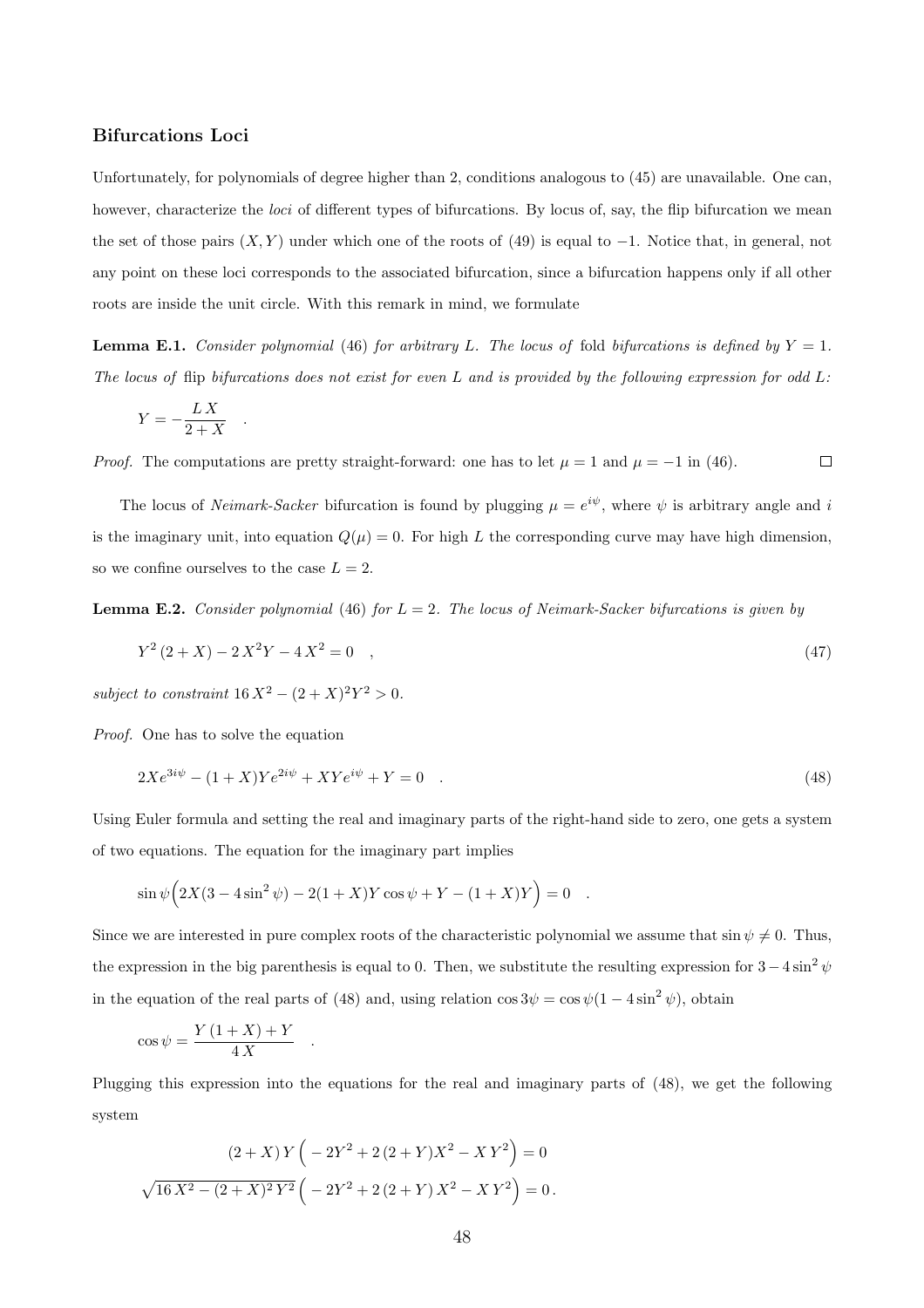### Bifurcations Loci

Unfortunately, for polynomials of degree higher than 2, conditions analogous to (45) are unavailable. One can, however, characterize the *loci* of different types of bifurcations. By locus of, say, the flip bifurcation we mean the set of those pairs $(X, Y)$ under which one of the roots of (49) is equal to $-1$. Notice that, in general, not any point on these loci corresponds to the associated bifurcation, since a bifurcation happens only if all other roots are inside the unit circle. With this remark in mind, we formulate

**Lemma E.1.** *Consider polynomial* (46) *for arbitrary* $L$*. The locus of* fold *bifurcations is defined by* $Y = 1$*. The locus of* flip *bifurcations does not exist for even* $L$ *and is provided by the following expression for odd* $L$*:*

$$Y = -\frac{L\,X}{2+X} \quad .$$

*Proof.* The computations are pretty straight-forward: one has to let $\mu = 1$ and $\mu = -1$ in (46). □

The locus of *Neimark-Sacker* bifurcation is found by plugging $\mu = e^{i\psi}$, where $\psi$ is arbitrary angle and $i$ is the imaginary unit, into equation $Q(\mu) = 0$. For high $L$ the corresponding curve may have high dimension, so we confine ourselves to the case $L = 2$.

**Lemma E.2.** *Consider polynomial* (46) *for* $L = 2$*. The locus of Neimark-Sacker bifurcations is given by*

$$Y^2\,(2+X) - 2\,X^2 Y - 4\,X^2 = 0 \quad , \tag{47}$$

*subject to constraint* $16\,X^2 - (2+X)^2 Y^2 > 0$.

*Proof.* One has to solve the equation

$$2Xe^{3i\psi} - (1+X)Ye^{2i\psi} + XYe^{i\psi} + Y = 0 \quad . \tag{48}$$

Using Euler formula and setting the real and imaginary parts of the right-hand side to zero, one gets a system of two equations. The equation for the imaginary part implies

$$\sin\psi\Big(2X(3-4\sin^2\psi) - 2(1+X)Y\cos\psi + Y - (1+X)Y\Big) = 0 \quad .$$

Since we are interested in pure complex roots of the characteristic polynomial we assume that $\sin\psi \neq 0$. Thus, the expression in the big parenthesis is equal to 0. Then, we substitute the resulting expression for $3 - 4\sin^2\psi$ in the equation of the real parts of (48) and, using relation $\cos 3\psi = \cos\psi(1 - 4\sin^2\psi)$, obtain

$$\cos\psi = \frac{Y\,(1+X) + Y}{4\,X} \quad .$$

Plugging this expression into the equations for the real and imaginary parts of (48), we get the following system

$$(2+X)\,Y\,\Big(-2Y^2 + 2\,(2+Y)X^2 - X\,Y^2\Big) = 0$$

$$\sqrt{16\,X^2 - (2+X)^2\,Y^2}\,\Big(-2Y^2 + 2\,(2+Y)\,X^2 - X\,Y^2\Big) = 0\,.$$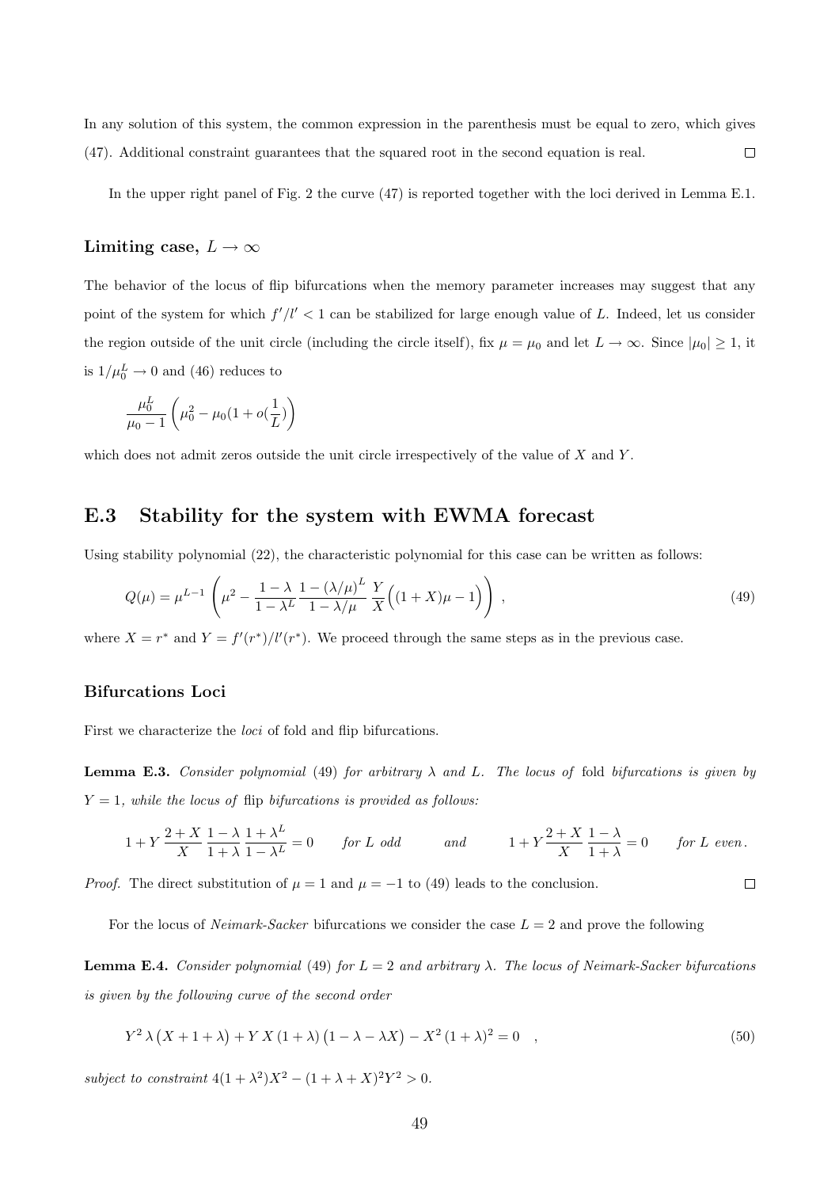In any solution of this system, the common expression in the parenthesis must be equal to zero, which gives (47). Additional constraint guarantees that the squared root in the second equation is real. $\square$

In the upper right panel of Fig. 2 the curve (47) is reported together with the loci derived in Lemma E.1.

### Limiting case, $L \to \infty$

The behavior of the locus of flip bifurcations when the memory parameter increases may suggest that any point of the system for which $f'/l' < 1$ can be stabilized for large enough value of $L$. Indeed, let us consider the region outside of the unit circle (including the circle itself), fix $\mu = \mu_0$ and let $L \to \infty$. Since $|\mu_0| \geq 1$, it is $1/\mu_0^L \to 0$ and (46) reduces to

$$\frac{\mu_0^L}{\mu_0 - 1} \left( \mu_0^2 - \mu_0 (1 + o(\frac{1}{L}) \right)$$

which does not admit zeros outside the unit circle irrespectively of the value of $X$ and $Y$.

## E.3 Stability for the system with EWMA forecast

Using stability polynomial (22), the characteristic polynomial for this case can be written as follows:

$$Q(\mu) = \mu^{L-1} \left( \mu^2 - \frac{1-\lambda}{1-\lambda^L} \frac{1-(\lambda/\mu)^L}{1-\lambda/\mu} \frac{Y}{X} \Big( (1+X)\mu - 1 \Big) \right) , \tag{49}$$

where $X = r^*$ and $Y = f'(r^*)/l'(r^*)$. We proceed through the same steps as in the previous case.

### Bifurcations Loci

First we characterize the *loci* of fold and flip bifurcations.

**Lemma E.3.** *Consider polynomial* (49) *for arbitrary $\lambda$ and $L$. The locus of* fold *bifurcations is given by $Y = 1$, while the locus of* flip *bifurcations is provided as follows:*

$$1 + Y \frac{2+X}{X} \frac{1-\lambda}{1+\lambda} \frac{1+\lambda^L}{1-\lambda^L} = 0 \qquad \text{for } L \text{ odd} \qquad\quad \text{and} \qquad\quad 1 + Y \frac{2+X}{X} \frac{1-\lambda}{1+\lambda} = 0 \qquad \text{for } L \text{ even}.$$

*Proof.* The direct substitution of $\mu = 1$ and $\mu = -1$ to (49) leads to the conclusion. $\square$

For the locus of *Neimark-Sacker* bifurcations we consider the case $L = 2$ and prove the following

**Lemma E.4.** *Consider polynomial* (49) *for $L = 2$ and arbitrary $\lambda$. The locus of Neimark-Sacker bifurcations is given by the following curve of the second order*

$$Y^2 \lambda \big( X + 1 + \lambda \big) + Y\, X\, (1+\lambda) \big( 1 - \lambda - \lambda X \big) - X^2 \,(1+\lambda)^2 = 0 \quad , \tag{50}$$

*subject to constraint* $4(1+\lambda^2)X^2 - (1+\lambda+X)^2 Y^2 > 0$.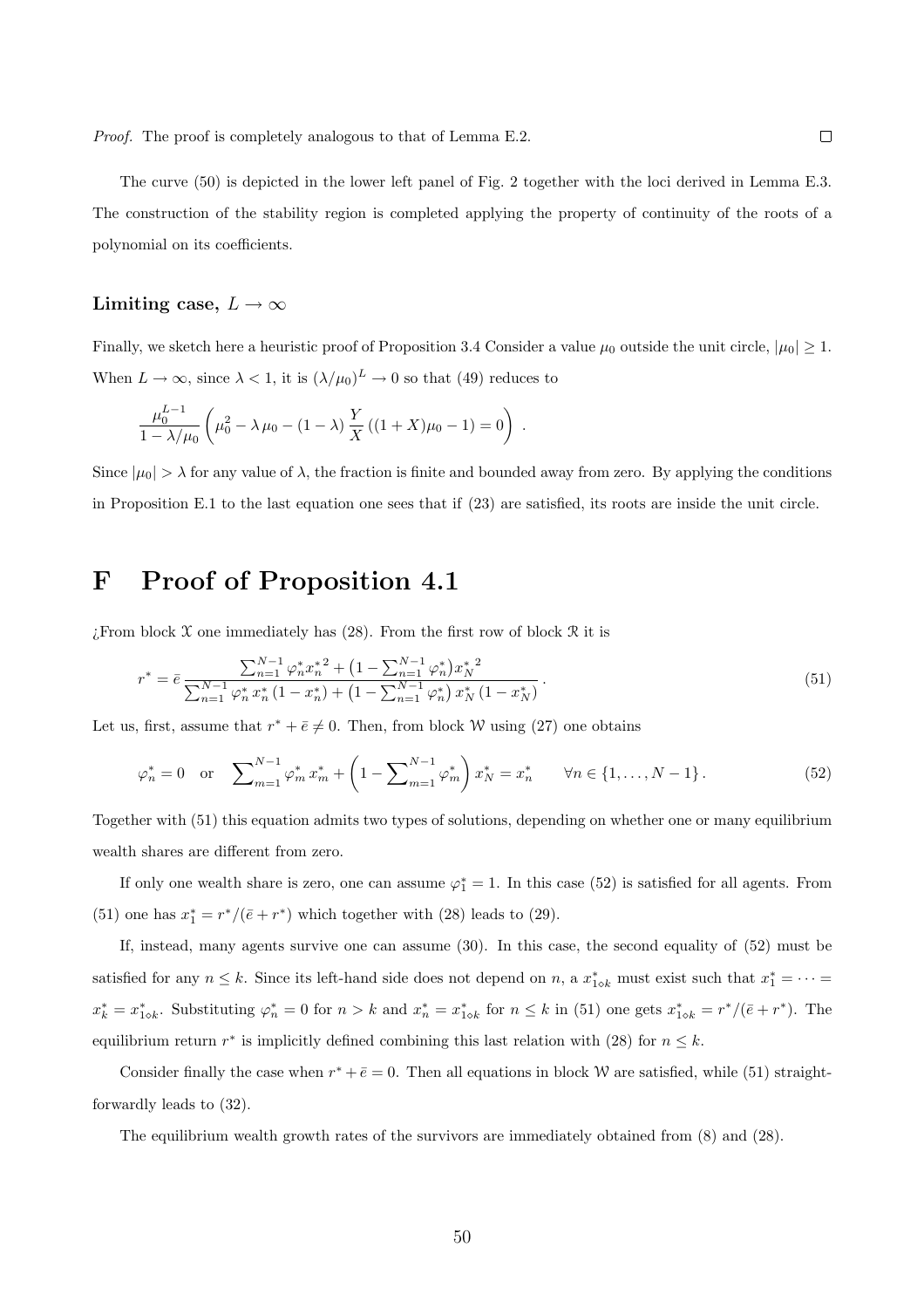*Proof.* The proof is completely analogous to that of Lemma E.2. □

The curve (50) is depicted in the lower left panel of Fig. 2 together with the loci derived in Lemma E.3. The construction of the stability region is completed applying the property of continuity of the roots of a polynomial on its coefficients.

### Limiting case, $L \to \infty$

Finally, we sketch here a heuristic proof of Proposition 3.4 Consider a value $\mu_0$ outside the unit circle, $|\mu_0| \geq 1$. When $L \to \infty$, since $\lambda < 1$, it is $(\lambda/\mu_0)^L \to 0$ so that (49) reduces to

$$\frac{\mu_0^{L-1}}{1-\lambda/\mu_0}\left(\mu_0^2 - \lambda\,\mu_0 - (1-\lambda)\,\frac{Y}{X}\,((1+X)\mu_0 - 1) = 0\right)\,.$$

Since $|\mu_0| > \lambda$ for any value of $\lambda$, the fraction is finite and bounded away from zero. By applying the conditions in Proposition E.1 to the last equation one sees that if (23) are satisfied, its roots are inside the unit circle.

# F Proof of Proposition 4.1

¿From block $\mathcal{X}$ one immediately has (28). From the first row of block $\mathcal{R}$ it is

$$r^* = \bar{e}\,\frac{\sum_{n=1}^{N-1}\varphi_n^* {x_n^*}^2 + \left(1-\sum_{n=1}^{N-1}\varphi_n^*\right){x_N^*}^2}{\sum_{n=1}^{N-1}\varphi_n^*\,x_n^*\,(1-x_n^*) + \left(1-\sum_{n=1}^{N-1}\varphi_n^*\right)x_N^*\,(1-x_N^*)}\,. \tag{51}$$

Let us, first, assume that $r^* + \bar{e} \neq 0$. Then, from block $\mathcal{W}$ using (27) one obtains

$$\varphi_n^* = 0 \quad \text{or} \quad \sum_{m=1}^{N-1}\varphi_m^*\,x_m^* + \left(1-\sum_{m=1}^{N-1}\varphi_m^*\right)x_N^* = x_n^* \qquad \forall n \in \{1,\dots,N-1\}\,. \tag{52}$$

Together with (51) this equation admits two types of solutions, depending on whether one or many equilibrium wealth shares are different from zero.

If only one wealth share is zero, one can assume $\varphi_1^* = 1$. In this case (52) is satisfied for all agents. From (51) one has $x_1^* = r^*/(\bar{e}+r^*)$ which together with (28) leads to (29).

If, instead, many agents survive one can assume (30). In this case, the second equality of (52) must be satisfied for any $n \leq k$. Since its left-hand side does not depend on $n$, a $x_{1\diamond k}^*$ must exist such that $x_1^* = \cdots = x_k^* = x_{1\diamond k}^*$. Substituting $\varphi_n^* = 0$ for $n > k$ and $x_n^* = x_{1\diamond k}^*$ for $n \leq k$ in (51) one gets $x_{1\diamond k}^* = r^*/(\bar{e}+r^*)$. The equilibrium return $r^*$ is implicitly defined combining this last relation with (28) for $n \leq k$.

Consider finally the case when $r^* + \bar{e} = 0$. Then all equations in block $\mathcal{W}$ are satisfied, while (51) straightforwardly leads to (32).

The equilibrium wealth growth rates of the survivors are immediately obtained from (8) and (28).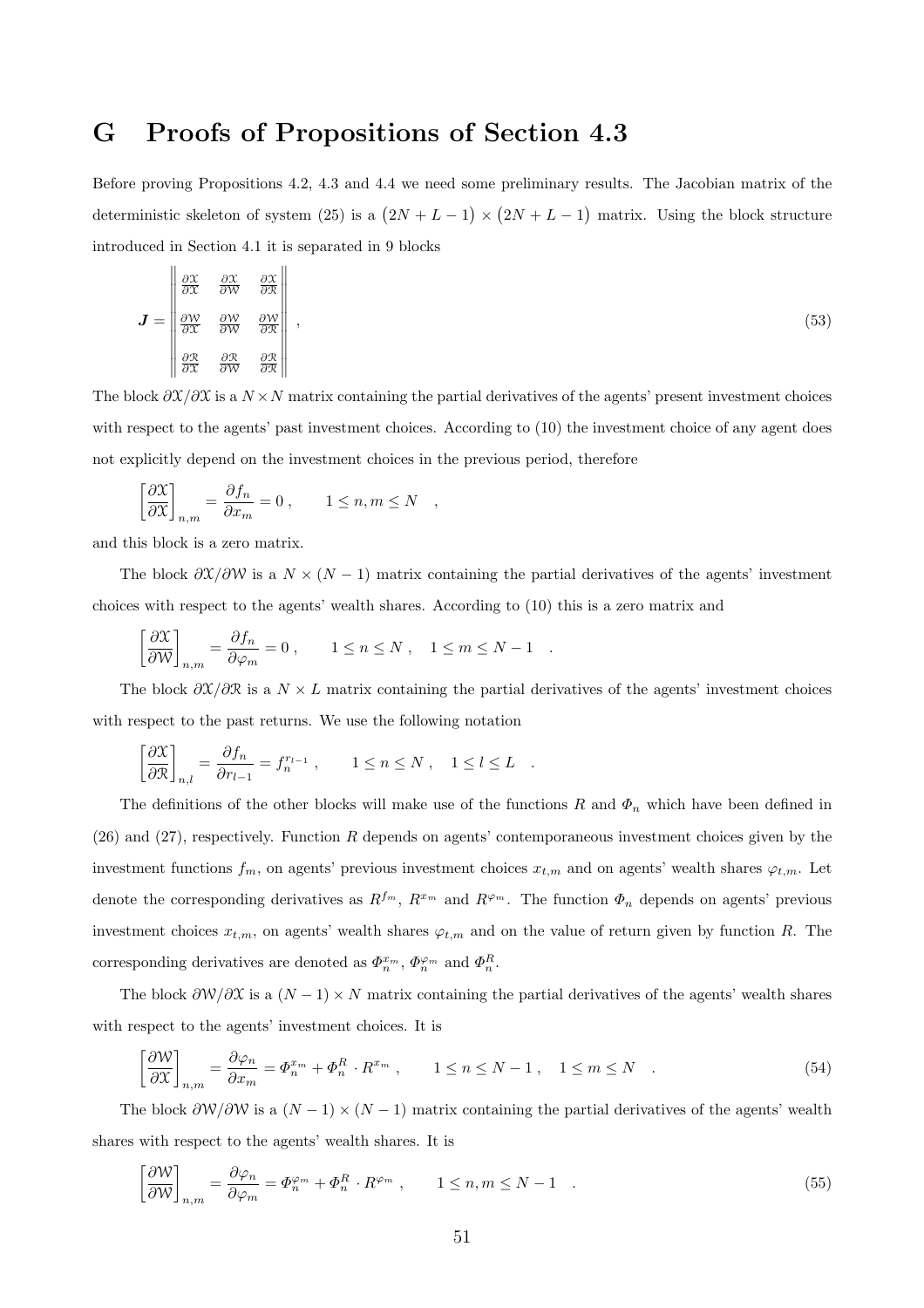# G Proofs of Propositions of Section 4.3

Before proving Propositions 4.2, 4.3 and 4.4 we need some preliminary results. The Jacobian matrix of the deterministic skeleton of system (25) is a $\big(2N+L-1\big) \times \big(2N+L-1\big)$ matrix. Using the block structure introduced in Section 4.1 it is separated in 9 blocks

$$
\boldsymbol{J} = \begin{Vmatrix} \frac{\partial \mathcal{X}}{\partial \mathcal{X}} & \frac{\partial \mathcal{X}}{\partial \mathcal{W}} & \frac{\partial \mathcal{X}}{\partial \mathcal{R}} \\ \\ \frac{\partial \mathcal{W}}{\partial \mathcal{X}} & \frac{\partial \mathcal{W}}{\partial \mathcal{W}} & \frac{\partial \mathcal{W}}{\partial \mathcal{R}} \\ \\ \frac{\partial \mathcal{R}}{\partial \mathcal{X}} & \frac{\partial \mathcal{R}}{\partial \mathcal{W}} & \frac{\partial \mathcal{R}}{\partial \mathcal{R}} \end{Vmatrix} , \tag{53}
$$

The block $\partial\mathcal{X}/\partial\mathcal{X}$ is a $N \times N$ matrix containing the partial derivatives of the agents' present investment choices with respect to the agents' past investment choices. According to (10) the investment choice of any agent does not explicitly depend on the investment choices in the previous period, therefore

$$
\left[\frac{\partial \mathcal{X}}{\partial \mathcal{X}}\right]_{n,m} = \frac{\partial f_n}{\partial x_m} = 0 \,, \qquad 1 \le n, m \le N \quad ,
$$

and this block is a zero matrix.

The block $\partial\mathcal{X}/\partial\mathcal{W}$ is a $N \times (N-1)$ matrix containing the partial derivatives of the agents' investment choices with respect to the agents' wealth shares. According to (10) this is a zero matrix and

$$
\left[\frac{\partial \mathcal{X}}{\partial \mathcal{W}}\right]_{n,m} = \frac{\partial f_n}{\partial \varphi_m} = 0 \,, \qquad 1 \le n \le N \,, \quad 1 \le m \le N-1 \quad .
$$

The block $\partial\mathcal{X}/\partial\mathcal{R}$ is a $N \times L$ matrix containing the partial derivatives of the agents' investment choices with respect to the past returns. We use the following notation

$$
\left[\frac{\partial \mathcal{X}}{\partial \mathcal{R}}\right]_{n,l} = \frac{\partial f_n}{\partial r_{l-1}} = f_n^{r_{l-1}} \,, \qquad 1 \le n \le N \,, \quad 1 \le l \le L \quad .
$$

The definitions of the other blocks will make use of the functions $R$ and $\Phi_n$ which have been defined in (26) and (27), respectively. Function $R$ depends on agents' contemporaneous investment choices given by the investment functions $f_m$, on agents' previous investment choices $x_{t,m}$ and on agents' wealth shares $\varphi_{t,m}$. Let denote the corresponding derivatives as $R^{f_m}$, $R^{x_m}$ and $R^{\varphi_m}$. The function $\Phi_n$ depends on agents' previous investment choices $x_{t,m}$, on agents' wealth shares $\varphi_{t,m}$ and on the value of return given by function $R$. The corresponding derivatives are denoted as $\Phi_n^{x_m}$, $\Phi_n^{\varphi_m}$ and $\Phi_n^R$.

The block $\partial\mathcal{W}/\partial\mathcal{X}$ is a $(N-1) \times N$ matrix containing the partial derivatives of the agents' wealth shares with respect to the agents' investment choices. It is

$$
\left[\frac{\partial \mathcal{W}}{\partial \mathcal{X}}\right]_{n,m} = \frac{\partial \varphi_n}{\partial x_m} = \Phi_n^{x_m} + \Phi_n^R \cdot R^{x_m} \,, \qquad 1 \le n \le N-1 \,, \quad 1 \le m \le N \quad . \tag{54}
$$

The block $\partial\mathcal{W}/\partial\mathcal{W}$ is a $(N-1) \times (N-1)$ matrix containing the partial derivatives of the agents' wealth shares with respect to the agents' wealth shares. It is

$$
\left[\frac{\partial \mathcal{W}}{\partial \mathcal{W}}\right]_{n,m} = \frac{\partial \varphi_n}{\partial \varphi_m} = \Phi_n^{\varphi_m} + \Phi_n^R \cdot R^{\varphi_m} \,, \qquad 1 \le n, m \le N-1 \quad . \tag{55}
$$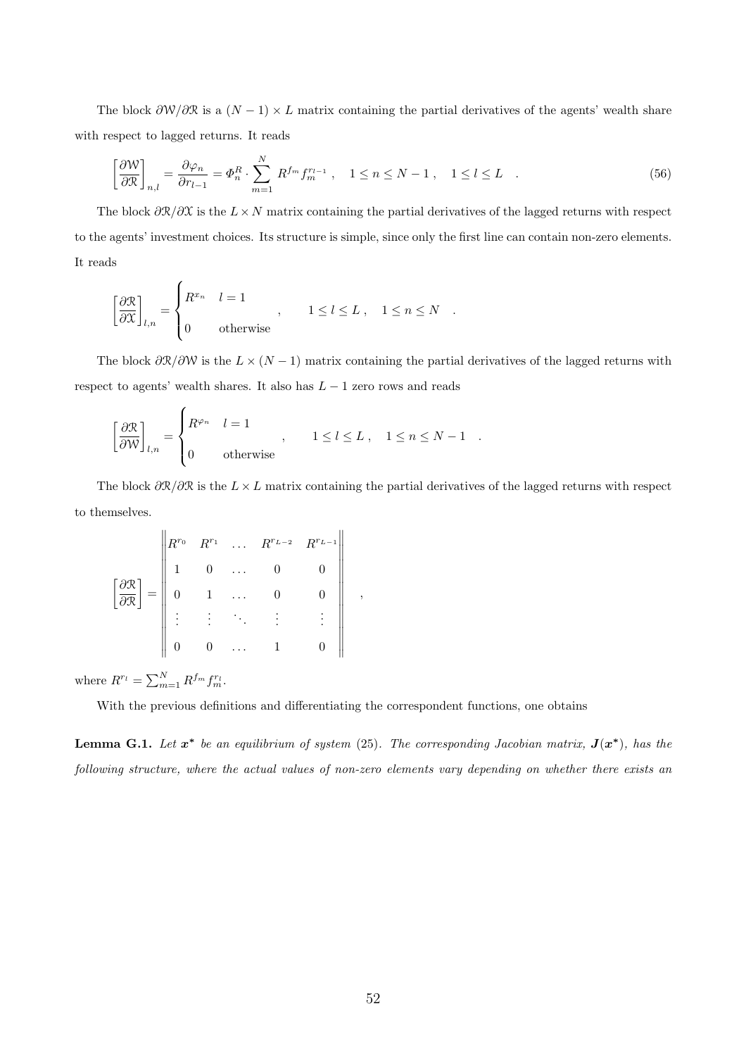The block $\partial\mathcal{W}/\partial\mathcal{R}$ is a $(N-1)\times L$ matrix containing the partial derivatives of the agents' wealth share with respect to lagged returns. It reads

$$
\left[\frac{\partial \mathcal{W}}{\partial \mathcal{R}}\right]_{n,l} = \frac{\partial \varphi_n}{\partial r_{l-1}} = \Phi_n^R \cdot \sum_{m=1}^{N} R^{f_m} f_m^{r_{l-1}} \,, \quad 1 \le n \le N-1 \,, \quad 1 \le l \le L \quad . \tag{56}
$$

The block $\partial\mathcal{R}/\partial\mathcal{X}$ is the $L \times N$ matrix containing the partial derivatives of the lagged returns with respect to the agents' investment choices. Its structure is simple, since only the first line can contain non-zero elements. It reads

$$
\left[\frac{\partial \mathcal{R}}{\partial \mathcal{X}}\right]_{l,n} = \begin{cases} R^{x_n} & l = 1 \\ 0 & \text{otherwise} \end{cases} \,, \qquad 1 \le l \le L \,, \quad 1 \le n \le N \quad .
$$

The block $\partial\mathcal{R}/\partial\mathcal{W}$ is the $L \times (N-1)$ matrix containing the partial derivatives of the lagged returns with respect to agents' wealth shares. It also has $L-1$ zero rows and reads

$$
\left[\frac{\partial \mathcal{R}}{\partial \mathcal{W}}\right]_{l,n} = \begin{cases} R^{\varphi_n} & l = 1 \\ 0 & \text{otherwise} \end{cases} \,, \qquad 1 \le l \le L \,, \quad 1 \le n \le N-1 \quad .
$$

The block $\partial\mathcal{R}/\partial\mathcal{R}$ is the $L \times L$ matrix containing the partial derivatives of the lagged returns with respect to themselves.

$$
\left[\frac{\partial \mathcal{R}}{\partial \mathcal{R}}\right] = \left\| \begin{matrix} R^{r_0} & R^{r_1} & \dots & R^{r_{L-2}} & R^{r_{L-1}} \\ 1 & 0 & \dots & 0 & 0 \\ 0 & 1 & \dots & 0 & 0 \\ \vdots & \vdots & \ddots & \vdots & \vdots \\ 0 & 0 & \dots & 1 & 0 \end{matrix} \right\| \,,
$$

where $R^{r_l} = \sum_{m=1}^{N} R^{f_m} f_m^{r_l}$.

With the previous definitions and differentiating the correspondent functions, one obtains

**Lemma G.1.** *Let $\boldsymbol{x}^*$ be an equilibrium of system (25). The corresponding Jacobian matrix, $\boldsymbol{J}(\boldsymbol{x}^*)$, has the following structure, where the actual values of non-zero elements vary depending on whether there exists an*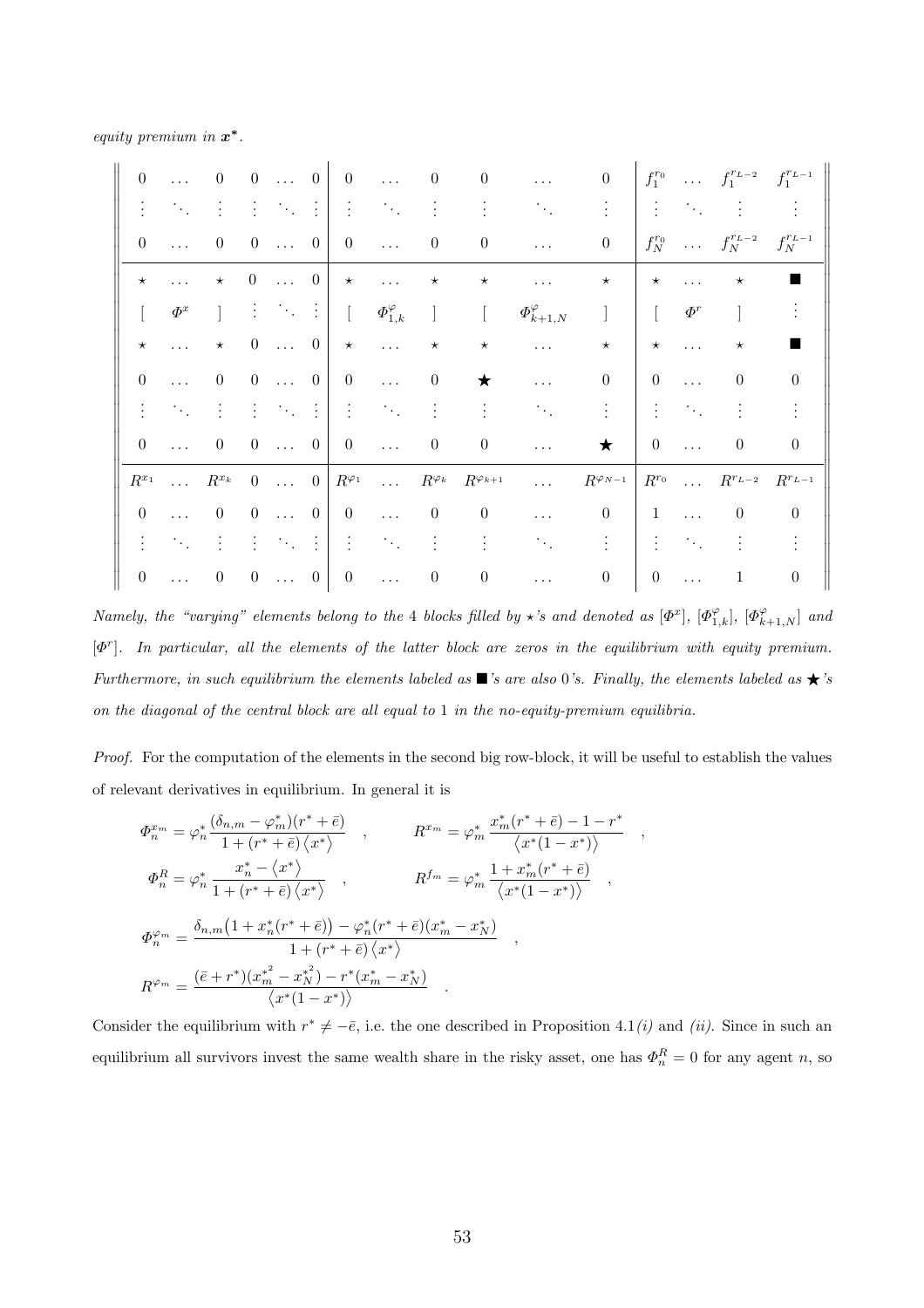*equity premium in* $\boldsymbol{x^*}$.

$$
\left\|
\begin{array}{ccc|ccc|ccc|ccc|ccc|c}
0 & \dots & 0 & 0 & \dots & 0 & 0 & \dots & 0 & 0 & \dots & 0 & f_1^{r_0} & \dots & f_1^{r_{L-2}} & f_1^{r_{L-1}} \\
\vdots & \ddots & \vdots & \vdots & \ddots & \vdots & \vdots & \ddots & \vdots & \vdots & \ddots & \vdots & \vdots & \ddots & \vdots & \vdots \\
0 & \dots & 0 & 0 & \dots & 0 & 0 & \dots & 0 & 0 & \dots & 0 & f_N^{r_0} & \dots & f_N^{r_{L-2}} & f_N^{r_{L-1}} \\
\hline
\star & \dots & \star & 0 & \dots & 0 & \star & \dots & \star & \star & \dots & \star & \star & \dots & \star & \blacksquare \\
{[} & \Phi^x & {]} & \vdots & \ddots & \vdots & {[} & \Phi^{\varphi}_{1,k} & {]} & {[} & \Phi^{\varphi}_{k+1,N} & {]} & {[} & \Phi^r & {]} & \vdots \\
\star & \dots & \star & 0 & \dots & 0 & \star & \dots & \star & \star & \dots & \star & \star & \dots & \star & \blacksquare \\
0 & \dots & 0 & 0 & \dots & 0 & 0 & \dots & 0 & \bigstar & \dots & 0 & 0 & \dots & 0 & 0 \\
\vdots & \ddots & \vdots & \vdots & \ddots & \vdots & \vdots & \ddots & \vdots & \vdots & \ddots & \vdots & \vdots & \ddots & \vdots & \vdots \\
0 & \dots & 0 & 0 & \dots & 0 & 0 & \dots & 0 & 0 & \dots & \bigstar & 0 & \dots & 0 & 0 \\
\hline
R^{x_1} & \dots & R^{x_k} & 0 & \dots & 0 & R^{\varphi_1} & \dots & R^{\varphi_k} & R^{\varphi_{k+1}} & \dots & R^{\varphi_{N-1}} & R^{r_0} & \dots & R^{r_{L-2}} & R^{r_{L-1}} \\
0 & \dots & 0 & 0 & \dots & 0 & 0 & \dots & 0 & 0 & \dots & 0 & 1 & \dots & 0 & 0 \\
\vdots & \ddots & \vdots & \vdots & \ddots & \vdots & \vdots & \ddots & \vdots & \vdots & \ddots & \vdots & \vdots & \ddots & \vdots & \vdots \\
0 & \dots & 0 & 0 & \dots & 0 & 0 & \dots & 0 & 0 & \dots & 0 & 0 & \dots & 1 & 0
\end{array}
\right\|
$$

*Namely, the "varying" elements belong to the* 4 *blocks filled by* $\star$*'s and denoted as* $[\Phi^x]$, $[\Phi^{\varphi}_{1,k}]$, $[\Phi^{\varphi}_{k+1,N}]$ *and* $[\Phi^r]$. *In particular, all the elements of the latter block are zeros in the equilibrium with equity premium. Furthermore, in such equilibrium the elements labeled as* $\blacksquare$*'s are also* 0*'s. Finally, the elements labeled as* $\bigstar$*'s on the diagonal of the central block are all equal to* 1 *in the no-equity-premium equilibria.*

*Proof.* For the computation of the elements in the second big row-block, it will be useful to establish the values of relevant derivatives in equilibrium. In general it is

$$
\Phi_n^{x_m} = \varphi_n^* \frac{(\delta_{n,m} - \varphi_m^*)(r^* + \bar{e})}{1 + (r^* + \bar{e})\left\langle x^* \right\rangle} \quad , \qquad R^{x_m} = \varphi_m^* \frac{x_m^*(r^* + \bar{e}) - 1 - r^*}{\left\langle x^*(1 - x^*) \right\rangle} \quad ,
$$

$$
\Phi_n^R = \varphi_n^* \frac{x_n^* - \left\langle x^* \right\rangle}{1 + (r^* + \bar{e})\left\langle x^* \right\rangle} \quad , \qquad R^{f_m} = \varphi_m^* \frac{1 + x_m^*(r^* + \bar{e})}{\left\langle x^*(1 - x^*) \right\rangle} \quad ,
$$

$$
\Phi_n^{\varphi_m} = \frac{\delta_{n,m}\big(1 + x_n^*(r^* + \bar{e})\big) - \varphi_n^*(r^* + \bar{e})(x_m^* - x_N^*)}{1 + (r^* + \bar{e})\left\langle x^* \right\rangle} \quad ,
$$

$$
R^{\varphi_m} = \frac{(\bar{e} + r^*)(x_m^{*^2} - x_N^{*^2}) - r^*(x_m^* - x_N^*)}{\left\langle x^*(1 - x^*) \right\rangle} \quad .
$$

Consider the equilibrium with $r^* \neq -\bar{e}$, i.e. the one described in Proposition 4.1*(i)* and *(ii)*. Since in such an equilibrium all survivors invest the same wealth share in the risky asset, one has $\Phi_n^R = 0$ for any agent $n$, so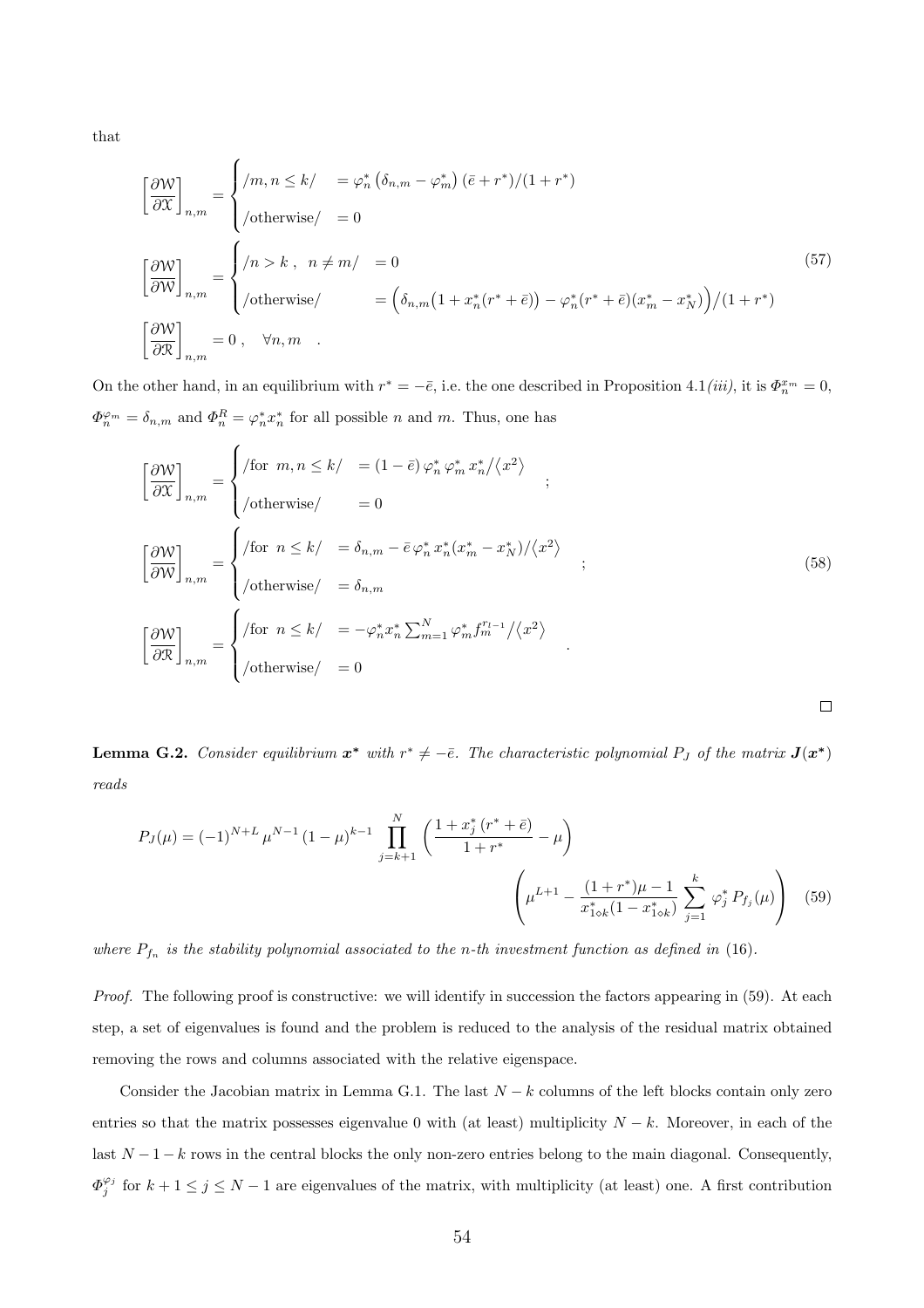that

$$
\left[\frac{\partial \mathcal{W}}{\partial \mathcal{X}}\right]_{n,m} = \begin{cases} /m, n \leq k/ & = \varphi_n^* \left(\delta_{n,m} - \varphi_m^*\right)(\bar{e} + r^*)/(1 + r^*) \\ /\text{otherwise}/ & = 0 \end{cases}
$$

$$
\left[\frac{\partial \mathcal{W}}{\partial \mathcal{W}}\right]_{n,m} = \begin{cases} /n > k\ ,\ \ n \neq m/ & = 0 \\ /\text{otherwise}/ & = \Big(\delta_{n,m}\big(1 + x_n^*(r^* + \bar{e})\big) - \varphi_n^*(r^* + \bar{e})(x_m^* - x_N^*)\Big)/(1 + r^*) \end{cases} \tag{57}
$$

$$
\left[\frac{\partial \mathcal{W}}{\partial \mathcal{R}}\right]_{n,m} = 0\ , \quad \forall n, m \quad .
$$

On the other hand, in an equilibrium with $r^* = -\bar{e}$, i.e. the one described in Proposition 4.1*(iii)*, it is $\Phi_n^{x_m} = 0$, $\Phi_n^{\varphi_m} = \delta_{n,m}$ and $\Phi_n^R = \varphi_n^* x_n^*$ for all possible $n$ and $m$. Thus, one has

$$
\left[\frac{\partial \mathcal{W}}{\partial \mathcal{X}}\right]_{n,m} = \begin{cases} /\text{for } \ m, n \leq k/ & = (1 - \bar{e})\, \varphi_n^*\, \varphi_m^*\, x_n^* / \langle x^2 \rangle \\ /\text{otherwise}/ & = 0 \end{cases} \quad ;
$$

$$
\left[\frac{\partial \mathcal{W}}{\partial \mathcal{W}}\right]_{n,m} = \begin{cases} /\text{for } \ n \leq k/ & = \delta_{n,m} - \bar{e}\, \varphi_n^*\, x_n^*(x_m^* - x_N^*)/\langle x^2 \rangle \\ /\text{otherwise}/ & = \delta_{n,m} \end{cases} \quad ; \tag{58}
$$

$$
\left[\frac{\partial \mathcal{W}}{\partial \mathcal{R}}\right]_{n,m} = \begin{cases} /\text{for } \ n \leq k/ & = -\varphi_n^* x_n^* \sum_{m=1}^N \varphi_m^* f_m^{r_{l-1}} / \langle x^2 \rangle \\ /\text{otherwise}/ & = 0 \end{cases} \quad .
$$

$\square$

**Lemma G.2.** *Consider equilibrium* $\boldsymbol{x^*}$ *with* $r^* \neq -\bar{e}$. *The characteristic polynomial* $P_J$ *of the matrix* $\boldsymbol{J}(\boldsymbol{x^*})$ *reads*

$$
P_J(\mu) = (-1)^{N+L}\, \mu^{N-1}\, (1 - \mu)^{k-1} \prod_{j=k+1}^{N} \left( \frac{1 + x_j^*\,(r^* + \bar{e})}{1 + r^*} - \mu \right) \left( \mu^{L+1} - \frac{(1 + r^*)\mu - 1}{x_{1\diamond k}^*(1 - x_{1\diamond k}^*)} \sum_{j=1}^{k} \varphi_j^*\, P_{f_j}(\mu) \right) \tag{59}
$$

*where* $P_{f_n}$ *is the stability polynomial associated to the* $n$*-th investment function as defined in* (16).

*Proof.* The following proof is constructive: we will identify in succession the factors appearing in (59). At each step, a set of eigenvalues is found and the problem is reduced to the analysis of the residual matrix obtained removing the rows and columns associated with the relative eigenspace.

Consider the Jacobian matrix in Lemma G.1. The last $N - k$ columns of the left blocks contain only zero entries so that the matrix possesses eigenvalue 0 with (at least) multiplicity $N - k$. Moreover, in each of the last $N - 1 - k$ rows in the central blocks the only non-zero entries belong to the main diagonal. Consequently, $\Phi_j^{\varphi_j}$ for $k + 1 \leq j \leq N - 1$ are eigenvalues of the matrix, with multiplicity (at least) one. A first contribution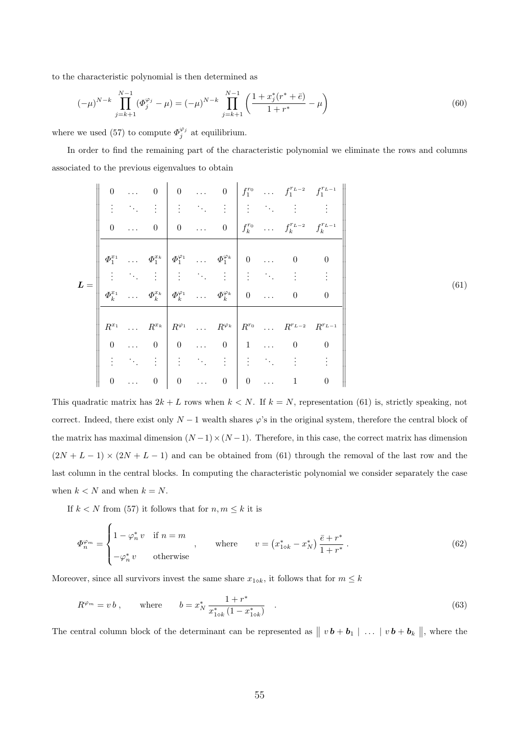to the characteristic polynomial is then determined as

$$(-\mu)^{N-k} \prod_{j=k+1}^{N-1} (\Phi_j^{\varphi_j} - \mu) = (-\mu)^{N-k} \prod_{j=k+1}^{N-1} \left( \frac{1 + x_j^*(r^* + \bar{e})}{1 + r^*} - \mu \right) \tag{60}$$

where we used (57) to compute $\Phi_j^{\varphi_j}$ at equilibrium.

In order to find the remaining part of the characteristic polynomial we eliminate the rows and columns associated to the previous eigenvalues to obtain

$$\boldsymbol{L} = \left\| \begin{array}{ccc|ccc|cccc} 0 & \dots & 0 & 0 & \dots & 0 & f_1^{r_0} & \dots & f_1^{r_{L-2}} & f_1^{r_{L-1}} \\ \vdots & \ddots & \vdots & \vdots & \ddots & \vdots & \vdots & \ddots & \vdots & \vdots \\ 0 & \dots & 0 & 0 & \dots & 0 & f_k^{r_0} & \dots & f_k^{r_{L-2}} & f_k^{r_{L-1}} \\ \hline \Phi_1^{x_1} & \dots & \Phi_1^{x_k} & \Phi_1^{\varphi_1} & \dots & \Phi_1^{\varphi_k} & 0 & \dots & 0 & 0 \\ \vdots & \ddots & \vdots & \vdots & \ddots & \vdots & \vdots & \ddots & \vdots & \vdots \\ \Phi_k^{x_1} & \dots & \Phi_k^{x_k} & \Phi_k^{\varphi_1} & \dots & \Phi_k^{\varphi_k} & 0 & \dots & 0 & 0 \\ \hline R^{x_1} & \dots & R^{x_k} & R^{\varphi_1} & \dots & R^{\varphi_k} & R^{r_0} & \dots & R^{r_{L-2}} & R^{r_{L-1}} \\ 0 & \dots & 0 & 0 & \dots & 0 & 1 & \dots & 0 & 0 \\ \vdots & \ddots & \vdots & \vdots & \ddots & \vdots & \vdots & \ddots & \vdots & \vdots \\ 0 & \dots & 0 & 0 & \dots & 0 & 0 & \dots & 1 & 0 \end{array} \right\| \tag{61}$$

This quadratic matrix has $2k + L$ rows when $k < N$. If $k = N$, representation (61) is, strictly speaking, not correct. Indeed, there exist only $N - 1$ wealth shares $\varphi$'s in the original system, therefore the central block of the matrix has maximal dimension $(N-1)\times(N-1)$. Therefore, in this case, the correct matrix has dimension $(2N + L - 1) \times (2N + L - 1)$ and can be obtained from (61) through the removal of the last row and the last column in the central blocks. In computing the characteristic polynomial we consider separately the case when $k < N$ and when $k = N$.

If $k < N$ from (57) it follows that for $n, m \le k$ it is

$$\Phi_n^{\varphi_m} = \begin{cases} 1 - \varphi_n^*\, v & \text{if } n = m \\ -\varphi_n^*\, v & \text{otherwise} \end{cases}, \qquad \text{where} \qquad v = \left(x_{1\diamond k}^* - x_N^*\right) \frac{\bar{e} + r^*}{1 + r^*}\,. \tag{62}$$

Moreover, since all survivors invest the same share $x_{1\diamond k}$, it follows that for $m \le k$

$$R^{\varphi_m} = v\, b\,, \qquad \text{where} \qquad b = x_N^* \frac{1 + r^*}{x_{1\diamond k}^* \left(1 - x_{1\diamond k}^*\right)} \quad . \tag{63}$$

The central column block of the determinant can be represented as $\left\|\; v\,\boldsymbol{b} + \boldsymbol{b}_1 \;|\; \dots \;|\; v\,\boldsymbol{b} + \boldsymbol{b}_k \;\right\|$, where the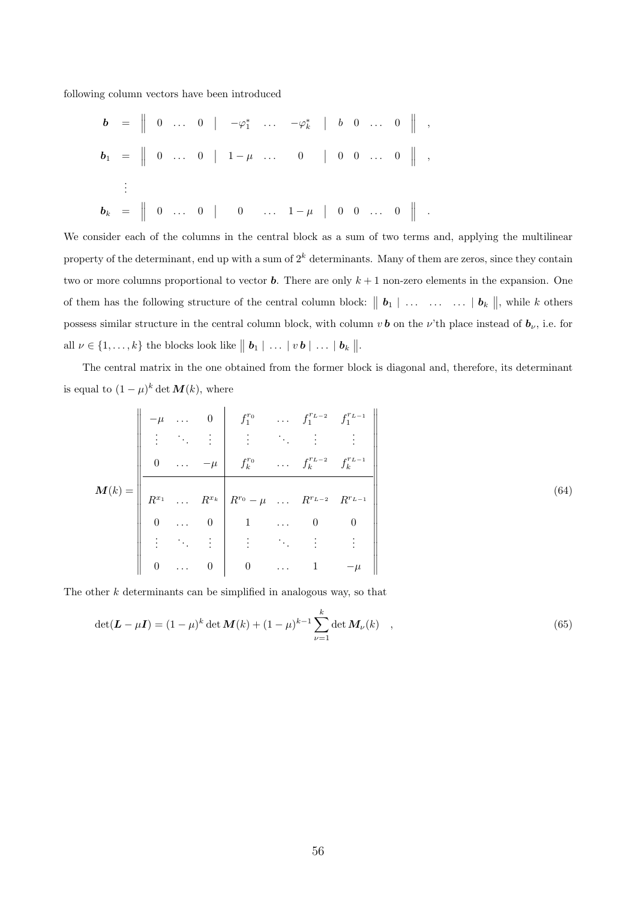following column vectors have been introduced

$$
\begin{aligned}
\boldsymbol{b} &= \left\| \begin{array}{ccc|ccc|cccc} 0 & \dots & 0 & -\varphi_1^* & \dots & -\varphi_k^* & b & 0 & \dots & 0 \end{array} \right\| \quad , \\
\boldsymbol{b}_1 &= \left\| \begin{array}{ccc|ccc|cccc} 0 & \dots & 0 & 1-\mu & \dots & 0 & 0 & 0 & \dots & 0 \end{array} \right\| \quad , \\
&\vdots \\
\boldsymbol{b}_k &= \left\| \begin{array}{ccc|ccc|cccc} 0 & \dots & 0 & 0 & \dots & 1-\mu & 0 & 0 & \dots & 0 \end{array} \right\| \quad .
\end{aligned}
$$

We consider each of the columns in the central block as a sum of two terms and, applying the multilinear property of the determinant, end up with a sum of $2^k$ determinants. Many of them are zeros, since they contain two or more columns proportional to vector $\boldsymbol{b}$. There are only $k+1$ non-zero elements in the expansion. One of them has the following structure of the central column block: $\left\| \, \boldsymbol{b}_1 \mid \dots \quad \dots \quad \dots \mid \boldsymbol{b}_k \, \right\|$, while $k$ others possess similar structure in the central column block, with column $v\,\boldsymbol{b}$ on the $\nu$'th place instead of $\boldsymbol{b}_\nu$, i.e. for all $\nu \in \{1, \dots, k\}$ the blocks look like $\left\| \, \boldsymbol{b}_1 \mid \dots \mid v\,\boldsymbol{b} \mid \dots \mid \boldsymbol{b}_k \, \right\|$.

The central matrix in the one obtained from the former block is diagonal and, therefore, its determinant is equal to $(1-\mu)^k \det \boldsymbol{M}(k)$, where

$$
\boldsymbol{M}(k) = \left\| \begin{array}{ccc|cccc}
-\mu & \dots & 0 & f_1^{r_0} & \dots & f_1^{r_{L-2}} & f_1^{r_{L-1}} \\
\vdots & \ddots & \vdots & \vdots & \ddots & \vdots & \vdots \\
0 & \dots & -\mu & f_k^{r_0} & \dots & f_k^{r_{L-2}} & f_k^{r_{L-1}} \\
\hline
R^{x_1} & \dots & R^{x_k} & R^{r_0}-\mu & \dots & R^{r_{L-2}} & R^{r_{L-1}} \\
0 & \dots & 0 & 1 & \dots & 0 & 0 \\
\vdots & \ddots & \vdots & \vdots & \ddots & \vdots & \vdots \\
0 & \dots & 0 & 0 & \dots & 1 & -\mu
\end{array} \right\| \tag{64}
$$

The other $k$ determinants can be simplified in analogous way, so that

$$
\det(\boldsymbol{L} - \mu \boldsymbol{I}) = (1-\mu)^k \det \boldsymbol{M}(k) + (1-\mu)^{k-1} \sum_{\nu=1}^{k} \det \boldsymbol{M}_\nu(k) \quad , \tag{65}
$$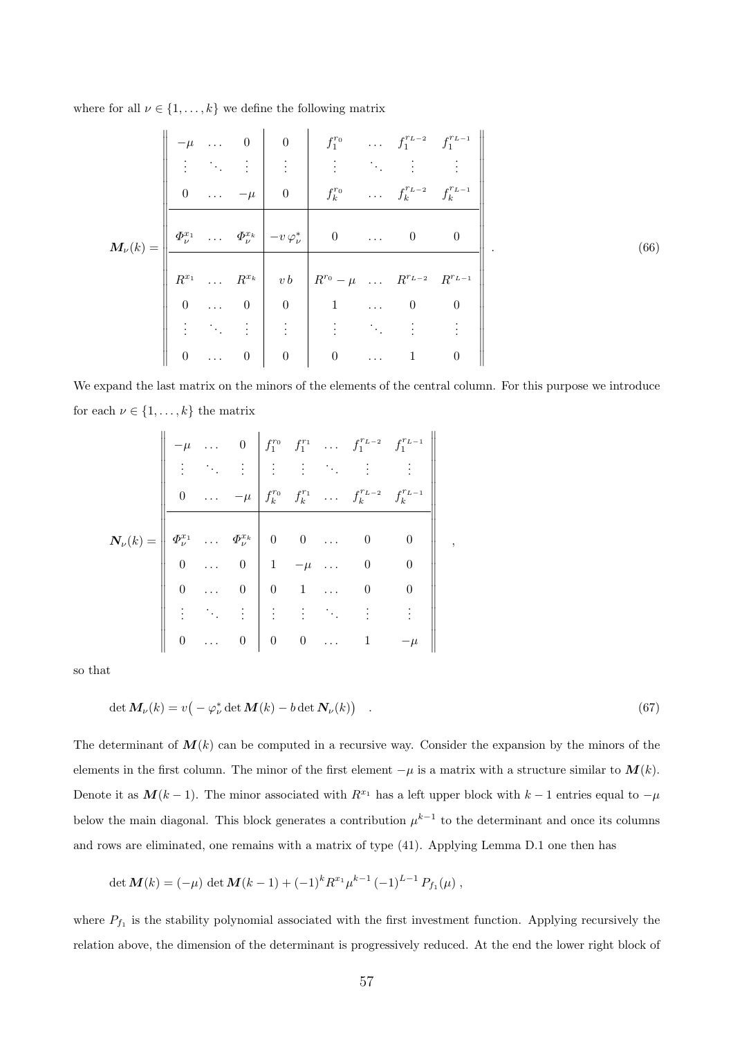where for all $\nu \in \{1, \dots, k\}$ we define the following matrix

$$
\boldsymbol{M}_\nu(k) = \left\| \begin{array}{ccc|c|cccc}
-\mu & \dots & 0 & 0 & f_1^{r_0} & \dots & f_1^{r_{L-2}} & f_1^{r_{L-1}} \\
\vdots & \ddots & \vdots & \vdots & \vdots & \ddots & \vdots & \vdots \\
0 & \dots & -\mu & 0 & f_k^{r_0} & \dots & f_k^{r_{L-2}} & f_k^{r_{L-1}} \\
\hline
\Phi_\nu^{x_1} & \dots & \Phi_\nu^{x_k} & -v\,\varphi_\nu^* & 0 & \dots & 0 & 0 \\
\hline
R^{x_1} & \dots & R^{x_k} & v\,b & R^{r_0} - \mu & \dots & R^{r_{L-2}} & R^{r_{L-1}} \\
0 & \dots & 0 & 0 & 1 & \dots & 0 & 0 \\
\vdots & \ddots & \vdots & \vdots & \vdots & \ddots & \vdots & \vdots \\
0 & \dots & 0 & 0 & 0 & \dots & 1 & 0
\end{array} \right\| . \tag{66}
$$

We expand the last matrix on the minors of the elements of the central column. For this purpose we introduce for each $\nu \in \{1, \dots, k\}$ the matrix

$$
\boldsymbol{N}_\nu(k) = \left\| \begin{array}{ccc|ccccc}
-\mu & \dots & 0 & f_1^{r_0} & f_1^{r_1} & \dots & f_1^{r_{L-2}} & f_1^{r_{L-1}} \\
\vdots & \ddots & \vdots & \vdots & \vdots & \ddots & \vdots & \vdots \\
0 & \dots & -\mu & f_k^{r_0} & f_k^{r_1} & \dots & f_k^{r_{L-2}} & f_k^{r_{L-1}} \\
\hline
\Phi_\nu^{x_1} & \dots & \Phi_\nu^{x_k} & 0 & 0 & \dots & 0 & 0 \\
0 & \dots & 0 & 1 & -\mu & \dots & 0 & 0 \\
0 & \dots & 0 & 0 & 1 & \dots & 0 & 0 \\
\vdots & \ddots & \vdots & \vdots & \vdots & \ddots & \vdots & \vdots \\
0 & \dots & 0 & 0 & 0 & \dots & 1 & -\mu
\end{array} \right\| ,
$$

so that

$$
\det \boldsymbol{M}_\nu(k) = v\big( -\varphi_\nu^* \det \boldsymbol{M}(k) - b \det \boldsymbol{N}_\nu(k) \big) \quad . \tag{67}
$$

The determinant of $\boldsymbol{M}(k)$ can be computed in a recursive way. Consider the expansion by the minors of the elements in the first column. The minor of the first element $-\mu$ is a matrix with a structure similar to $\boldsymbol{M}(k)$. Denote it as $\boldsymbol{M}(k-1)$. The minor associated with $R^{x_1}$ has a left upper block with $k-1$ entries equal to $-\mu$ below the main diagonal. This block generates a contribution $\mu^{k-1}$ to the determinant and once its columns and rows are eliminated, one remains with a matrix of type (41). Applying Lemma D.1 one then has

$$
\det \boldsymbol{M}(k) = (-\mu)\, \det \boldsymbol{M}(k-1) + (-1)^k R^{x_1} \mu^{k-1} (-1)^{L-1} P_{f_1}(\mu) \,,
$$

where $P_{f_1}$ is the stability polynomial associated with the first investment function. Applying recursively the relation above, the dimension of the determinant is progressively reduced. At the end the lower right block of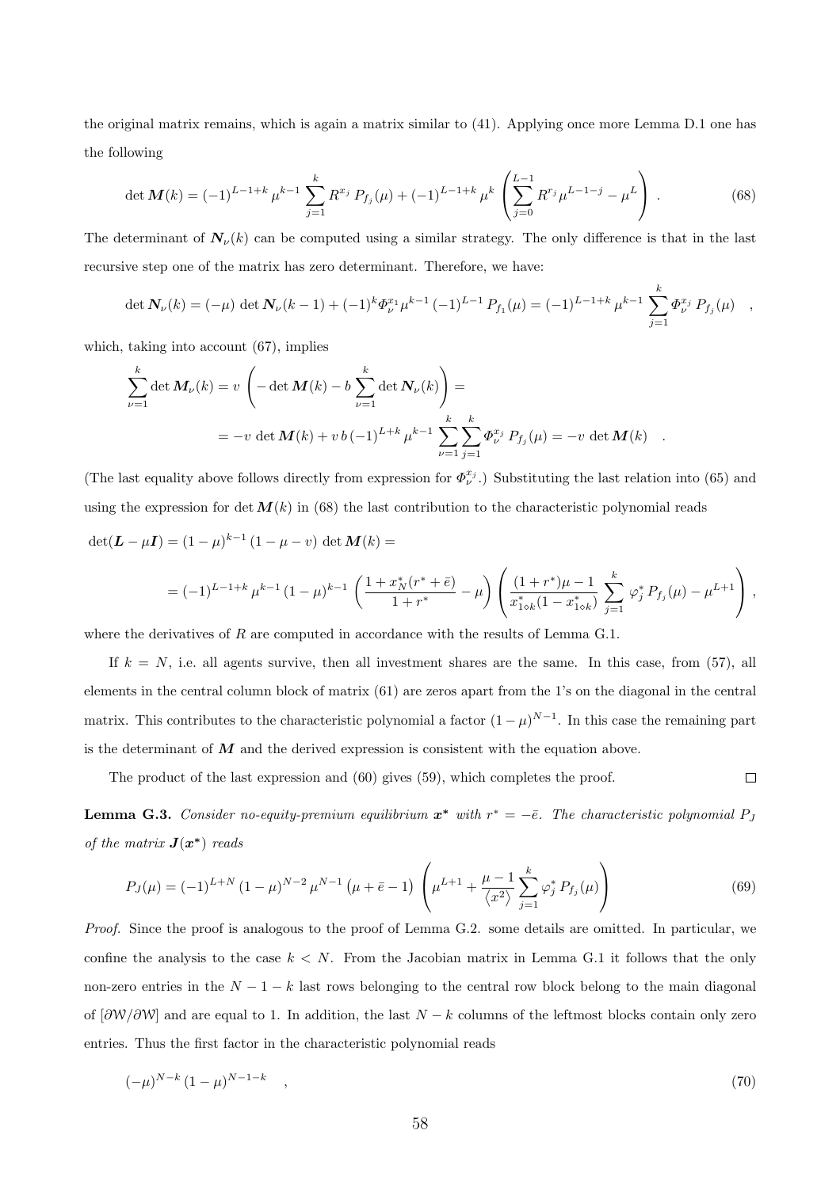the original matrix remains, which is again a matrix similar to (41). Applying once more Lemma D.1 one has the following

$$
\det \boldsymbol{M}(k) = (-1)^{L-1+k}\, \mu^{k-1} \sum_{j=1}^{k} R^{x_j}\, P_{f_j}(\mu) + (-1)^{L-1+k}\, \mu^{k} \left( \sum_{j=0}^{L-1} R^{r_j}\, \mu^{L-1-j} - \mu^{L} \right) . \tag{68}
$$

The determinant of $\boldsymbol{N}_\nu(k)$ can be computed using a similar strategy. The only difference is that in the last recursive step one of the matrix has zero determinant. Therefore, we have:

$$
\det \boldsymbol{N}_\nu(k) = (-\mu)\, \det \boldsymbol{N}_\nu(k-1) + (-1)^k \varPhi_\nu^{x_1} \mu^{k-1}\, (-1)^{L-1}\, P_{f_1}(\mu) = (-1)^{L-1+k}\, \mu^{k-1} \sum_{j=1}^{k} \varPhi_\nu^{x_j}\, P_{f_j}(\mu) \quad ,
$$

which, taking into account (67), implies

$$
\begin{aligned}
\sum_{\nu=1}^{k} \det \boldsymbol{M}_\nu(k) &= v \left( - \det \boldsymbol{M}(k) - b \sum_{\nu=1}^{k} \det \boldsymbol{N}_\nu(k) \right) = \\
&= -v\, \det \boldsymbol{M}(k) + v\, b\, (-1)^{L+k}\, \mu^{k-1} \sum_{\nu=1}^{k} \sum_{j=1}^{k} \varPhi_\nu^{x_j}\, P_{f_j}(\mu) = -v\, \det \boldsymbol{M}(k) \quad .
\end{aligned}
$$

(The last equality above follows directly from expression for $\varPhi_\nu^{x_j}$.) Substituting the last relation into (65) and using the expression for $\det \boldsymbol{M}(k)$ in (68) the last contribution to the characteristic polynomial reads

$$
\det(\boldsymbol{L} - \mu \boldsymbol{I}) = (1-\mu)^{k-1}\, (1-\mu-v)\, \det \boldsymbol{M}(k) =
$$

$$
= (-1)^{L-1+k}\, \mu^{k-1}\, (1-\mu)^{k-1} \left( \frac{1 + x_N^*(r^* + \bar{e})}{1 + r^*} - \mu \right) \left( \frac{(1+r^*)\mu - 1}{x^*_{1\diamond k}(1 - x^*_{1\diamond k})} \sum_{j=1}^{k} \varphi_j^*\, P_{f_j}(\mu) - \mu^{L+1} \right) ,
$$

where the derivatives of $R$ are computed in accordance with the results of Lemma G.1.

If $k = N$, i.e. all agents survive, then all investment shares are the same. In this case, from (57), all elements in the central column block of matrix (61) are zeros apart from the 1's on the diagonal in the central matrix. This contributes to the characteristic polynomial a factor $(1-\mu)^{N-1}$. In this case the remaining part is the determinant of $\boldsymbol{M}$ and the derived expression is consistent with the equation above.

The product of the last expression and (60) gives (59), which completes the proof. $\square$

**Lemma G.3.** *Consider no-equity-premium equilibrium $\boldsymbol{x^*}$ with $r^* = -\bar{e}$. The characteristic polynomial $P_J$ of the matrix $\boldsymbol{J}(\boldsymbol{x^*})$ reads*

$$
P_J(\mu) = (-1)^{L+N}\, (1-\mu)^{N-2}\, \mu^{N-1} \left(\mu + \bar{e} - 1\right) \left( \mu^{L+1} + \frac{\mu - 1}{\langle x^2 \rangle} \sum_{j=1}^{k} \varphi_j^*\, P_{f_j}(\mu) \right) \tag{69}
$$

*Proof.* Since the proof is analogous to the proof of Lemma G.2. some details are omitted. In particular, we confine the analysis to the case $k < N$. From the Jacobian matrix in Lemma G.1 it follows that the only non-zero entries in the $N - 1 - k$ last rows belonging to the central row block belong to the main diagonal of $[\partial \mathcal{W} / \partial \mathcal{W}]$ and are equal to 1. In addition, the last $N - k$ columns of the leftmost blocks contain only zero entries. Thus the first factor in the characteristic polynomial reads

$$
(-\mu)^{N-k}\, (1-\mu)^{N-1-k} \quad , \tag{70}
$$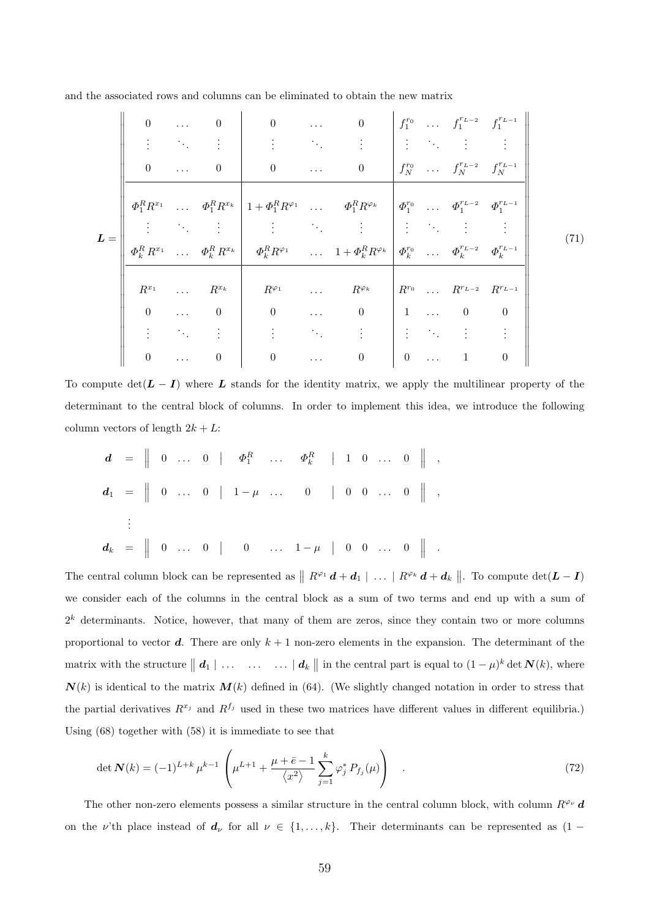and the associated rows and columns can be eliminated to obtain the new matrix

$$
\boldsymbol{L} = \left\| \begin{array}{ccc|ccc|cccc}
0 & \dots & 0 & 0 & \dots & 0 & f_1^{r_0} & \dots & f_1^{r_{L-2}} & f_1^{r_{L-1}} \\
\vdots & \ddots & \vdots & \vdots & \ddots & \vdots & \vdots & \ddots & \vdots & \vdots \\
0 & \dots & 0 & 0 & \dots & 0 & f_N^{r_0} & \dots & f_N^{r_{L-2}} & f_N^{r_{L-1}} \\
\hline
\Phi_1^R R^{x_1} & \dots & \Phi_1^R R^{x_k} & 1 + \Phi_1^R R^{\varphi_1} & \dots & \Phi_1^R R^{\varphi_k} & \Phi_1^{r_0} & \dots & \Phi_1^{r_{L-2}} & \Phi_1^{r_{L-1}} \\
\vdots & \ddots & \vdots & \vdots & \ddots & \vdots & \vdots & \ddots & \vdots & \vdots \\
\Phi_k^R R^{x_1} & \dots & \Phi_k^R R^{x_k} & \Phi_k^R R^{\varphi_1} & \dots & 1 + \Phi_k^R R^{\varphi_k} & \Phi_k^{r_0} & \dots & \Phi_k^{r_{L-2}} & \Phi_k^{r_{L-1}} \\
\hline
R^{x_1} & \dots & R^{x_k} & R^{\varphi_1} & \dots & R^{\varphi_k} & R^{r_0} & \dots & R^{r_{L-2}} & R^{r_{L-1}} \\
0 & \dots & 0 & 0 & \dots & 0 & 1 & \dots & 0 & 0 \\
\vdots & \ddots & \vdots & \vdots & \ddots & \vdots & \vdots & \ddots & \vdots & \vdots \\
0 & \dots & 0 & 0 & \dots & 0 & 0 & \dots & 1 & 0
\end{array} \right\| \tag{71}
$$

To compute $\det(\boldsymbol{L} - \boldsymbol{I})$ where $\boldsymbol{L}$ stands for the identity matrix, we apply the multilinear property of the determinant to the central block of columns. In order to implement this idea, we introduce the following column vectors of length $2k + L$:

$$
\begin{aligned}
\boldsymbol{d} &= \left\| \begin{array}{ccc|ccc|cccc} 0 & \dots & 0 & \Phi_1^R & \dots & \Phi_k^R & 1 & 0 & \dots & 0 \end{array} \right\| \quad , \\
\boldsymbol{d}_1 &= \left\| \begin{array}{ccc|ccc|cccc} 0 & \dots & 0 & 1-\mu & \dots & 0 & 0 & 0 & \dots & 0 \end{array} \right\| \quad , \\
&\vdots \\
\boldsymbol{d}_k &= \left\| \begin{array}{ccc|ccc|cccc} 0 & \dots & 0 & 0 & \dots & 1-\mu & 0 & 0 & \dots & 0 \end{array} \right\| \quad .
\end{aligned}
$$

The central column block can be represented as $\left\| \, R^{\varphi_1} \, \boldsymbol{d} + \boldsymbol{d}_1 \mid \dots \mid R^{\varphi_k} \, \boldsymbol{d} + \boldsymbol{d}_k \, \right\|$. To compute $\det(\boldsymbol{L} - \boldsymbol{I})$ we consider each of the columns in the central block as a sum of two terms and end up with a sum of $2^k$ determinants. Notice, however, that many of them are zeros, since they contain two or more columns proportional to vector $\boldsymbol{d}$. There are only $k+1$ non-zero elements in the expansion. The determinant of the matrix with the structure $\left\| \, \boldsymbol{d}_1 \mid \dots \quad \dots \quad \dots \mid \boldsymbol{d}_k \, \right\|$ in the central part is equal to $(1-\mu)^k \det \boldsymbol{N}(k)$, where $\boldsymbol{N}(k)$ is identical to the matrix $\boldsymbol{M}(k)$ defined in (64). (We slightly changed notation in order to stress that the partial derivatives $R^{x_j}$ and $R^{f_j}$ used in these two matrices have different values in different equilibria.) Using (68) together with (58) it is immediate to see that

$$
\det \boldsymbol{N}(k) = (-1)^{L+k} \, \mu^{k-1} \left( \mu^{L+1} + \frac{\mu + \bar{e} - 1}{\langle x^2 \rangle} \sum_{j=1}^{k} \varphi_j^* \, P_{f_j}(\mu) \right) \quad . \tag{72}
$$

The other non-zero elements possess a similar structure in the central column block, with column $R^{\varphi_\nu} \, \boldsymbol{d}$ on the $\nu$'th place instead of $\boldsymbol{d}_\nu$ for all $\nu \in \{1, \dots, k\}$. Their determinants can be represented as $(1 -$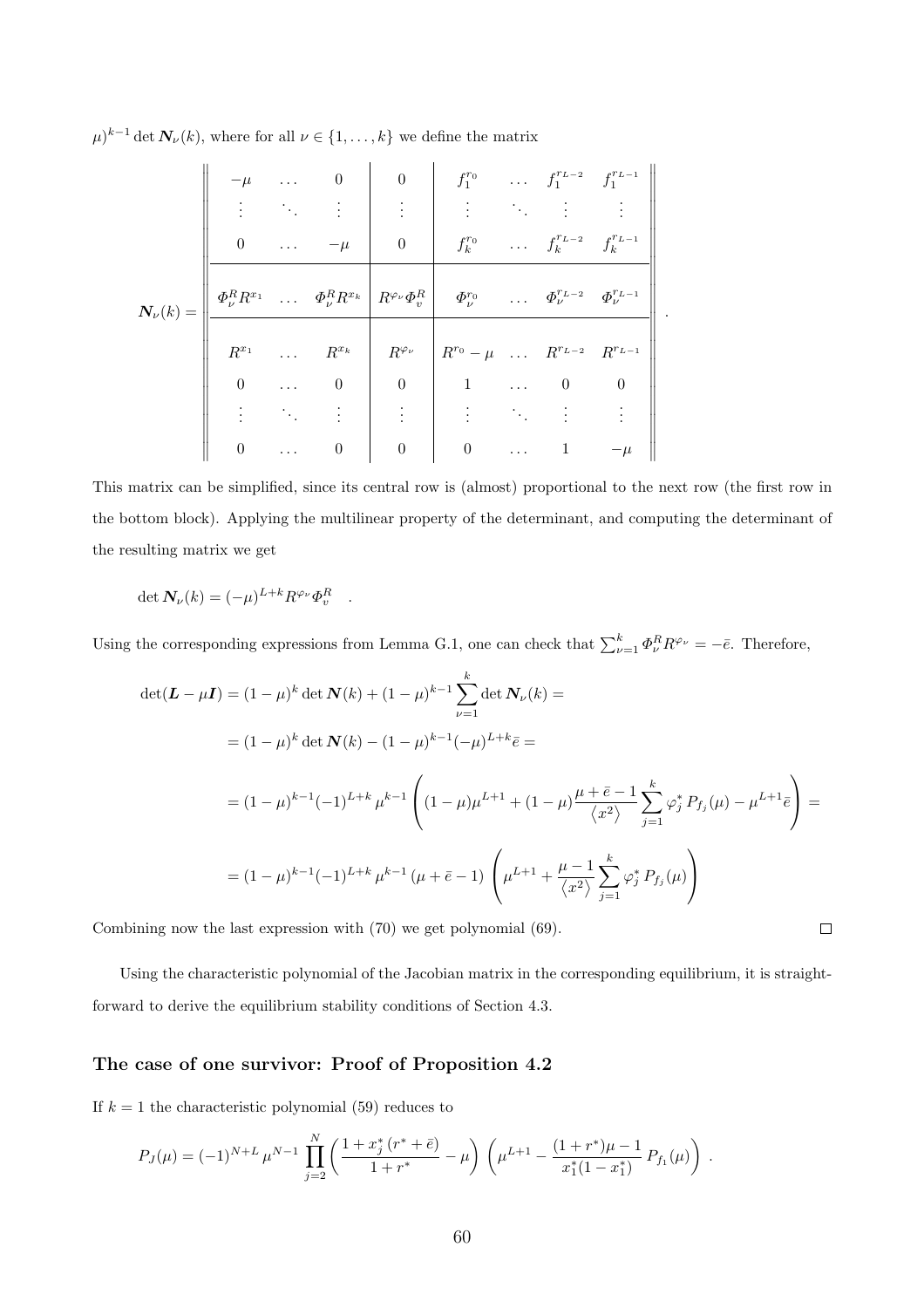$\mu)^{k-1} \det \boldsymbol{N}_\nu(k)$, where for all $\nu \in \{1, \dots, k\}$ we define the matrix

$$
\boldsymbol{N}_\nu(k) = \left\| \begin{array}{ccc|c|cccc}
-\mu & \dots & 0 & 0 & f_1^{r_0} & \dots & f_1^{r_{L-2}} & f_1^{r_{L-1}} \\
\vdots & \ddots & \vdots & \vdots & \vdots & \ddots & \vdots & \vdots \\
0 & \dots & -\mu & 0 & f_k^{r_0} & \dots & f_k^{r_{L-2}} & f_k^{r_{L-1}} \\
\hline
\Phi_\nu^R R^{x_1} & \dots & \Phi_\nu^R R^{x_k} & R^{\varphi_\nu} \Phi_v^R & \Phi_\nu^{r_0} & \dots & \Phi_\nu^{r_{L-2}} & \Phi_\nu^{r_{L-1}} \\
\hline
R^{x_1} & \dots & R^{x_k} & R^{\varphi_\nu} & R^{r_0} - \mu & \dots & R^{r_{L-2}} & R^{r_{L-1}} \\
0 & \dots & 0 & 0 & 1 & \dots & 0 & 0 \\
\vdots & \ddots & \vdots & \vdots & \vdots & \ddots & \vdots & \vdots \\
0 & \dots & 0 & 0 & 0 & \dots & 1 & -\mu
\end{array} \right\| .
$$

This matrix can be simplified, since its central row is (almost) proportional to the next row (the first row in the bottom block). Applying the multilinear property of the determinant, and computing the determinant of the resulting matrix we get

$$
\det \boldsymbol{N}_\nu(k) = (-\mu)^{L+k} R^{\varphi_\nu} \Phi_v^R \quad .
$$

Using the corresponding expressions from Lemma G.1, one can check that $\sum_{\nu=1}^{k} \Phi_\nu^R R^{\varphi_\nu} = -\bar{e}$. Therefore,

$$
\begin{aligned}
\det(\boldsymbol{L} - \mu \boldsymbol{I}) &= (1-\mu)^k \det \boldsymbol{N}(k) + (1-\mu)^{k-1} \sum_{\nu=1}^{k} \det \boldsymbol{N}_\nu(k) = \\
&= (1-\mu)^k \det \boldsymbol{N}(k) - (1-\mu)^{k-1} (-\mu)^{L+k} \bar{e} = \\
&= (1-\mu)^{k-1} (-1)^{L+k} \mu^{k-1} \left( (1-\mu)\mu^{L+1} + (1-\mu) \frac{\mu + \bar{e} - 1}{\langle x^2 \rangle} \sum_{j=1}^{k} \varphi_j^* \, P_{f_j}(\mu) - \mu^{L+1} \bar{e} \right) = \\
&= (1-\mu)^{k-1} (-1)^{L+k} \mu^{k-1} (\mu + \bar{e} - 1) \left( \mu^{L+1} + \frac{\mu - 1}{\langle x^2 \rangle} \sum_{j=1}^{k} \varphi_j^* \, P_{f_j}(\mu) \right)
\end{aligned}
$$

Combining now the last expression with (70) we get polynomial (69). $\square$

Using the characteristic polynomial of the Jacobian matrix in the corresponding equilibrium, it is straightforward to derive the equilibrium stability conditions of Section 4.3.

### The case of one survivor: Proof of Proposition 4.2

If $k = 1$ the characteristic polynomial (59) reduces to

$$
P_J(\mu) = (-1)^{N+L} \mu^{N-1} \prod_{j=2}^{N} \left( \frac{1 + x_j^* (r^* + \bar{e})}{1 + r^*} - \mu \right) \left( \mu^{L+1} - \frac{(1 + r^*)\mu - 1}{x_1^*(1 - x_1^*)} \, P_{f_1}(\mu) \right) .
$$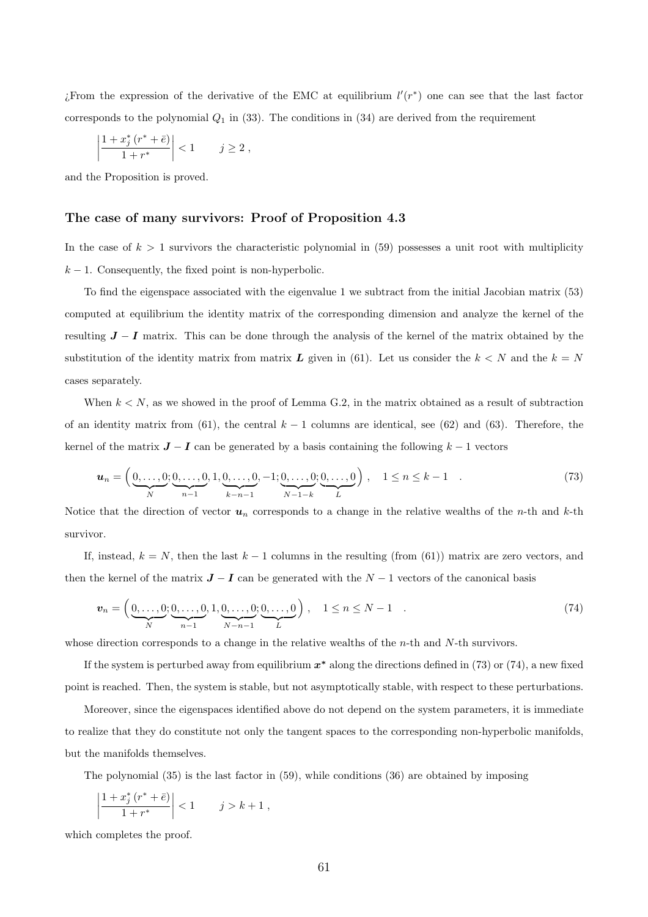¿From the expression of the derivative of the EMC at equilibrium $l'(r^*)$ one can see that the last factor corresponds to the polynomial $Q_1$ in (33). The conditions in (34) are derived from the requirement

$$\left| \frac{1 + x_j^* \left( r^* + \bar{e} \right)}{1 + r^*} \right| < 1 \qquad j \geq 2 \, ,$$

and the Proposition is proved.

### The case of many survivors: Proof of Proposition 4.3

In the case of $k > 1$ survivors the characteristic polynomial in (59) possesses a unit root with multiplicity $k - 1$. Consequently, the fixed point is non-hyperbolic.

To find the eigenspace associated with the eigenvalue 1 we subtract from the initial Jacobian matrix (53) computed at equilibrium the identity matrix of the corresponding dimension and analyze the kernel of the resulting $\boldsymbol{J} - \boldsymbol{I}$ matrix. This can be done through the analysis of the kernel of the matrix obtained by the substitution of the identity matrix from matrix $\boldsymbol{L}$ given in (61). Let us consider the $k < N$ and the $k = N$ cases separately.

When $k < N$, as we showed in the proof of Lemma G.2, in the matrix obtained as a result of subtraction of an identity matrix from (61), the central $k - 1$ columns are identical, see (62) and (63). Therefore, the kernel of the matrix $\boldsymbol{J} - \boldsymbol{I}$ can be generated by a basis containing the following $k - 1$ vectors

$$\boldsymbol{u}_n = \Big( \underbrace{0, \ldots, 0}_{N}; \underbrace{0, \ldots, 0}_{n-1}, 1, \underbrace{0, \ldots, 0}_{k-n-1}, -1; \underbrace{0, \ldots, 0}_{N-1-k}; \underbrace{0, \ldots, 0}_{L} \Big) \, , \quad 1 \leq n \leq k - 1 \quad . \tag{73}$$

Notice that the direction of vector $\boldsymbol{u}_n$ corresponds to a change in the relative wealths of the $n$-th and $k$-th survivor.

If, instead, $k = N$, then the last $k - 1$ columns in the resulting (from (61)) matrix are zero vectors, and then the kernel of the matrix $\boldsymbol{J} - \boldsymbol{I}$ can be generated with the $N - 1$ vectors of the canonical basis

$$\boldsymbol{v}_n = \Big( \underbrace{0, \ldots, 0}_{N}; \underbrace{0, \ldots, 0}_{n-1}, 1, \underbrace{0, \ldots, 0}_{N-n-1}; \underbrace{0, \ldots, 0}_{L} \Big) \, , \quad 1 \leq n \leq N - 1 \quad . \tag{74}$$

whose direction corresponds to a change in the relative wealths of the $n$-th and $N$-th survivors.

If the system is perturbed away from equilibrium $\boldsymbol{x}^*$ along the directions defined in (73) or (74), a new fixed point is reached. Then, the system is stable, but not asymptotically stable, with respect to these perturbations.

Moreover, since the eigenspaces identified above do not depend on the system parameters, it is immediate to realize that they do constitute not only the tangent spaces to the corresponding non-hyperbolic manifolds, but the manifolds themselves.

The polynomial (35) is the last factor in (59), while conditions (36) are obtained by imposing

$$\left| \frac{1 + x_j^* \left( r^* + \bar{e} \right)}{1 + r^*} \right| < 1 \qquad j > k + 1 \, ,$$

which completes the proof.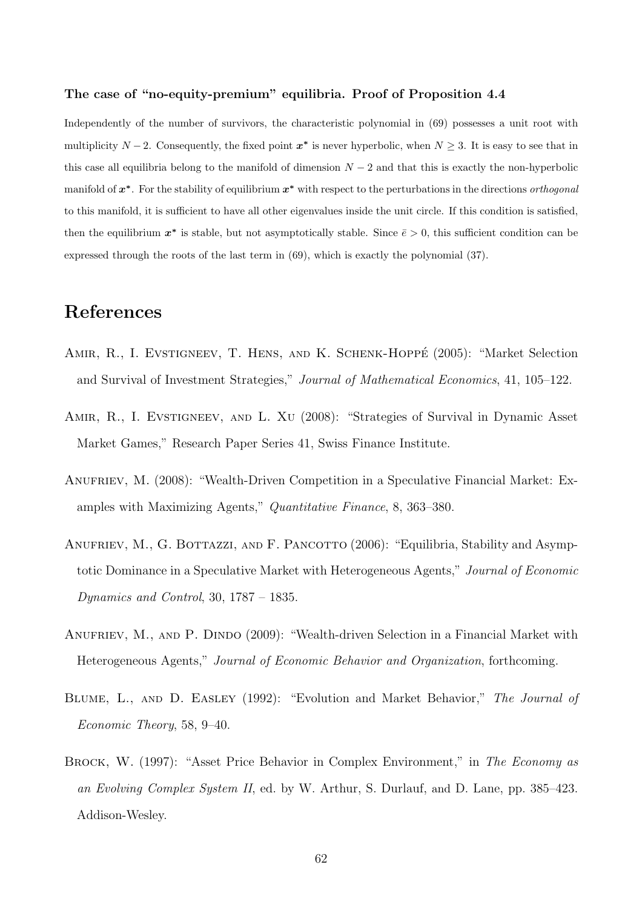**The case of "no-equity-premium" equilibria. Proof of Proposition 4.4**

Independently of the number of survivors, the characteristic polynomial in (69) possesses a unit root with multiplicity $N-2$. Consequently, the fixed point $\boldsymbol{x}^*$ is never hyperbolic, when $N \geq 3$. It is easy to see that in this case all equilibria belong to the manifold of dimension $N-2$ and that this is exactly the non-hyperbolic manifold of $\boldsymbol{x}^*$. For the stability of equilibrium $\boldsymbol{x}^*$ with respect to the perturbations in the directions *orthogonal* to this manifold, it is sufficient to have all other eigenvalues inside the unit circle. If this condition is satisfied, then the equilibrium $\boldsymbol{x}^*$ is stable, but not asymptotically stable. Since $\bar{e} > 0$, this sufficient condition can be expressed through the roots of the last term in (69), which is exactly the polynomial (37).

# References

Amir, R., I. Evstigneev, T. Hens, and K. Schenk-Hoppé (2005): "Market Selection and Survival of Investment Strategies," *Journal of Mathematical Economics*, 41, 105–122.

Amir, R., I. Evstigneev, and L. Xu (2008): "Strategies of Survival in Dynamic Asset Market Games," Research Paper Series 41, Swiss Finance Institute.

Anufriev, M. (2008): "Wealth-Driven Competition in a Speculative Financial Market: Examples with Maximizing Agents," *Quantitative Finance*, 8, 363–380.

Anufriev, M., G. Bottazzi, and F. Pancotto (2006): "Equilibria, Stability and Asymptotic Dominance in a Speculative Market with Heterogeneous Agents," *Journal of Economic Dynamics and Control*, 30, 1787 – 1835.

Anufriev, M., and P. Dindo (2009): "Wealth-driven Selection in a Financial Market with Heterogeneous Agents," *Journal of Economic Behavior and Organization*, forthcoming.

Blume, L., and D. Easley (1992): "Evolution and Market Behavior," *The Journal of Economic Theory*, 58, 9–40.

Brock, W. (1997): "Asset Price Behavior in Complex Environment," in *The Economy as an Evolving Complex System II*, ed. by W. Arthur, S. Durlauf, and D. Lane, pp. 385–423. Addison-Wesley.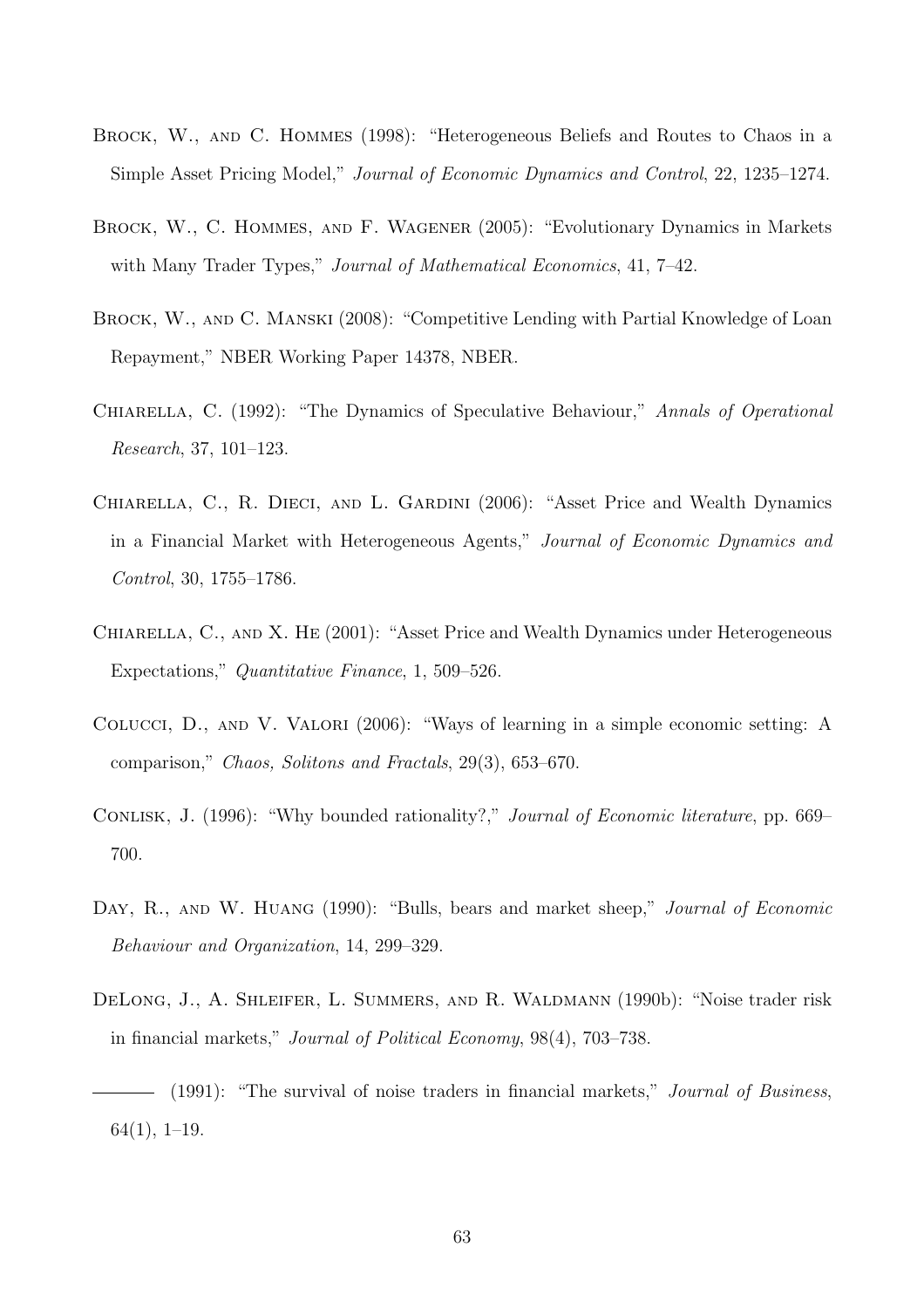Brock, W., and C. Hommes (1998): "Heterogeneous Beliefs and Routes to Chaos in a Simple Asset Pricing Model," *Journal of Economic Dynamics and Control*, 22, 1235–1274.

Brock, W., C. Hommes, and F. Wagener (2005): "Evolutionary Dynamics in Markets with Many Trader Types," *Journal of Mathematical Economics*, 41, 7–42.

Brock, W., and C. Manski (2008): "Competitive Lending with Partial Knowledge of Loan Repayment," NBER Working Paper 14378, NBER.

Chiarella, C. (1992): "The Dynamics of Speculative Behaviour," *Annals of Operational Research*, 37, 101–123.

Chiarella, C., R. Dieci, and L. Gardini (2006): "Asset Price and Wealth Dynamics in a Financial Market with Heterogeneous Agents," *Journal of Economic Dynamics and Control*, 30, 1755–1786.

Chiarella, C., and X. He (2001): "Asset Price and Wealth Dynamics under Heterogeneous Expectations," *Quantitative Finance*, 1, 509–526.

Colucci, D., and V. Valori (2006): "Ways of learning in a simple economic setting: A comparison," *Chaos, Solitons and Fractals*, 29(3), 653–670.

Conlisk, J. (1996): "Why bounded rationality?," *Journal of Economic literature*, pp. 669–700.

Day, R., and W. Huang (1990): "Bulls, bears and market sheep," *Journal of Economic Behaviour and Organization*, 14, 299–329.

DeLong, J., A. Shleifer, L. Summers, and R. Waldmann (1990b): "Noise trader risk in financial markets," *Journal of Political Economy*, 98(4), 703–738.

——— (1991): "The survival of noise traders in financial markets," *Journal of Business*, 64(1), 1–19.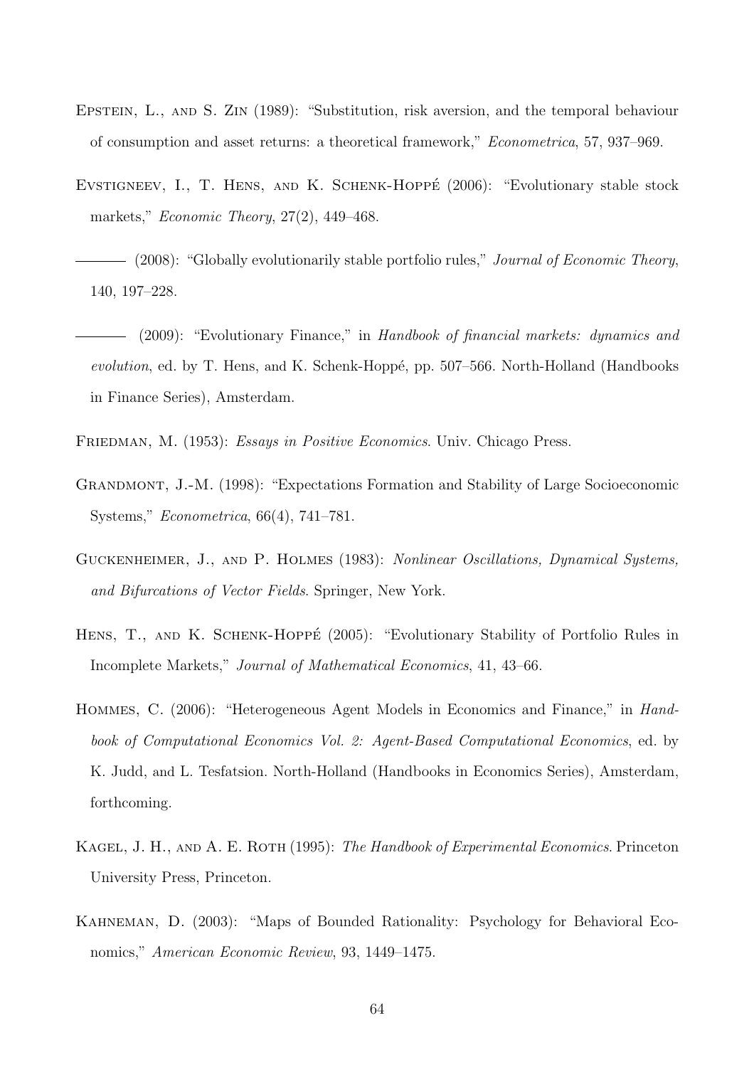Epstein, L., and S. Zin (1989): "Substitution, risk aversion, and the temporal behaviour of consumption and asset returns: a theoretical framework," *Econometrica*, 57, 937–969.

Evstigneev, I., T. Hens, and K. Schenk-Hoppé (2006): "Evolutionary stable stock markets," *Economic Theory*, 27(2), 449–468.

——— (2008): "Globally evolutionarily stable portfolio rules," *Journal of Economic Theory*, 140, 197–228.

——— (2009): "Evolutionary Finance," in *Handbook of financial markets: dynamics and evolution*, ed. by T. Hens, and K. Schenk-Hoppé, pp. 507–566. North-Holland (Handbooks in Finance Series), Amsterdam.

Friedman, M. (1953): *Essays in Positive Economics*. Univ. Chicago Press.

Grandmont, J.-M. (1998): "Expectations Formation and Stability of Large Socioeconomic Systems," *Econometrica*, 66(4), 741–781.

Guckenheimer, J., and P. Holmes (1983): *Nonlinear Oscillations, Dynamical Systems, and Bifurcations of Vector Fields*. Springer, New York.

Hens, T., and K. Schenk-Hoppé (2005): "Evolutionary Stability of Portfolio Rules in Incomplete Markets," *Journal of Mathematical Economics*, 41, 43–66.

Hommes, C. (2006): "Heterogeneous Agent Models in Economics and Finance," in *Handbook of Computational Economics Vol. 2: Agent-Based Computational Economics*, ed. by K. Judd, and L. Tesfatsion. North-Holland (Handbooks in Economics Series), Amsterdam, forthcoming.

Kagel, J. H., and A. E. Roth (1995): *The Handbook of Experimental Economics*. Princeton University Press, Princeton.

Kahneman, D. (2003): "Maps of Bounded Rationality: Psychology for Behavioral Economics," *American Economic Review*, 93, 1449–1475.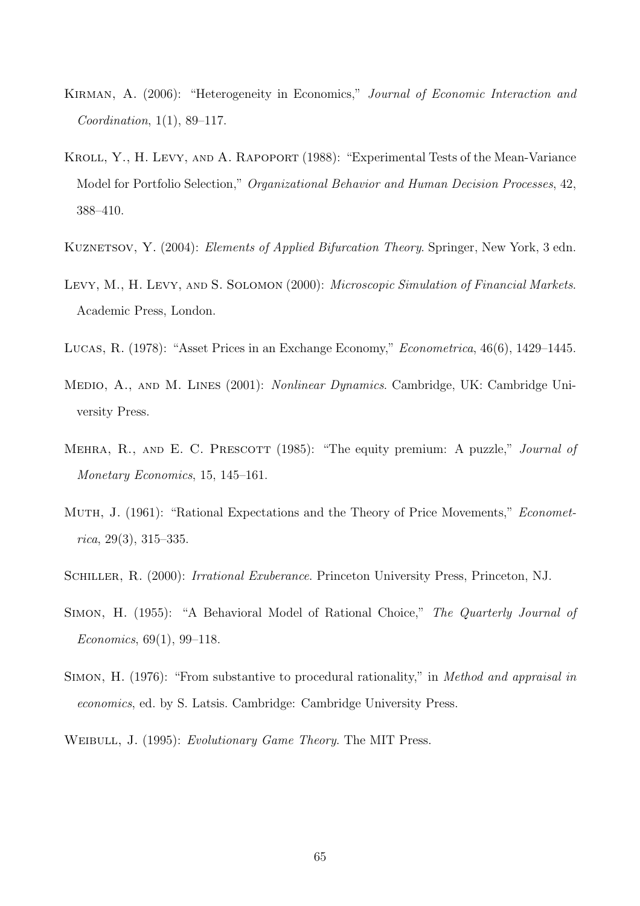Kirman, A. (2006): "Heterogeneity in Economics," *Journal of Economic Interaction and Coordination*, 1(1), 89–117.

Kroll, Y., H. Levy, and A. Rapoport (1988): "Experimental Tests of the Mean-Variance Model for Portfolio Selection," *Organizational Behavior and Human Decision Processes*, 42, 388–410.

Kuznetsov, Y. (2004): *Elements of Applied Bifurcation Theory*. Springer, New York, 3 edn.

Levy, M., H. Levy, and S. Solomon (2000): *Microscopic Simulation of Financial Markets*. Academic Press, London.

Lucas, R. (1978): "Asset Prices in an Exchange Economy," *Econometrica*, 46(6), 1429–1445.

Medio, A., and M. Lines (2001): *Nonlinear Dynamics*. Cambridge, UK: Cambridge University Press.

Mehra, R., and E. C. Prescott (1985): "The equity premium: A puzzle," *Journal of Monetary Economics*, 15, 145–161.

Muth, J. (1961): "Rational Expectations and the Theory of Price Movements," *Econometrica*, 29(3), 315–335.

Schiller, R. (2000): *Irrational Exuberance*. Princeton University Press, Princeton, NJ.

Simon, H. (1955): "A Behavioral Model of Rational Choice," *The Quarterly Journal of Economics*, 69(1), 99–118.

Simon, H. (1976): "From substantive to procedural rationality," in *Method and appraisal in economics*, ed. by S. Latsis. Cambridge: Cambridge University Press.

Weibull, J. (1995): *Evolutionary Game Theory*. The MIT Press.